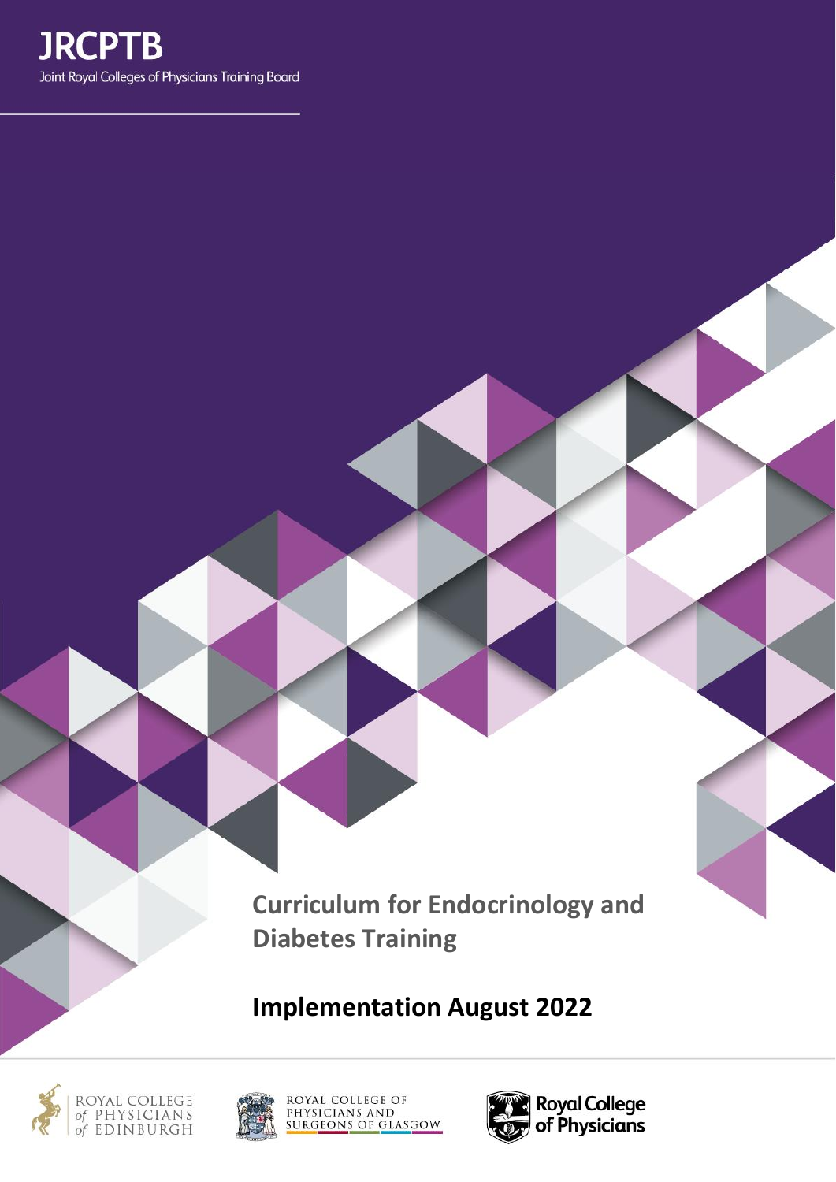JRCPTB

Joint Royal Colleges of Physicians Training Board

# Curriculum for Endocrinology and Diabetes Training

## Implementation August 2022

Royal College of Physicians of Edinburgh

Royal College of Physicians and Surgeons of Glasgow

Royal College of Physicians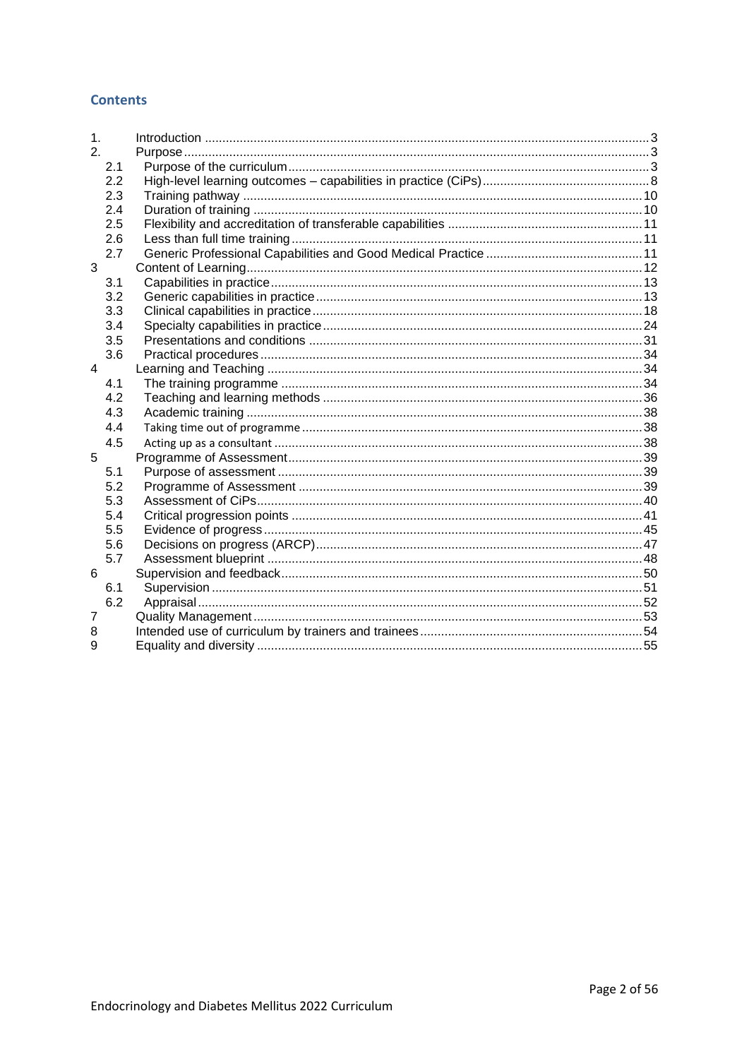## Contents

| | | |
|---|---|---|
| 1. | Introduction | 3 |
| 2. | Purpose | 3 |
| 2.1 | Purpose of the curriculum | 3 |
| 2.2 | High-level learning outcomes – capabilities in practice (CiPs) | 8 |
| 2.3 | Training pathway | 10 |
| 2.4 | Duration of training | 10 |
| 2.5 | Flexibility and accreditation of transferable capabilities | 11 |
| 2.6 | Less than full time training | 11 |
| 2.7 | Generic Professional Capabilities and Good Medical Practice | 11 |
| 3 | Content of Learning | 12 |
| 3.1 | Capabilities in practice | 13 |
| 3.2 | Generic capabilities in practice | 13 |
| 3.3 | Clinical capabilities in practice | 18 |
| 3.4 | Specialty capabilities in practice | 24 |
| 3.5 | Presentations and conditions | 31 |
| 3.6 | Practical procedures | 34 |
| 4 | Learning and Teaching | 34 |
| 4.1 | The training programme | 34 |
| 4.2 | Teaching and learning methods | 36 |
| 4.3 | Academic training | 38 |
| 4.4 | Taking time out of programme | 38 |
| 4.5 | Acting up as a consultant | 38 |
| 5 | Programme of Assessment | 39 |
| 5.1 | Purpose of assessment | 39 |
| 5.2 | Programme of Assessment | 39 |
| 5.3 | Assessment of CiPs | 40 |
| 5.4 | Critical progression points | 41 |
| 5.5 | Evidence of progress | 45 |
| 5.6 | Decisions on progress (ARCP) | 47 |
| 5.7 | Assessment blueprint | 48 |
| 6 | Supervision and feedback | 50 |
| 6.1 | Supervision | 51 |
| 6.2 | Appraisal | 52 |
| 7 | Quality Management | 53 |
| 8 | Intended use of curriculum by trainers and trainees | 54 |
| 9 | Equality and diversity | 55 |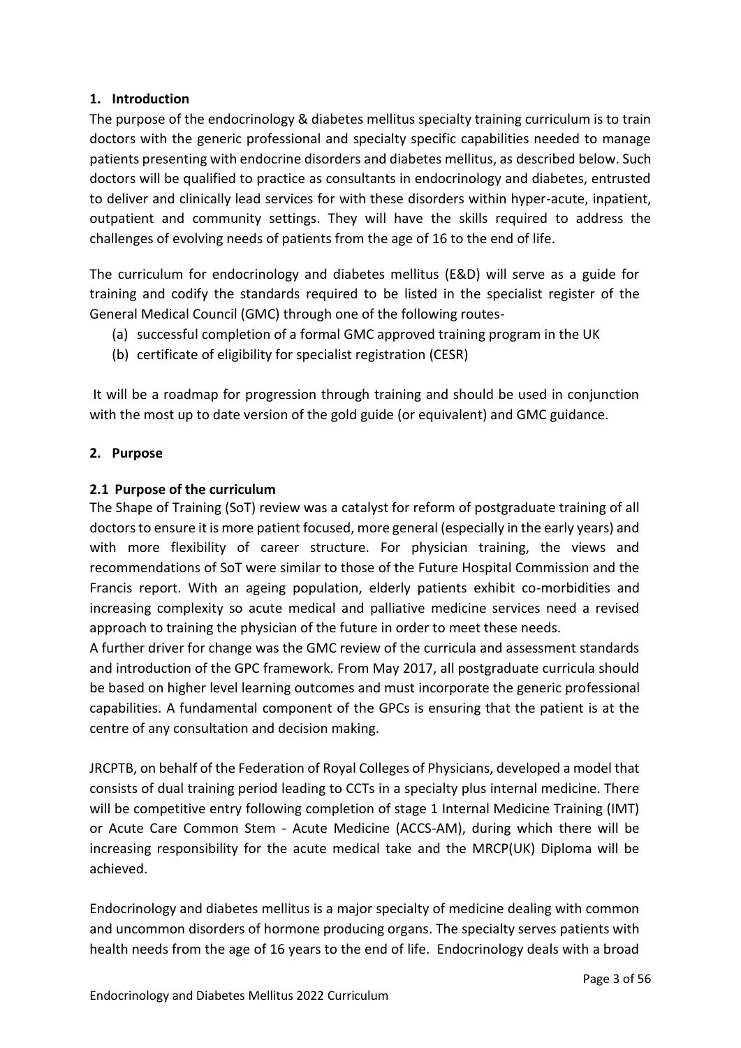## 1. Introduction

The purpose of the endocrinology & diabetes mellitus specialty training curriculum is to train doctors with the generic professional and specialty specific capabilities needed to manage patients presenting with endocrine disorders and diabetes mellitus, as described below. Such doctors will be qualified to practice as consultants in endocrinology and diabetes, entrusted to deliver and clinically lead services for with these disorders within hyper-acute, inpatient, outpatient and community settings. They will have the skills required to address the challenges of evolving needs of patients from the age of 16 to the end of life.

The curriculum for endocrinology and diabetes mellitus (E&D) will serve as a guide for training and codify the standards required to be listed in the specialist register of the General Medical Council (GMC) through one of the following routes-

(a) successful completion of a formal GMC approved training program in the UK
(b) certificate of eligibility for specialist registration (CESR)

It will be a roadmap for progression through training and should be used in conjunction with the most up to date version of the gold guide (or equivalent) and GMC guidance.

## 2. Purpose

### 2.1 Purpose of the curriculum

The Shape of Training (SoT) review was a catalyst for reform of postgraduate training of all doctors to ensure it is more patient focused, more general (especially in the early years) and with more flexibility of career structure. For physician training, the views and recommendations of SoT were similar to those of the Future Hospital Commission and the Francis report. With an ageing population, elderly patients exhibit co-morbidities and increasing complexity so acute medical and palliative medicine services need a revised approach to training the physician of the future in order to meet these needs.

A further driver for change was the GMC review of the curricula and assessment standards and introduction of the GPC framework. From May 2017, all postgraduate curricula should be based on higher level learning outcomes and must incorporate the generic professional capabilities. A fundamental component of the GPCs is ensuring that the patient is at the centre of any consultation and decision making.

JRCPTB, on behalf of the Federation of Royal Colleges of Physicians, developed a model that consists of dual training period leading to CCTs in a specialty plus internal medicine. There will be competitive entry following completion of stage 1 Internal Medicine Training (IMT) or Acute Care Common Stem - Acute Medicine (ACCS-AM), during which there will be increasing responsibility for the acute medical take and the MRCP(UK) Diploma will be achieved.

Endocrinology and diabetes mellitus is a major specialty of medicine dealing with common and uncommon disorders of hormone producing organs. The specialty serves patients with health needs from the age of 16 years to the end of life. Endocrinology deals with a broad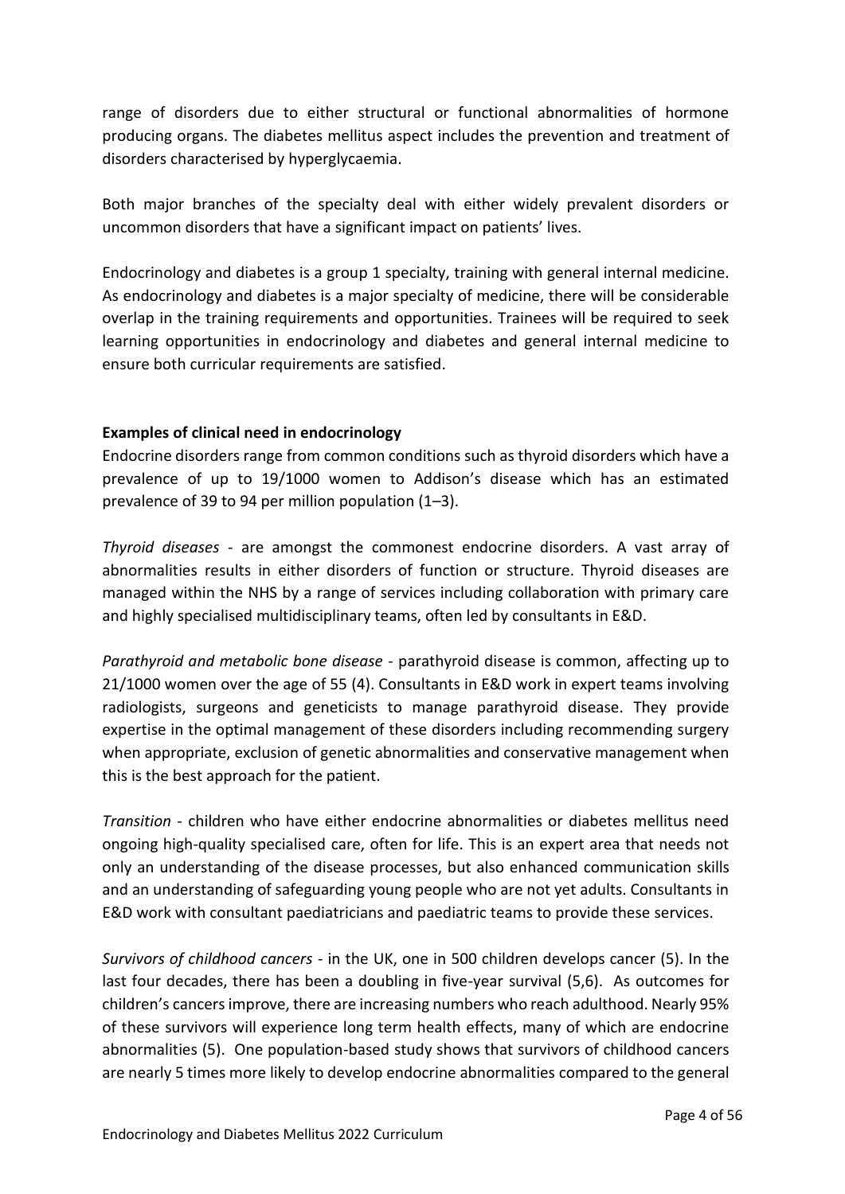range of disorders due to either structural or functional abnormalities of hormone producing organs. The diabetes mellitus aspect includes the prevention and treatment of disorders characterised by hyperglycaemia.

Both major branches of the specialty deal with either widely prevalent disorders or uncommon disorders that have a significant impact on patients' lives.

Endocrinology and diabetes is a group 1 specialty, training with general internal medicine. As endocrinology and diabetes is a major specialty of medicine, there will be considerable overlap in the training requirements and opportunities. Trainees will be required to seek learning opportunities in endocrinology and diabetes and general internal medicine to ensure both curricular requirements are satisfied.

**Examples of clinical need in endocrinology**

Endocrine disorders range from common conditions such as thyroid disorders which have a prevalence of up to 19/1000 women to Addison's disease which has an estimated prevalence of 39 to 94 per million population (1–3).

*Thyroid diseases* - are amongst the commonest endocrine disorders. A vast array of abnormalities results in either disorders of function or structure. Thyroid diseases are managed within the NHS by a range of services including collaboration with primary care and highly specialised multidisciplinary teams, often led by consultants in E&D.

*Parathyroid and metabolic bone disease* - parathyroid disease is common, affecting up to 21/1000 women over the age of 55 (4). Consultants in E&D work in expert teams involving radiologists, surgeons and geneticists to manage parathyroid disease. They provide expertise in the optimal management of these disorders including recommending surgery when appropriate, exclusion of genetic abnormalities and conservative management when this is the best approach for the patient.

*Transition* - children who have either endocrine abnormalities or diabetes mellitus need ongoing high-quality specialised care, often for life. This is an expert area that needs not only an understanding of the disease processes, but also enhanced communication skills and an understanding of safeguarding young people who are not yet adults. Consultants in E&D work with consultant paediatricians and paediatric teams to provide these services.

*Survivors of childhood cancers* - in the UK, one in 500 children develops cancer (5). In the last four decades, there has been a doubling in five-year survival (5,6). As outcomes for children's cancers improve, there are increasing numbers who reach adulthood. Nearly 95% of these survivors will experience long term health effects, many of which are endocrine abnormalities (5). One population-based study shows that survivors of childhood cancers are nearly 5 times more likely to develop endocrine abnormalities compared to the general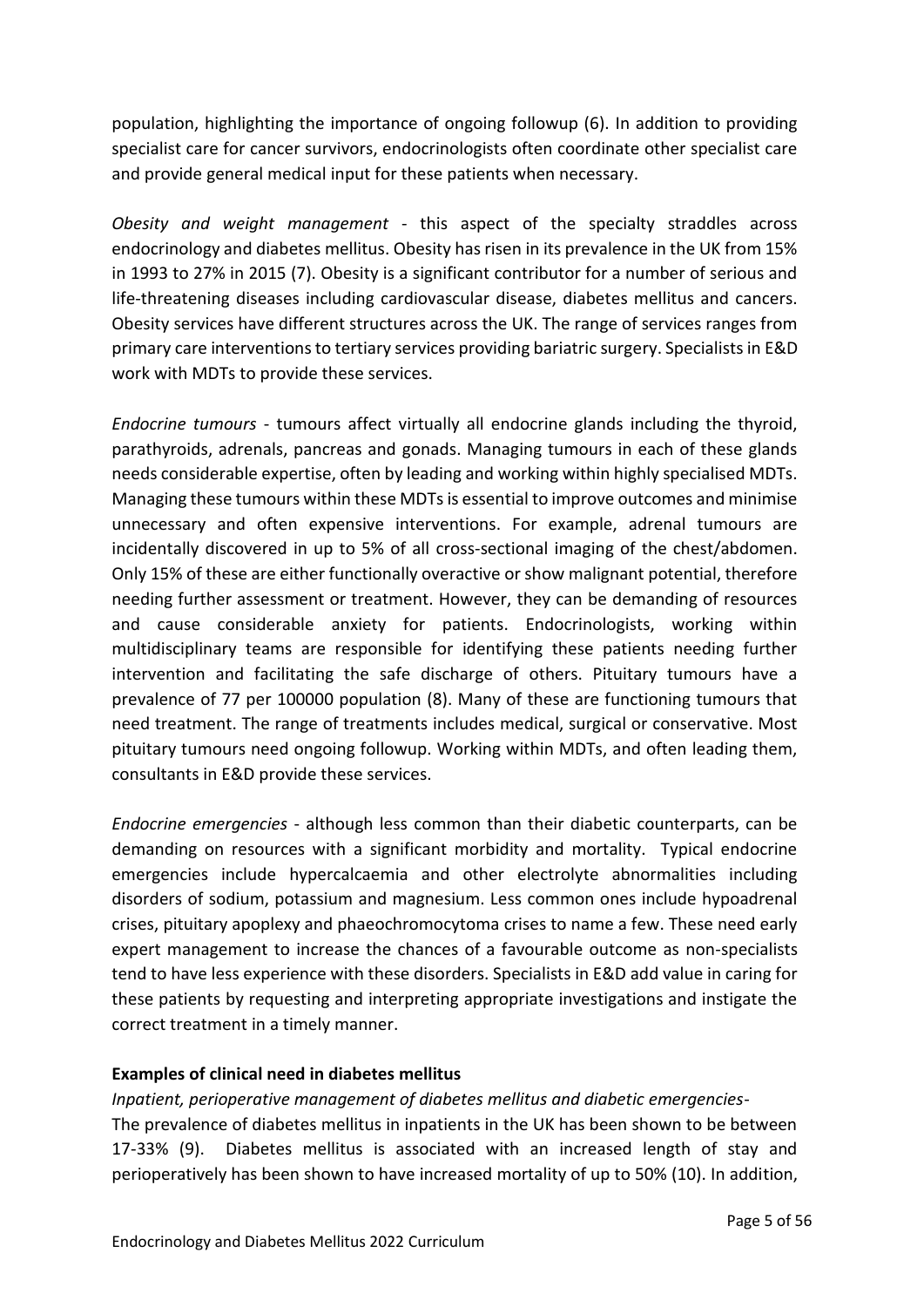population, highlighting the importance of ongoing followup (6). In addition to providing specialist care for cancer survivors, endocrinologists often coordinate other specialist care and provide general medical input for these patients when necessary.

*Obesity and weight management* - this aspect of the specialty straddles across endocrinology and diabetes mellitus. Obesity has risen in its prevalence in the UK from 15% in 1993 to 27% in 2015 (7). Obesity is a significant contributor for a number of serious and life-threatening diseases including cardiovascular disease, diabetes mellitus and cancers. Obesity services have different structures across the UK. The range of services ranges from primary care interventions to tertiary services providing bariatric surgery. Specialists in E&D work with MDTs to provide these services.

*Endocrine tumours* - tumours affect virtually all endocrine glands including the thyroid, parathyroids, adrenals, pancreas and gonads. Managing tumours in each of these glands needs considerable expertise, often by leading and working within highly specialised MDTs. Managing these tumours within these MDTs is essential to improve outcomes and minimise unnecessary and often expensive interventions. For example, adrenal tumours are incidentally discovered in up to 5% of all cross-sectional imaging of the chest/abdomen. Only 15% of these are either functionally overactive or show malignant potential, therefore needing further assessment or treatment. However, they can be demanding of resources and cause considerable anxiety for patients. Endocrinologists, working within multidisciplinary teams are responsible for identifying these patients needing further intervention and facilitating the safe discharge of others. Pituitary tumours have a prevalence of 77 per 100000 population (8). Many of these are functioning tumours that need treatment. The range of treatments includes medical, surgical or conservative. Most pituitary tumours need ongoing followup. Working within MDTs, and often leading them, consultants in E&D provide these services.

*Endocrine emergencies* - although less common than their diabetic counterparts, can be demanding on resources with a significant morbidity and mortality. Typical endocrine emergencies include hypercalcaemia and other electrolyte abnormalities including disorders of sodium, potassium and magnesium. Less common ones include hypoadrenal crises, pituitary apoplexy and phaeochromocytoma crises to name a few. These need early expert management to increase the chances of a favourable outcome as non-specialists tend to have less experience with these disorders. Specialists in E&D add value in caring for these patients by requesting and interpreting appropriate investigations and instigate the correct treatment in a timely manner.

**Examples of clinical need in diabetes mellitus**

*Inpatient, perioperative management of diabetes mellitus and diabetic emergencies-*

The prevalence of diabetes mellitus in inpatients in the UK has been shown to be between 17-33% (9). Diabetes mellitus is associated with an increased length of stay and perioperatively has been shown to have increased mortality of up to 50% (10). In addition,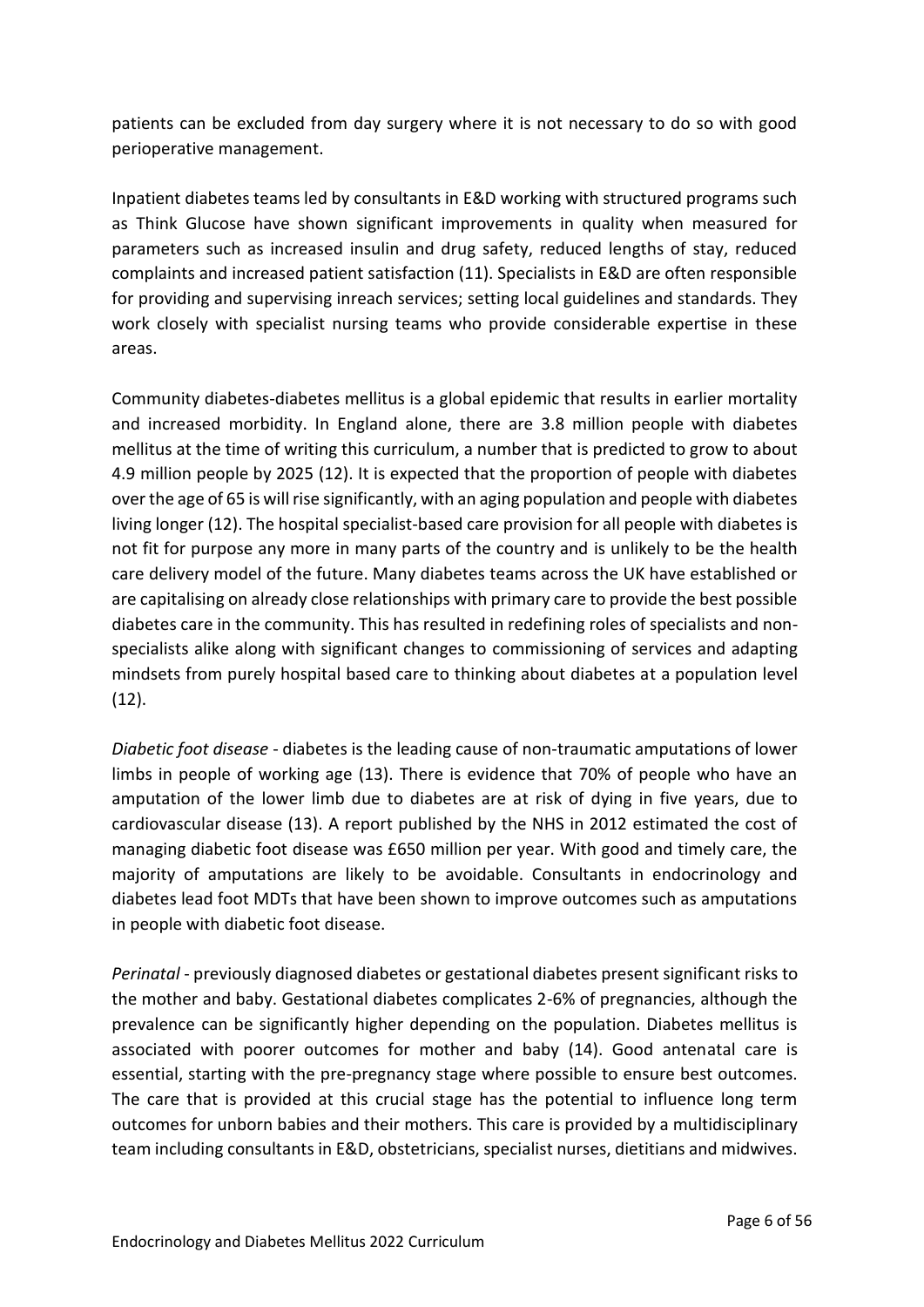patients can be excluded from day surgery where it is not necessary to do so with good perioperative management.

Inpatient diabetes teams led by consultants in E&D working with structured programs such as Think Glucose have shown significant improvements in quality when measured for parameters such as increased insulin and drug safety, reduced lengths of stay, reduced complaints and increased patient satisfaction (11). Specialists in E&D are often responsible for providing and supervising inreach services; setting local guidelines and standards. They work closely with specialist nursing teams who provide considerable expertise in these areas.

Community diabetes-diabetes mellitus is a global epidemic that results in earlier mortality and increased morbidity. In England alone, there are 3.8 million people with diabetes mellitus at the time of writing this curriculum, a number that is predicted to grow to about 4.9 million people by 2025 (12). It is expected that the proportion of people with diabetes over the age of 65 is will rise significantly, with an aging population and people with diabetes living longer (12). The hospital specialist-based care provision for all people with diabetes is not fit for purpose any more in many parts of the country and is unlikely to be the health care delivery model of the future. Many diabetes teams across the UK have established or are capitalising on already close relationships with primary care to provide the best possible diabetes care in the community. This has resulted in redefining roles of specialists and non-specialists alike along with significant changes to commissioning of services and adapting mindsets from purely hospital based care to thinking about diabetes at a population level (12).

*Diabetic foot disease* - diabetes is the leading cause of non-traumatic amputations of lower limbs in people of working age (13). There is evidence that 70% of people who have an amputation of the lower limb due to diabetes are at risk of dying in five years, due to cardiovascular disease (13). A report published by the NHS in 2012 estimated the cost of managing diabetic foot disease was £650 million per year. With good and timely care, the majority of amputations are likely to be avoidable. Consultants in endocrinology and diabetes lead foot MDTs that have been shown to improve outcomes such as amputations in people with diabetic foot disease.

*Perinatal* - previously diagnosed diabetes or gestational diabetes present significant risks to the mother and baby. Gestational diabetes complicates 2-6% of pregnancies, although the prevalence can be significantly higher depending on the population. Diabetes mellitus is associated with poorer outcomes for mother and baby (14). Good antenatal care is essential, starting with the pre-pregnancy stage where possible to ensure best outcomes. The care that is provided at this crucial stage has the potential to influence long term outcomes for unborn babies and their mothers. This care is provided by a multidisciplinary team including consultants in E&D, obstetricians, specialist nurses, dietitians and midwives.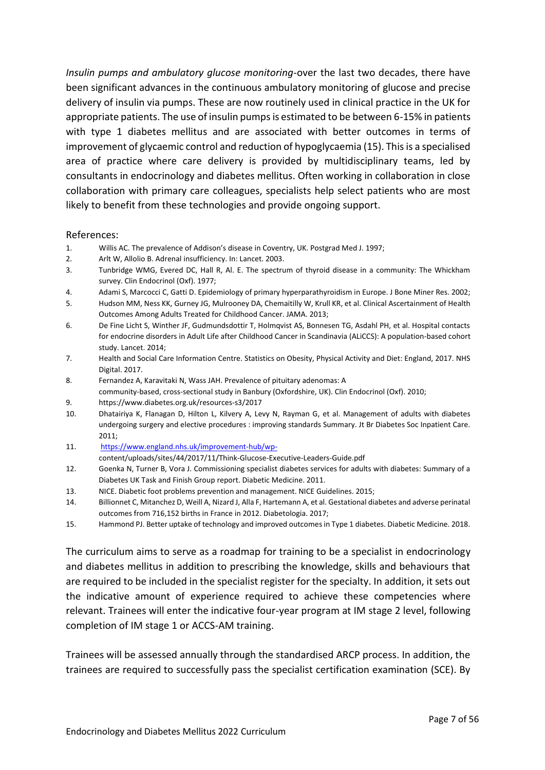*Insulin pumps and ambulatory glucose monitoring*-over the last two decades, there have been significant advances in the continuous ambulatory monitoring of glucose and precise delivery of insulin via pumps. These are now routinely used in clinical practice in the UK for appropriate patients. The use of insulin pumps is estimated to be between 6-15% in patients with type 1 diabetes mellitus and are associated with better outcomes in terms of improvement of glycaemic control and reduction of hypoglycaemia (15). This is a specialised area of practice where care delivery is provided by multidisciplinary teams, led by consultants in endocrinology and diabetes mellitus. Often working in collaboration in close collaboration with primary care colleagues, specialists help select patients who are most likely to benefit from these technologies and provide ongoing support.

References:

1. Willis AC. The prevalence of Addison's disease in Coventry, UK. Postgrad Med J. 1997;
2. Arlt W, Allolio B. Adrenal insufficiency. In: Lancet. 2003.
3. Tunbridge WMG, Evered DC, Hall R, Al. E. The spectrum of thyroid disease in a community: The Whickham survey. Clin Endocrinol (Oxf). 1977;
4. Adami S, Marcocci C, Gatti D. Epidemiology of primary hyperparathyroidism in Europe. J Bone Miner Res. 2002;
5. Hudson MM, Ness KK, Gurney JG, Mulrooney DA, Chemaitilly W, Krull KR, et al. Clinical Ascertainment of Health Outcomes Among Adults Treated for Childhood Cancer. JAMA. 2013;
6. De Fine Licht S, Winther JF, Gudmundsdottir T, Holmqvist AS, Bonnesen TG, Asdahl PH, et al. Hospital contacts for endocrine disorders in Adult Life after Childhood Cancer in Scandinavia (ALiCCS): A population-based cohort study. Lancet. 2014;
7. Health and Social Care Information Centre. Statistics on Obesity, Physical Activity and Diet: England, 2017. NHS Digital. 2017.
8. Fernandez A, Karavitaki N, Wass JAH. Prevalence of pituitary adenomas: A community-based, cross-sectional study in Banbury (Oxfordshire, UK). Clin Endocrinol (Oxf). 2010;
9. https://www.diabetes.org.uk/resources-s3/2017
10. Dhatairiya K, Flanagan D, Hilton L, Kilvery A, Levy N, Rayman G, et al. Management of adults with diabetes undergoing surgery and elective procedures : improving standards Summary. Jt Br Diabetes Soc Inpatient Care. 2011;
11. https://www.england.nhs.uk/improvement-hub/wp-content/uploads/sites/44/2017/11/Think-Glucose-Executive-Leaders-Guide.pdf
12. Goenka N, Turner B, Vora J. Commissioning specialist diabetes services for adults with diabetes: Summary of a Diabetes UK Task and Finish Group report. Diabetic Medicine. 2011.
13. NICE. Diabetic foot problems prevention and management. NICE Guidelines. 2015;
14. Billionnet C, Mitanchez D, Weill A, Nizard J, Alla F, Hartemann A, et al. Gestational diabetes and adverse perinatal outcomes from 716,152 births in France in 2012. Diabetologia. 2017;
15. Hammond PJ. Better uptake of technology and improved outcomes in Type 1 diabetes. Diabetic Medicine. 2018.

The curriculum aims to serve as a roadmap for training to be a specialist in endocrinology and diabetes mellitus in addition to prescribing the knowledge, skills and behaviours that are required to be included in the specialist register for the specialty. In addition, it sets out the indicative amount of experience required to achieve these competencies where relevant. Trainees will enter the indicative four-year program at IM stage 2 level, following completion of IM stage 1 or ACCS-AM training.

Trainees will be assessed annually through the standardised ARCP process. In addition, the trainees are required to successfully pass the specialist certification examination (SCE). By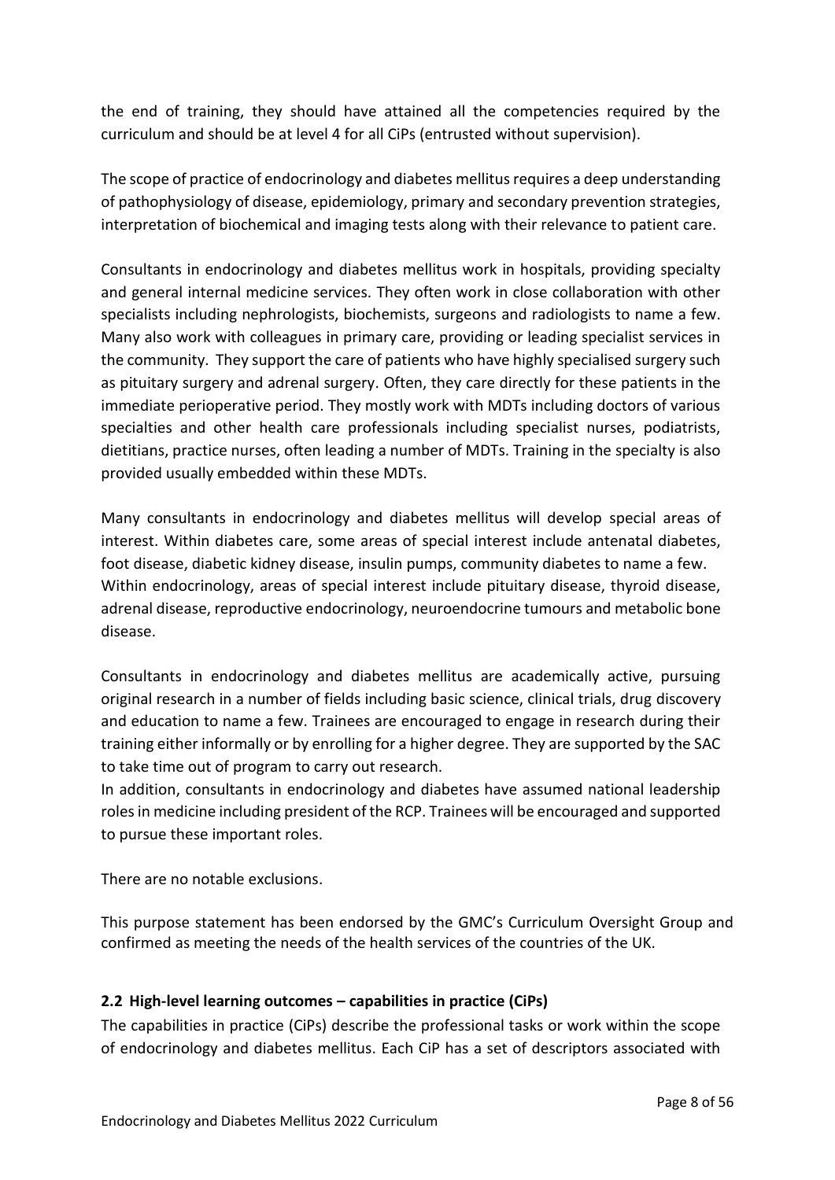the end of training, they should have attained all the competencies required by the curriculum and should be at level 4 for all CiPs (entrusted without supervision).

The scope of practice of endocrinology and diabetes mellitus requires a deep understanding of pathophysiology of disease, epidemiology, primary and secondary prevention strategies, interpretation of biochemical and imaging tests along with their relevance to patient care.

Consultants in endocrinology and diabetes mellitus work in hospitals, providing specialty and general internal medicine services. They often work in close collaboration with other specialists including nephrologists, biochemists, surgeons and radiologists to name a few. Many also work with colleagues in primary care, providing or leading specialist services in the community. They support the care of patients who have highly specialised surgery such as pituitary surgery and adrenal surgery. Often, they care directly for these patients in the immediate perioperative period. They mostly work with MDTs including doctors of various specialties and other health care professionals including specialist nurses, podiatrists, dietitians, practice nurses, often leading a number of MDTs. Training in the specialty is also provided usually embedded within these MDTs.

Many consultants in endocrinology and diabetes mellitus will develop special areas of interest. Within diabetes care, some areas of special interest include antenatal diabetes, foot disease, diabetic kidney disease, insulin pumps, community diabetes to name a few. Within endocrinology, areas of special interest include pituitary disease, thyroid disease, adrenal disease, reproductive endocrinology, neuroendocrine tumours and metabolic bone disease.

Consultants in endocrinology and diabetes mellitus are academically active, pursuing original research in a number of fields including basic science, clinical trials, drug discovery and education to name a few. Trainees are encouraged to engage in research during their training either informally or by enrolling for a higher degree. They are supported by the SAC to take time out of program to carry out research.
In addition, consultants in endocrinology and diabetes have assumed national leadership roles in medicine including president of the RCP. Trainees will be encouraged and supported to pursue these important roles.

There are no notable exclusions.

This purpose statement has been endorsed by the GMC's Curriculum Oversight Group and confirmed as meeting the needs of the health services of the countries of the UK.

### 2.2 High-level learning outcomes – capabilities in practice (CiPs)

The capabilities in practice (CiPs) describe the professional tasks or work within the scope of endocrinology and diabetes mellitus. Each CiP has a set of descriptors associated with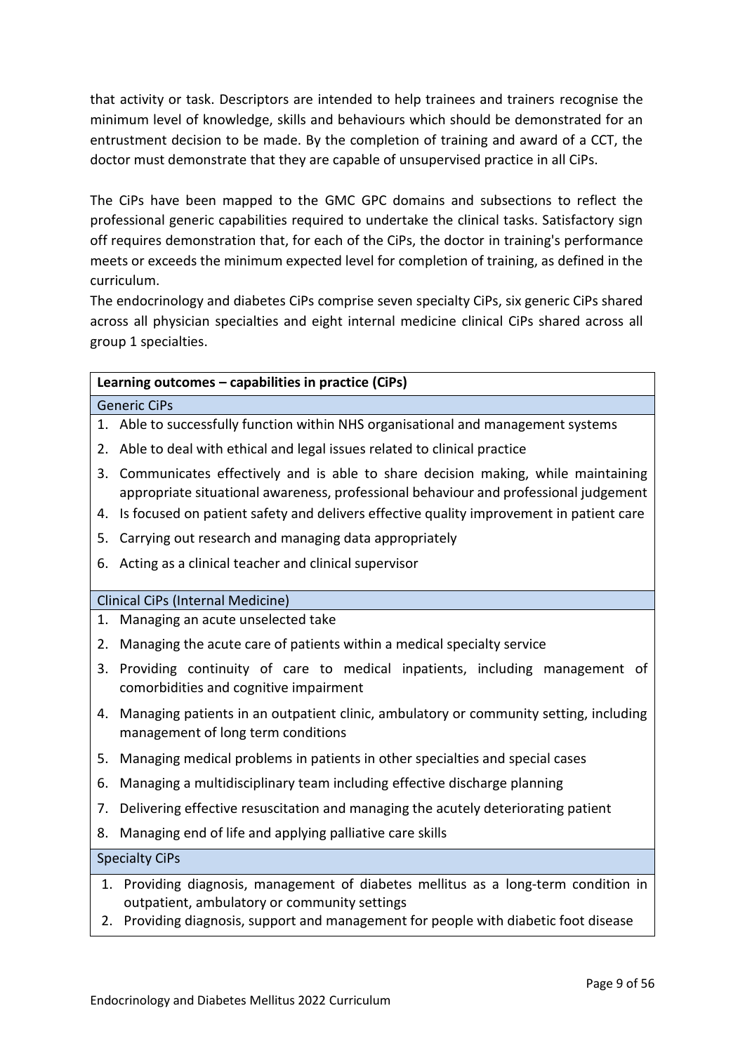that activity or task. Descriptors are intended to help trainees and trainers recognise the minimum level of knowledge, skills and behaviours which should be demonstrated for an entrustment decision to be made. By the completion of training and award of a CCT, the doctor must demonstrate that they are capable of unsupervised practice in all CiPs.

The CiPs have been mapped to the GMC GPC domains and subsections to reflect the professional generic capabilities required to undertake the clinical tasks. Satisfactory sign off requires demonstration that, for each of the CiPs, the doctor in training's performance meets or exceeds the minimum expected level for completion of training, as defined in the curriculum.

The endocrinology and diabetes CiPs comprise seven specialty CiPs, six generic CiPs shared across all physician specialties and eight internal medicine clinical CiPs shared across all group 1 specialties.

| **Learning outcomes – capabilities in practice (CiPs)** |
|---|
| Generic CiPs |
| 1. Able to successfully function within NHS organisational and management systems |
| 2. Able to deal with ethical and legal issues related to clinical practice |
| 3. Communicates effectively and is able to share decision making, while maintaining appropriate situational awareness, professional behaviour and professional judgement |
| 4. Is focused on patient safety and delivers effective quality improvement in patient care |
| 5. Carrying out research and managing data appropriately |
| 6. Acting as a clinical teacher and clinical supervisor |
| Clinical CiPs (Internal Medicine) |
| 1. Managing an acute unselected take |
| 2. Managing the acute care of patients within a medical specialty service |
| 3. Providing continuity of care to medical inpatients, including management of comorbidities and cognitive impairment |
| 4. Managing patients in an outpatient clinic, ambulatory or community setting, including management of long term conditions |
| 5. Managing medical problems in patients in other specialties and special cases |
| 6. Managing a multidisciplinary team including effective discharge planning |
| 7. Delivering effective resuscitation and managing the acutely deteriorating patient |
| 8. Managing end of life and applying palliative care skills |
| Specialty CiPs |
| 1. Providing diagnosis, management of diabetes mellitus as a long-term condition in outpatient, ambulatory or community settings |
| 2. Providing diagnosis, support and management for people with diabetic foot disease |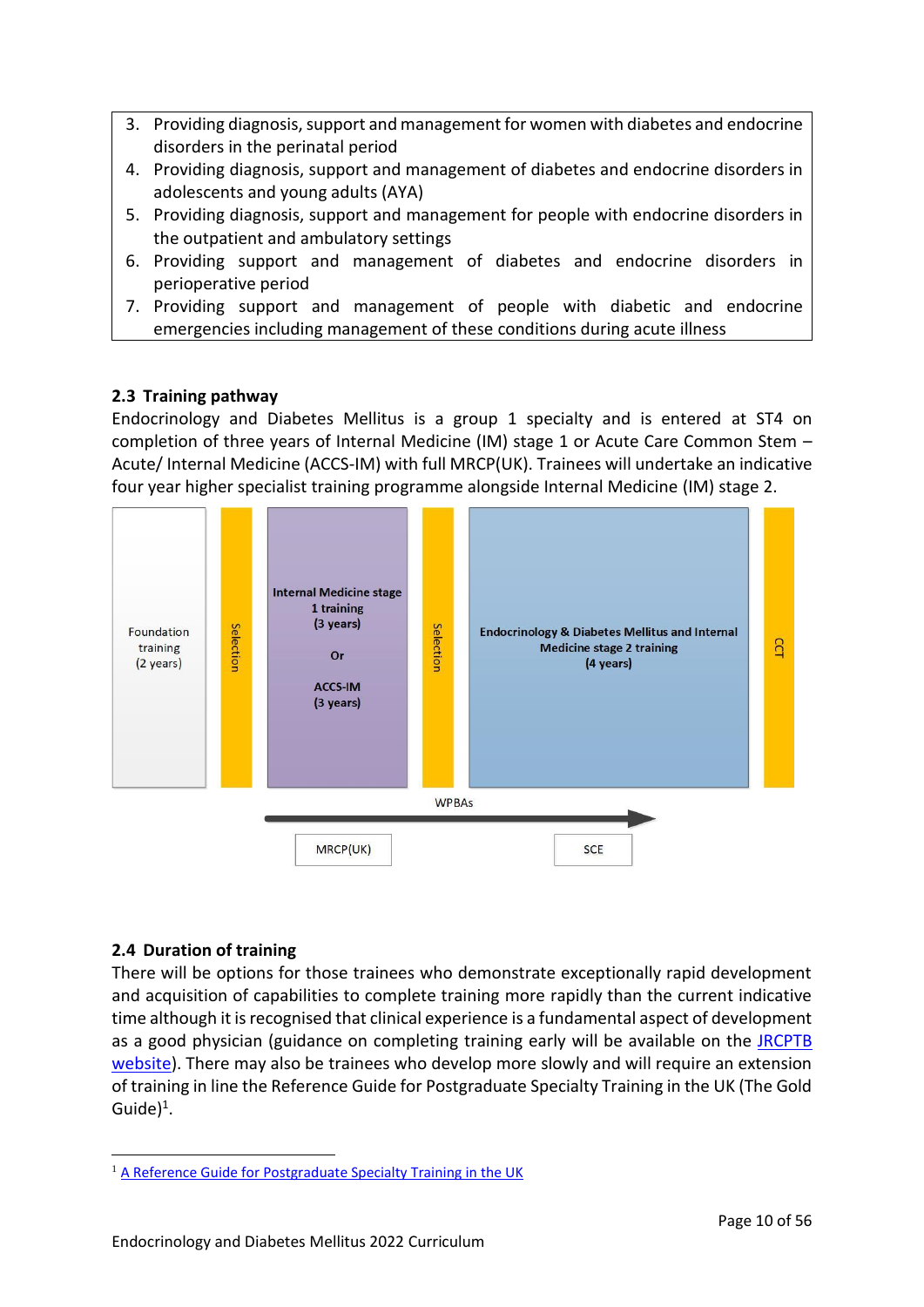3. Providing diagnosis, support and management for women with diabetes and endocrine disorders in the perinatal period
4. Providing diagnosis, support and management of diabetes and endocrine disorders in adolescents and young adults (AYA)
5. Providing diagnosis, support and management for people with endocrine disorders in the outpatient and ambulatory settings
6. Providing support and management of diabetes and endocrine disorders in perioperative period
7. Providing support and management of people with diabetic and endocrine emergencies including management of these conditions during acute illness

## 2.3 Training pathway

Endocrinology and Diabetes Mellitus is a group 1 specialty and is entered at ST4 on completion of three years of Internal Medicine (IM) stage 1 or Acute Care Common Stem – Acute/ Internal Medicine (ACCS-IM) with full MRCP(UK). Trainees will undertake an indicative four year higher specialist training programme alongside Internal Medicine (IM) stage 2.

| Foundation training (2 years) | Selection | Internal Medicine stage 1 training (3 years) Or ACCS-IM (3 years) | Selection | Endocrinology & Diabetes Mellitus and Internal Medicine stage 2 training (4 years) | CCT |
|---|---|---|---|---|---|

WPBAs

MRCP(UK) | SCE

## 2.4 Duration of training

There will be options for those trainees who demonstrate exceptionally rapid development and acquisition of capabilities to complete training more rapidly than the current indicative time although it is recognised that clinical experience is a fundamental aspect of development as a good physician (guidance on completing training early will be available on the JRCPTB website). There may also be trainees who develop more slowly and will require an extension of training in line the Reference Guide for Postgraduate Specialty Training in the UK (The Gold Guide)[1].

[1] A Reference Guide for Postgraduate Specialty Training in the UK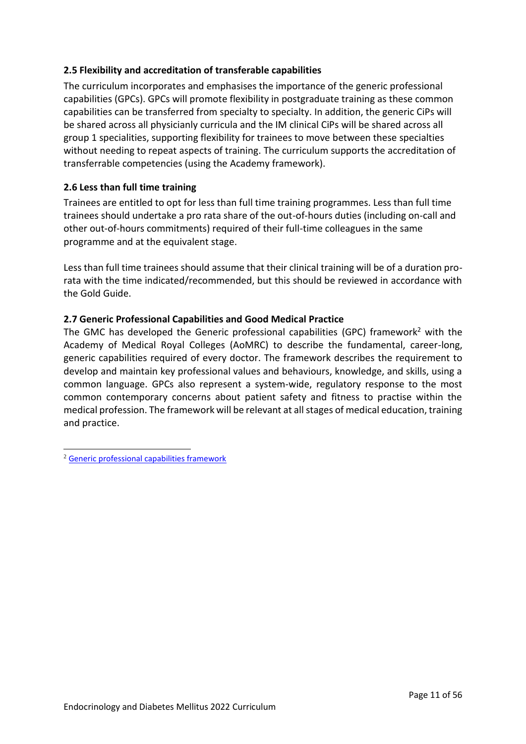### 2.5 Flexibility and accreditation of transferable capabilities

The curriculum incorporates and emphasises the importance of the generic professional capabilities (GPCs). GPCs will promote flexibility in postgraduate training as these common capabilities can be transferred from specialty to specialty. In addition, the generic CiPs will be shared across all physicianly curricula and the IM clinical CiPs will be shared across all group 1 specialities, supporting flexibility for trainees to move between these specialties without needing to repeat aspects of training. The curriculum supports the accreditation of transferrable competencies (using the Academy framework).

### 2.6 Less than full time training

Trainees are entitled to opt for less than full time training programmes. Less than full time trainees should undertake a pro rata share of the out-of-hours duties (including on-call and other out-of-hours commitments) required of their full-time colleagues in the same programme and at the equivalent stage.

Less than full time trainees should assume that their clinical training will be of a duration pro-rata with the time indicated/recommended, but this should be reviewed in accordance with the Gold Guide.

### 2.7 Generic Professional Capabilities and Good Medical Practice

The GMC has developed the Generic professional capabilities (GPC) framework[2] with the Academy of Medical Royal Colleges (AoMRC) to describe the fundamental, career-long, generic capabilities required of every doctor. The framework describes the requirement to develop and maintain key professional values and behaviours, knowledge, and skills, using a common language. GPCs also represent a system-wide, regulatory response to the most common contemporary concerns about patient safety and fitness to practise within the medical profession. The framework will be relevant at all stages of medical education, training and practice.

[2] Generic professional capabilities framework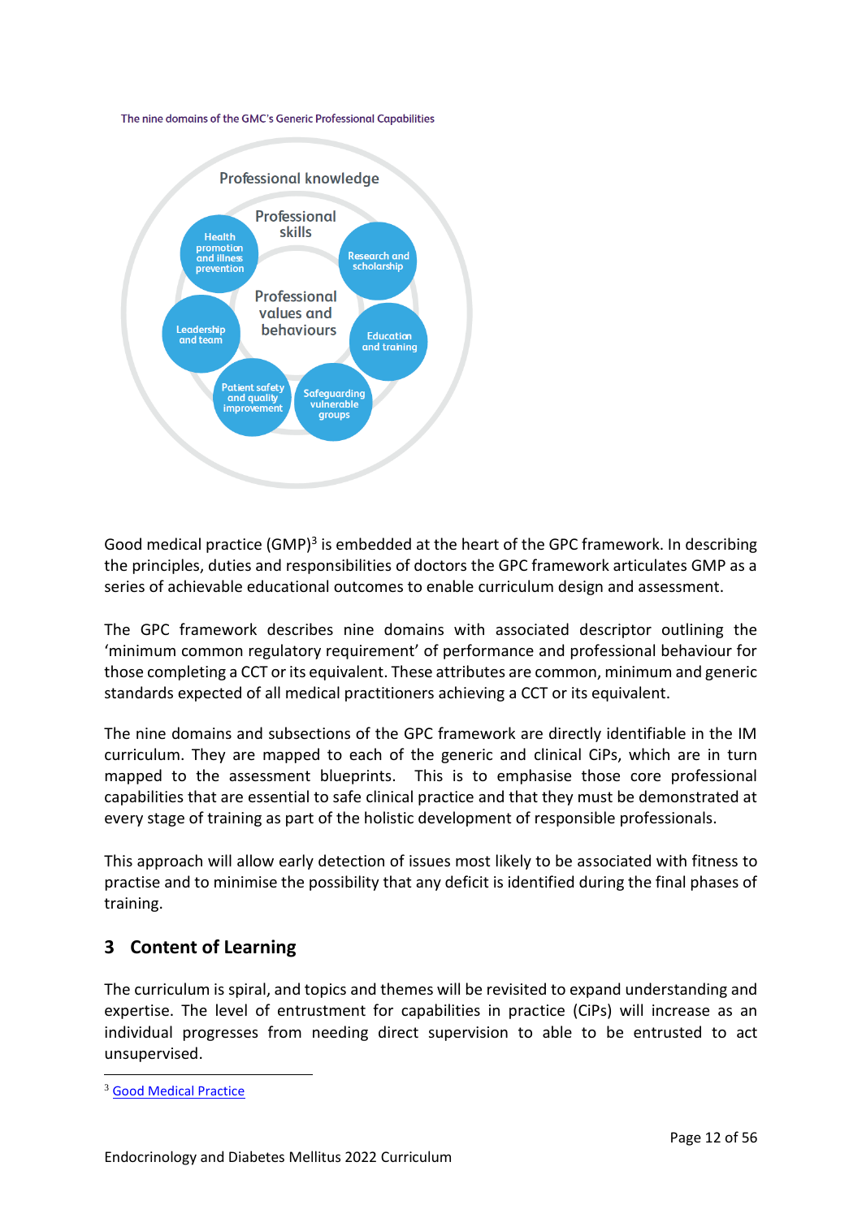The nine domains of the GMC's Generic Professional Capabilities

Professional knowledge

Professional skills

Professional values and behaviours

Health promotion and illness prevention

Research and scholarship

Leadership and team

Education and training

Patient safety and quality improvement

Safeguarding vulnerable groups

Good medical practice (GMP)[3] is embedded at the heart of the GPC framework. In describing the principles, duties and responsibilities of doctors the GPC framework articulates GMP as a series of achievable educational outcomes to enable curriculum design and assessment.

The GPC framework describes nine domains with associated descriptor outlining the 'minimum common regulatory requirement' of performance and professional behaviour for those completing a CCT or its equivalent. These attributes are common, minimum and generic standards expected of all medical practitioners achieving a CCT or its equivalent.

The nine domains and subsections of the GPC framework are directly identifiable in the IM curriculum. They are mapped to each of the generic and clinical CiPs, which are in turn mapped to the assessment blueprints. This is to emphasise those core professional capabilities that are essential to safe clinical practice and that they must be demonstrated at every stage of training as part of the holistic development of responsible professionals.

This approach will allow early detection of issues most likely to be associated with fitness to practise and to minimise the possibility that any deficit is identified during the final phases of training.

## 3 Content of Learning

The curriculum is spiral, and topics and themes will be revisited to expand understanding and expertise. The level of entrustment for capabilities in practice (CiPs) will increase as an individual progresses from needing direct supervision to able to be entrusted to act unsupervised.

[3] Good Medical Practice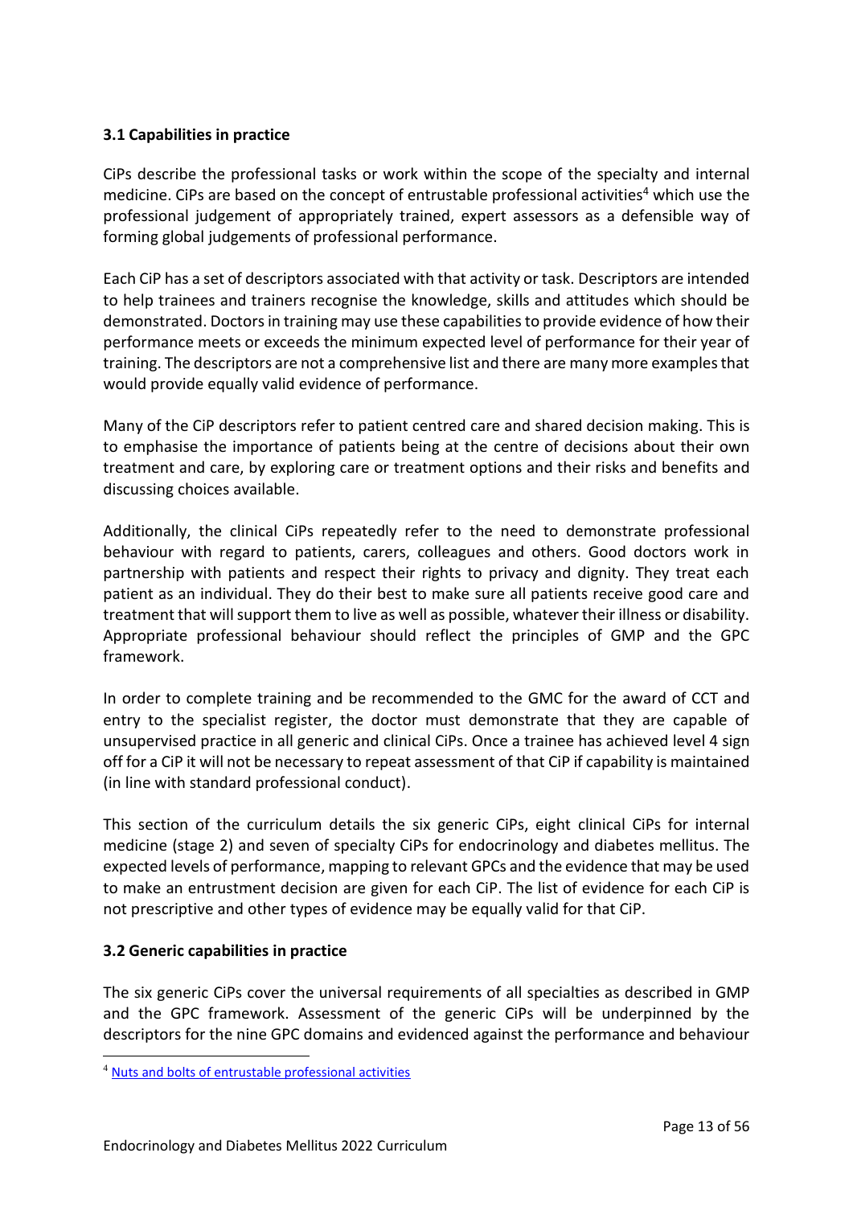### 3.1 Capabilities in practice

CiPs describe the professional tasks or work within the scope of the specialty and internal medicine. CiPs are based on the concept of entrustable professional activities[4] which use the professional judgement of appropriately trained, expert assessors as a defensible way of forming global judgements of professional performance.

Each CiP has a set of descriptors associated with that activity or task. Descriptors are intended to help trainees and trainers recognise the knowledge, skills and attitudes which should be demonstrated. Doctors in training may use these capabilities to provide evidence of how their performance meets or exceeds the minimum expected level of performance for their year of training. The descriptors are not a comprehensive list and there are many more examples that would provide equally valid evidence of performance.

Many of the CiP descriptors refer to patient centred care and shared decision making. This is to emphasise the importance of patients being at the centre of decisions about their own treatment and care, by exploring care or treatment options and their risks and benefits and discussing choices available.

Additionally, the clinical CiPs repeatedly refer to the need to demonstrate professional behaviour with regard to patients, carers, colleagues and others. Good doctors work in partnership with patients and respect their rights to privacy and dignity. They treat each patient as an individual. They do their best to make sure all patients receive good care and treatment that will support them to live as well as possible, whatever their illness or disability. Appropriate professional behaviour should reflect the principles of GMP and the GPC framework.

In order to complete training and be recommended to the GMC for the award of CCT and entry to the specialist register, the doctor must demonstrate that they are capable of unsupervised practice in all generic and clinical CiPs. Once a trainee has achieved level 4 sign off for a CiP it will not be necessary to repeat assessment of that CiP if capability is maintained (in line with standard professional conduct).

This section of the curriculum details the six generic CiPs, eight clinical CiPs for internal medicine (stage 2) and seven of specialty CiPs for endocrinology and diabetes mellitus. The expected levels of performance, mapping to relevant GPCs and the evidence that may be used to make an entrustment decision are given for each CiP. The list of evidence for each CiP is not prescriptive and other types of evidence may be equally valid for that CiP.

### 3.2 Generic capabilities in practice

The six generic CiPs cover the universal requirements of all specialties as described in GMP and the GPC framework. Assessment of the generic CiPs will be underpinned by the descriptors for the nine GPC domains and evidenced against the performance and behaviour

---

[4] Nuts and bolts of entrustable professional activities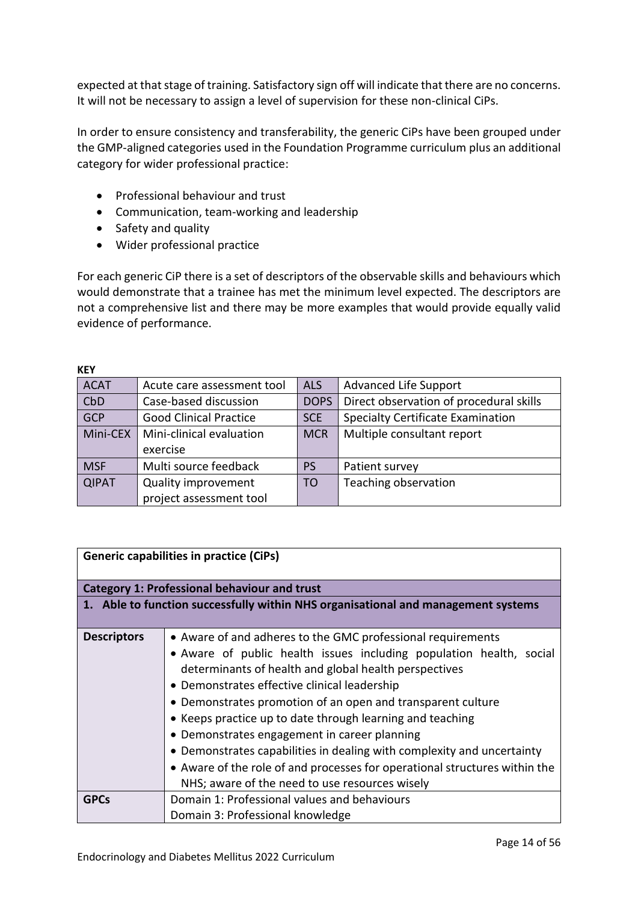expected at that stage of training. Satisfactory sign off will indicate that there are no concerns. It will not be necessary to assign a level of supervision for these non-clinical CiPs.

In order to ensure consistency and transferability, the generic CiPs have been grouped under the GMP-aligned categories used in the Foundation Programme curriculum plus an additional category for wider professional practice:

- Professional behaviour and trust
- Communication, team-working and leadership
- Safety and quality
- Wider professional practice

For each generic CiP there is a set of descriptors of the observable skills and behaviours which would demonstrate that a trainee has met the minimum level expected. The descriptors are not a comprehensive list and there may be more examples that would provide equally valid evidence of performance.

**KEY**

| | | | |
|---|---|---|---|
| ACAT | Acute care assessment tool | ALS | Advanced Life Support |
| CbD | Case-based discussion | DOPS | Direct observation of procedural skills |
| GCP | Good Clinical Practice | SCE | Specialty Certificate Examination |
| Mini-CEX | Mini-clinical evaluation exercise | MCR | Multiple consultant report |
| MSF | Multi source feedback | PS | Patient survey |
| QIPAT | Quality improvement project assessment tool | TO | Teaching observation |

| **Generic capabilities in practice (CiPs)** | |
|---|---|
| **Category 1: Professional behaviour and trust** | |
| **1. Able to function successfully within NHS organisational and management systems** | |
| **Descriptors** | • Aware of and adheres to the GMC professional requirements<br>• Aware of public health issues including population health, social determinants of health and global health perspectives<br>• Demonstrates effective clinical leadership<br>• Demonstrates promotion of an open and transparent culture<br>• Keeps practice up to date through learning and teaching<br>• Demonstrates engagement in career planning<br>• Demonstrates capabilities in dealing with complexity and uncertainty<br>• Aware of the role of and processes for operational structures within the NHS; aware of the need to use resources wisely |
| **GPCs** | Domain 1: Professional values and behaviours<br>Domain 3: Professional knowledge |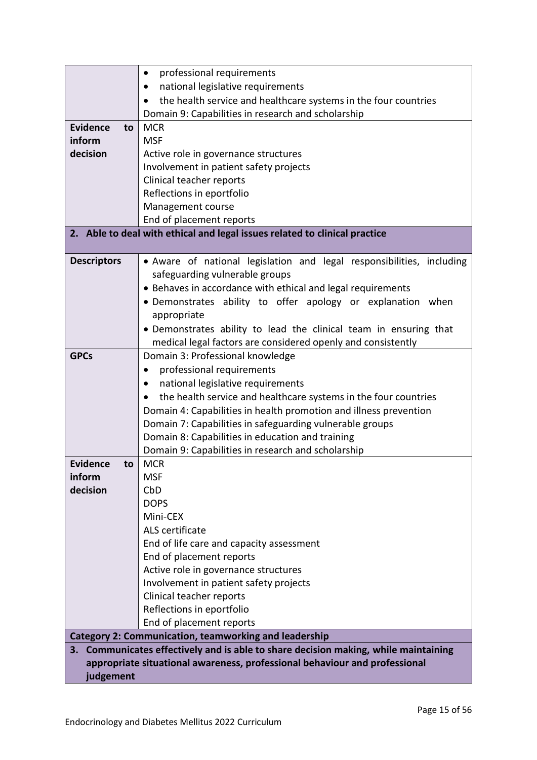| | |
|---|---|
| | • professional requirements<br>• national legislative requirements<br>• the health service and healthcare systems in the four countries<br>Domain 9: Capabilities in research and scholarship |
| **Evidence to inform decision** | MCR<br>MSF<br>Active role in governance structures<br>Involvement in patient safety projects<br>Clinical teacher reports<br>Reflections in eportfolio<br>Management course<br>End of placement reports |
| **2. Able to deal with ethical and legal issues related to clinical practice** | |
| **Descriptors** | • Aware of national legislation and legal responsibilities, including safeguarding vulnerable groups<br>• Behaves in accordance with ethical and legal requirements<br>• Demonstrates ability to offer apology or explanation when appropriate<br>• Demonstrates ability to lead the clinical team in ensuring that medical legal factors are considered openly and consistently |
| **GPCs** | Domain 3: Professional knowledge<br>• professional requirements<br>• national legislative requirements<br>• the health service and healthcare systems in the four countries<br>Domain 4: Capabilities in health promotion and illness prevention<br>Domain 7: Capabilities in safeguarding vulnerable groups<br>Domain 8: Capabilities in education and training<br>Domain 9: Capabilities in research and scholarship |
| **Evidence to inform decision** | MCR<br>MSF<br>CbD<br>DOPS<br>Mini-CEX<br>ALS certificate<br>End of life care and capacity assessment<br>End of placement reports<br>Active role in governance structures<br>Involvement in patient safety projects<br>Clinical teacher reports<br>Reflections in eportfolio<br>End of placement reports |
| **Category 2: Communication, teamworking and leadership** | |
| **3. Communicates effectively and is able to share decision making, while maintaining appropriate situational awareness, professional behaviour and professional judgement** | |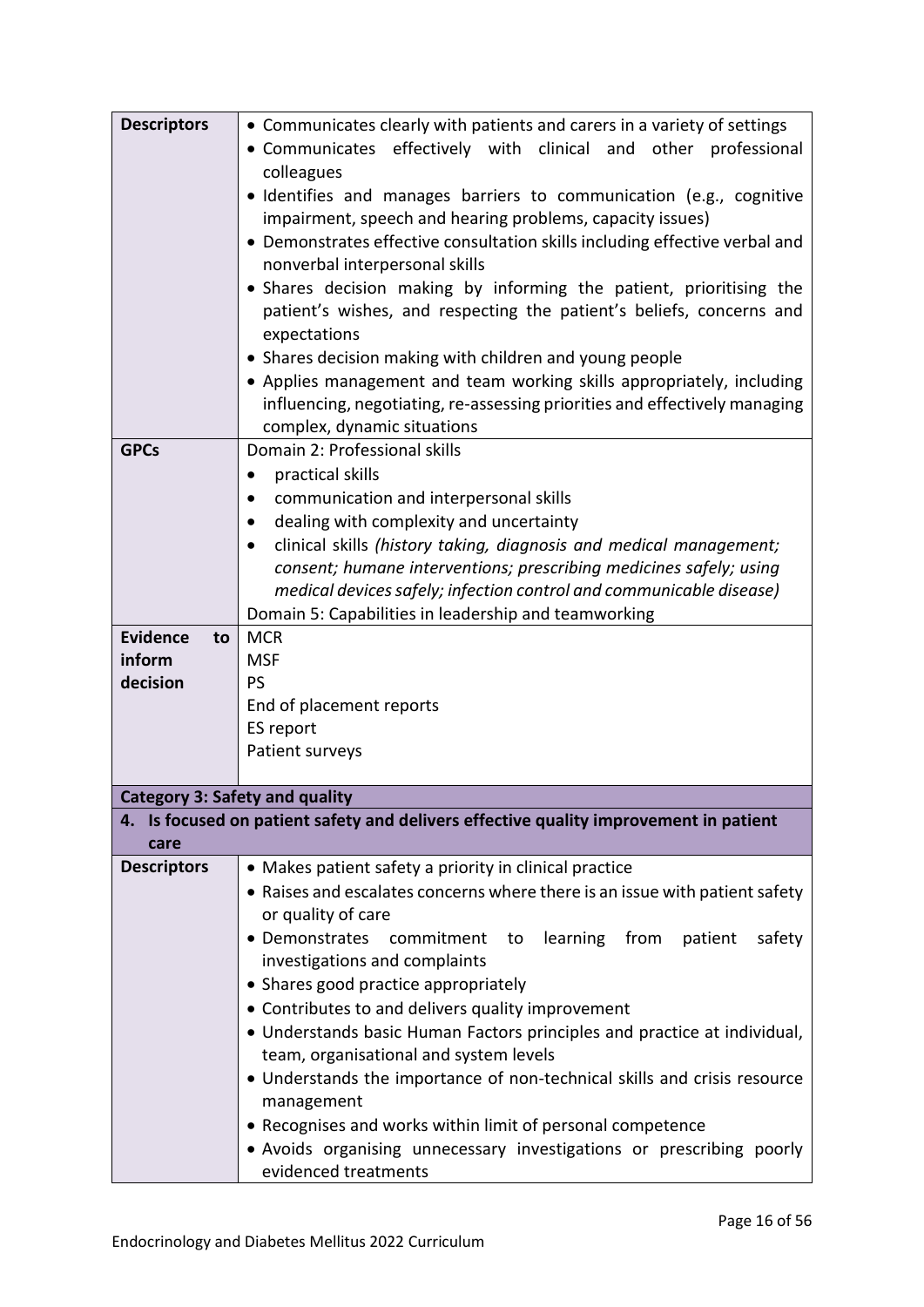| | |
|---|---|
| **Descriptors** | • Communicates clearly with patients and carers in a variety of settings<br>• Communicates effectively with clinical and other professional colleagues<br>• Identifies and manages barriers to communication (e.g., cognitive impairment, speech and hearing problems, capacity issues)<br>• Demonstrates effective consultation skills including effective verbal and nonverbal interpersonal skills<br>• Shares decision making by informing the patient, prioritising the patient's wishes, and respecting the patient's beliefs, concerns and expectations<br>• Shares decision making with children and young people<br>• Applies management and team working skills appropriately, including influencing, negotiating, re-assessing priorities and effectively managing complex, dynamic situations |
| **GPCs** | Domain 2: Professional skills<br>• practical skills<br>• communication and interpersonal skills<br>• dealing with complexity and uncertainty<br>• clinical skills *(history taking, diagnosis and medical management; consent; humane interventions; prescribing medicines safely; using medical devices safely; infection control and communicable disease)*<br>Domain 5: Capabilities in leadership and teamworking |
| **Evidence to inform decision** | MCR<br>MSF<br>PS<br>End of placement reports<br>ES report<br>Patient surveys |

**Category 3: Safety and quality**

**4. Is focused on patient safety and delivers effective quality improvement in patient care**

| | |
|---|---|
| **Descriptors** | • Makes patient safety a priority in clinical practice<br>• Raises and escalates concerns where there is an issue with patient safety or quality of care<br>• Demonstrates commitment to learning from patient safety investigations and complaints<br>• Shares good practice appropriately<br>• Contributes to and delivers quality improvement<br>• Understands basic Human Factors principles and practice at individual, team, organisational and system levels<br>• Understands the importance of non-technical skills and crisis resource management<br>• Recognises and works within limit of personal competence<br>• Avoids organising unnecessary investigations or prescribing poorly evidenced treatments |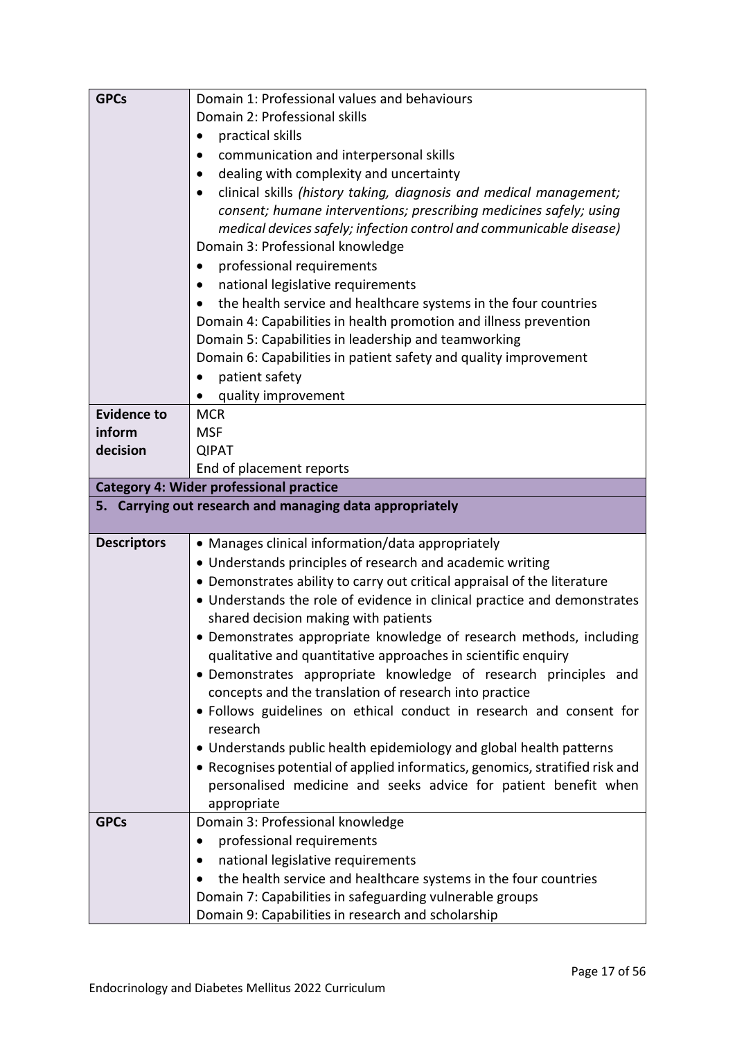| | |
|---|---|
| **GPCs** | Domain 1: Professional values and behaviours<br>Domain 2: Professional skills<br>• practical skills<br>• communication and interpersonal skills<br>• dealing with complexity and uncertainty<br>• clinical skills *(history taking, diagnosis and medical management; consent; humane interventions; prescribing medicines safely; using medical devices safely; infection control and communicable disease)*<br>Domain 3: Professional knowledge<br>• professional requirements<br>• national legislative requirements<br>• the health service and healthcare systems in the four countries<br>Domain 4: Capabilities in health promotion and illness prevention<br>Domain 5: Capabilities in leadership and teamworking<br>Domain 6: Capabilities in patient safety and quality improvement<br>• patient safety<br>• quality improvement |
| **Evidence to inform decision** | MCR<br>MSF<br>QIPAT<br>End of placement reports |
| **Category 4: Wider professional practice** | |
| **5. Carrying out research and managing data appropriately** | |
| **Descriptors** | • Manages clinical information/data appropriately<br>• Understands principles of research and academic writing<br>• Demonstrates ability to carry out critical appraisal of the literature<br>• Understands the role of evidence in clinical practice and demonstrates shared decision making with patients<br>• Demonstrates appropriate knowledge of research methods, including qualitative and quantitative approaches in scientific enquiry<br>• Demonstrates appropriate knowledge of research principles and concepts and the translation of research into practice<br>• Follows guidelines on ethical conduct in research and consent for research<br>• Understands public health epidemiology and global health patterns<br>• Recognises potential of applied informatics, genomics, stratified risk and personalised medicine and seeks advice for patient benefit when appropriate |
| **GPCs** | Domain 3: Professional knowledge<br>• professional requirements<br>• national legislative requirements<br>• the health service and healthcare systems in the four countries<br>Domain 7: Capabilities in safeguarding vulnerable groups<br>Domain 9: Capabilities in research and scholarship |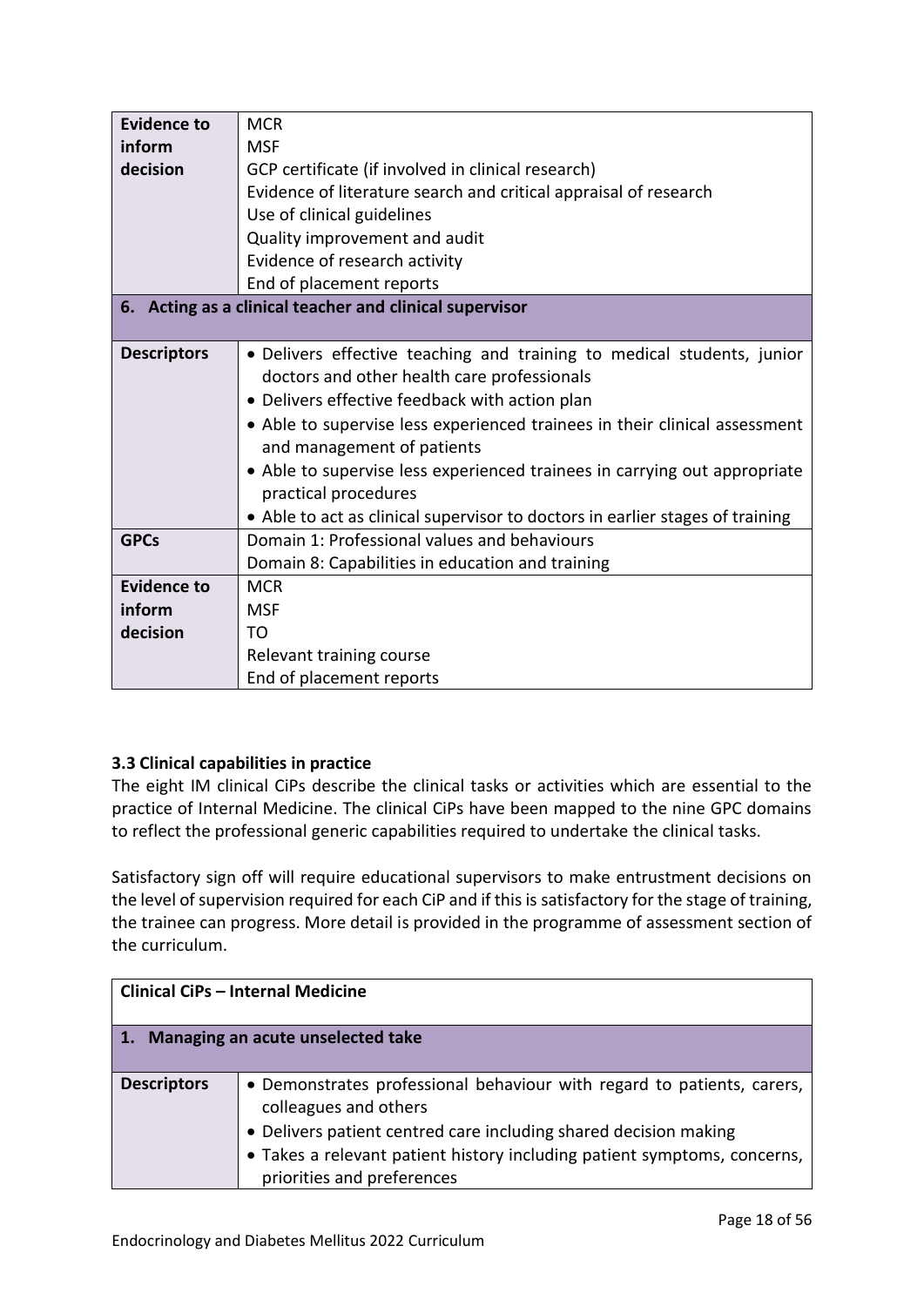| | |
|---|---|
| **Evidence to inform decision** | MCR<br>MSF<br>GCP certificate (if involved in clinical research)<br>Evidence of literature search and critical appraisal of research<br>Use of clinical guidelines<br>Quality improvement and audit<br>Evidence of research activity<br>End of placement reports |
| **6. Acting as a clinical teacher and clinical supervisor** | |
| **Descriptors** | • Delivers effective teaching and training to medical students, junior doctors and other health care professionals<br>• Delivers effective feedback with action plan<br>• Able to supervise less experienced trainees in their clinical assessment and management of patients<br>• Able to supervise less experienced trainees in carrying out appropriate practical procedures<br>• Able to act as clinical supervisor to doctors in earlier stages of training |
| **GPCs** | Domain 1: Professional values and behaviours<br>Domain 8: Capabilities in education and training |
| **Evidence to inform decision** | MCR<br>MSF<br>TO<br>Relevant training course<br>End of placement reports |

### 3.3 Clinical capabilities in practice

The eight IM clinical CiPs describe the clinical tasks or activities which are essential to the practice of Internal Medicine. The clinical CiPs have been mapped to the nine GPC domains to reflect the professional generic capabilities required to undertake the clinical tasks.

Satisfactory sign off will require educational supervisors to make entrustment decisions on the level of supervision required for each CiP and if this is satisfactory for the stage of training, the trainee can progress. More detail is provided in the programme of assessment section of the curriculum.

| **Clinical CiPs – Internal Medicine** | |
|---|---|
| **1. Managing an acute unselected take** | |
| **Descriptors** | • Demonstrates professional behaviour with regard to patients, carers, colleagues and others<br>• Delivers patient centred care including shared decision making<br>• Takes a relevant patient history including patient symptoms, concerns, priorities and preferences |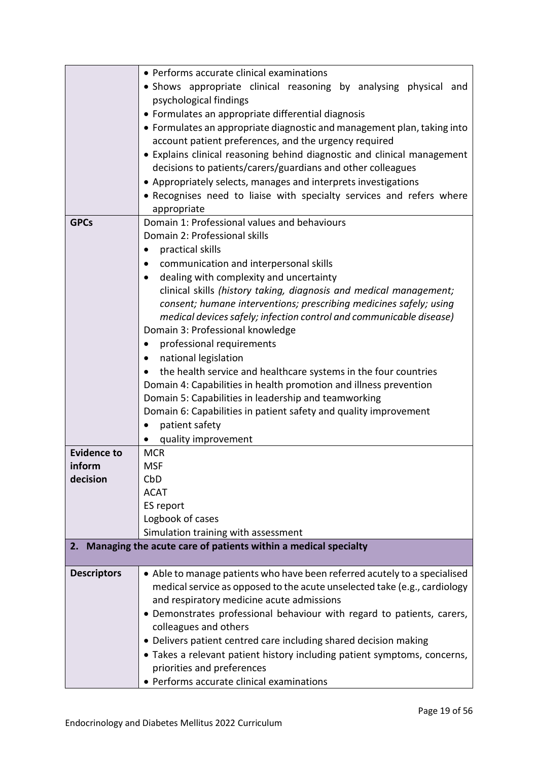| | |
|---|---|
| | • Performs accurate clinical examinations<br>• Shows appropriate clinical reasoning by analysing physical and psychological findings<br>• Formulates an appropriate differential diagnosis<br>• Formulates an appropriate diagnostic and management plan, taking into account patient preferences, and the urgency required<br>• Explains clinical reasoning behind diagnostic and clinical management decisions to patients/carers/guardians and other colleagues<br>• Appropriately selects, manages and interprets investigations<br>• Recognises need to liaise with specialty services and refers where appropriate |
| **GPCs** | Domain 1: Professional values and behaviours<br>Domain 2: Professional skills<br>• practical skills<br>• communication and interpersonal skills<br>• dealing with complexity and uncertainty<br>clinical skills *(history taking, diagnosis and medical management; consent; humane interventions; prescribing medicines safely; using medical devices safely; infection control and communicable disease)*<br>Domain 3: Professional knowledge<br>• professional requirements<br>• national legislation<br>• the health service and healthcare systems in the four countries<br>Domain 4: Capabilities in health promotion and illness prevention<br>Domain 5: Capabilities in leadership and teamworking<br>Domain 6: Capabilities in patient safety and quality improvement<br>• patient safety<br>• quality improvement |
| **Evidence to inform decision** | MCR<br>MSF<br>CbD<br>ACAT<br>ES report<br>Logbook of cases<br>Simulation training with assessment |
| **2. Managing the acute care of patients within a medical specialty** | |
| **Descriptors** | • Able to manage patients who have been referred acutely to a specialised medical service as opposed to the acute unselected take (e.g., cardiology and respiratory medicine acute admissions<br>• Demonstrates professional behaviour with regard to patients, carers, colleagues and others<br>• Delivers patient centred care including shared decision making<br>• Takes a relevant patient history including patient symptoms, concerns, priorities and preferences<br>• Performs accurate clinical examinations |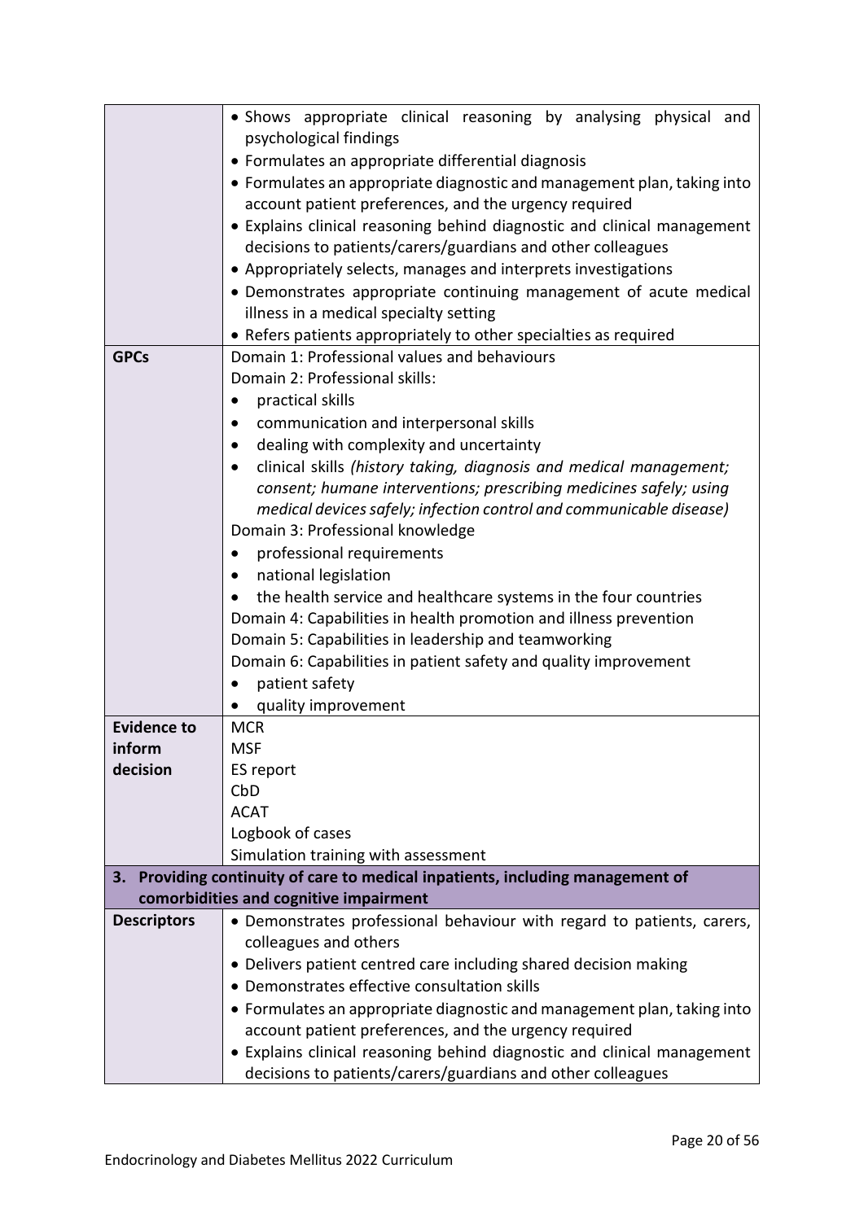| | |
|---|---|
| | • Shows appropriate clinical reasoning by analysing physical and psychological findings<br>• Formulates an appropriate differential diagnosis<br>• Formulates an appropriate diagnostic and management plan, taking into account patient preferences, and the urgency required<br>• Explains clinical reasoning behind diagnostic and clinical management decisions to patients/carers/guardians and other colleagues<br>• Appropriately selects, manages and interprets investigations<br>• Demonstrates appropriate continuing management of acute medical illness in a medical specialty setting<br>• Refers patients appropriately to other specialties as required |
| **GPCs** | Domain 1: Professional values and behaviours<br>Domain 2: Professional skills:<br>• practical skills<br>• communication and interpersonal skills<br>• dealing with complexity and uncertainty<br>• clinical skills *(history taking, diagnosis and medical management; consent; humane interventions; prescribing medicines safely; using medical devices safely; infection control and communicable disease)*<br>Domain 3: Professional knowledge<br>• professional requirements<br>• national legislation<br>• the health service and healthcare systems in the four countries<br>Domain 4: Capabilities in health promotion and illness prevention<br>Domain 5: Capabilities in leadership and teamworking<br>Domain 6: Capabilities in patient safety and quality improvement<br>• patient safety<br>• quality improvement |
| **Evidence to inform decision** | MCR<br>MSF<br>ES report<br>CbD<br>ACAT<br>Logbook of cases<br>Simulation training with assessment |
| **3. Providing continuity of care to medical inpatients, including management of comorbidities and cognitive impairment** | |
| **Descriptors** | • Demonstrates professional behaviour with regard to patients, carers, colleagues and others<br>• Delivers patient centred care including shared decision making<br>• Demonstrates effective consultation skills<br>• Formulates an appropriate diagnostic and management plan, taking into account patient preferences, and the urgency required<br>• Explains clinical reasoning behind diagnostic and clinical management decisions to patients/carers/guardians and other colleagues |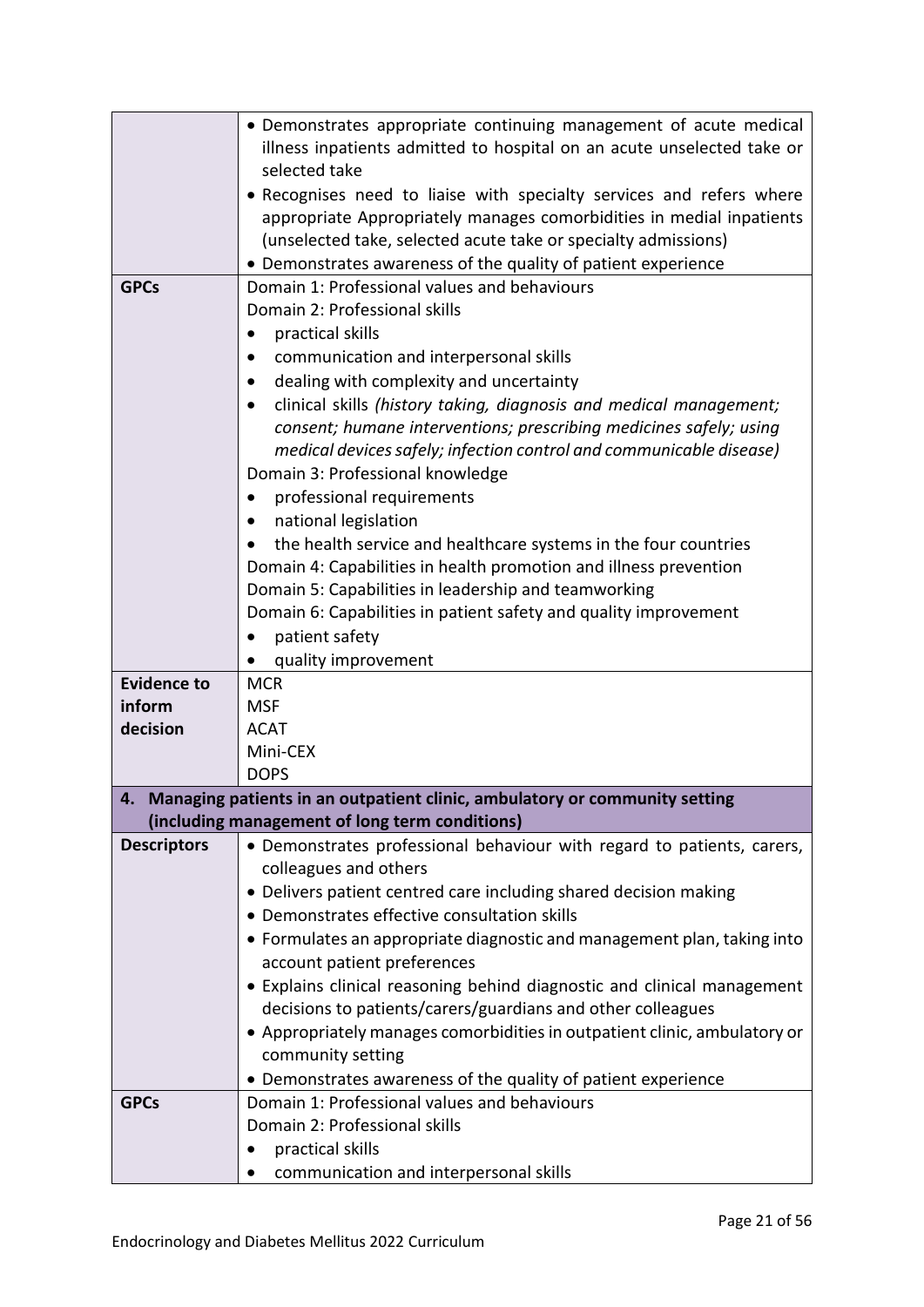| | |
|---|---|
| | • Demonstrates appropriate continuing management of acute medical illness inpatients admitted to hospital on an acute unselected take or selected take<br>• Recognises need to liaise with specialty services and refers where appropriate Appropriately manages comorbidities in medial inpatients (unselected take, selected acute take or specialty admissions)<br>• Demonstrates awareness of the quality of patient experience |
| **GPCs** | Domain 1: Professional values and behaviours<br>Domain 2: Professional skills<br>• practical skills<br>• communication and interpersonal skills<br>• dealing with complexity and uncertainty<br>• clinical skills *(history taking, diagnosis and medical management; consent; humane interventions; prescribing medicines safely; using medical devices safely; infection control and communicable disease)*<br>Domain 3: Professional knowledge<br>• professional requirements<br>• national legislation<br>• the health service and healthcare systems in the four countries<br>Domain 4: Capabilities in health promotion and illness prevention<br>Domain 5: Capabilities in leadership and teamworking<br>Domain 6: Capabilities in patient safety and quality improvement<br>• patient safety<br>• quality improvement |
| **Evidence to inform decision** | MCR<br>MSF<br>ACAT<br>Mini-CEX<br>DOPS |
| **4. Managing patients in an outpatient clinic, ambulatory or community setting (including management of long term conditions)** | |
| **Descriptors** | • Demonstrates professional behaviour with regard to patients, carers, colleagues and others<br>• Delivers patient centred care including shared decision making<br>• Demonstrates effective consultation skills<br>• Formulates an appropriate diagnostic and management plan, taking into account patient preferences<br>• Explains clinical reasoning behind diagnostic and clinical management decisions to patients/carers/guardians and other colleagues<br>• Appropriately manages comorbidities in outpatient clinic, ambulatory or community setting<br>• Demonstrates awareness of the quality of patient experience |
| **GPCs** | Domain 1: Professional values and behaviours<br>Domain 2: Professional skills<br>• practical skills<br>• communication and interpersonal skills |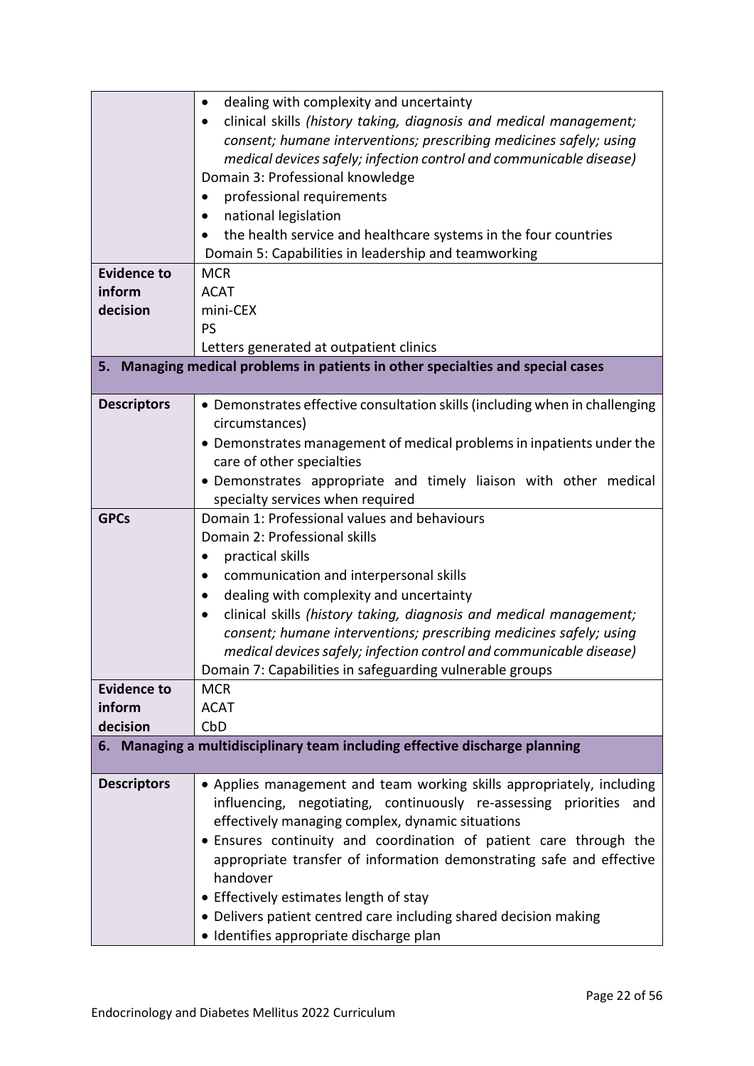| | |
|---|---|
| | • dealing with complexity and uncertainty<br>• clinical skills *(history taking, diagnosis and medical management; consent; humane interventions; prescribing medicines safely; using medical devices safely; infection control and communicable disease)*<br>Domain 3: Professional knowledge<br>• professional requirements<br>• national legislation<br>• the health service and healthcare systems in the four countries<br>Domain 5: Capabilities in leadership and teamworking |
| **Evidence to inform decision** | MCR<br>ACAT<br>mini-CEX<br>PS<br>Letters generated at outpatient clinics |

**5. Managing medical problems in patients in other specialties and special cases**

| | |
|---|---|
| **Descriptors** | • Demonstrates effective consultation skills (including when in challenging circumstances)<br>• Demonstrates management of medical problems in inpatients under the care of other specialties<br>• Demonstrates appropriate and timely liaison with other medical specialty services when required |
| **GPCs** | Domain 1: Professional values and behaviours<br>Domain 2: Professional skills<br>• practical skills<br>• communication and interpersonal skills<br>• dealing with complexity and uncertainty<br>• clinical skills *(history taking, diagnosis and medical management; consent; humane interventions; prescribing medicines safely; using medical devices safely; infection control and communicable disease)*<br>Domain 7: Capabilities in safeguarding vulnerable groups |
| **Evidence to inform decision** | MCR<br>ACAT<br>CbD |

**6. Managing a multidisciplinary team including effective discharge planning**

| | |
|---|---|
| **Descriptors** | • Applies management and team working skills appropriately, including influencing, negotiating, continuously re-assessing priorities and effectively managing complex, dynamic situations<br>• Ensures continuity and coordination of patient care through the appropriate transfer of information demonstrating safe and effective handover<br>• Effectively estimates length of stay<br>• Delivers patient centred care including shared decision making<br>• Identifies appropriate discharge plan |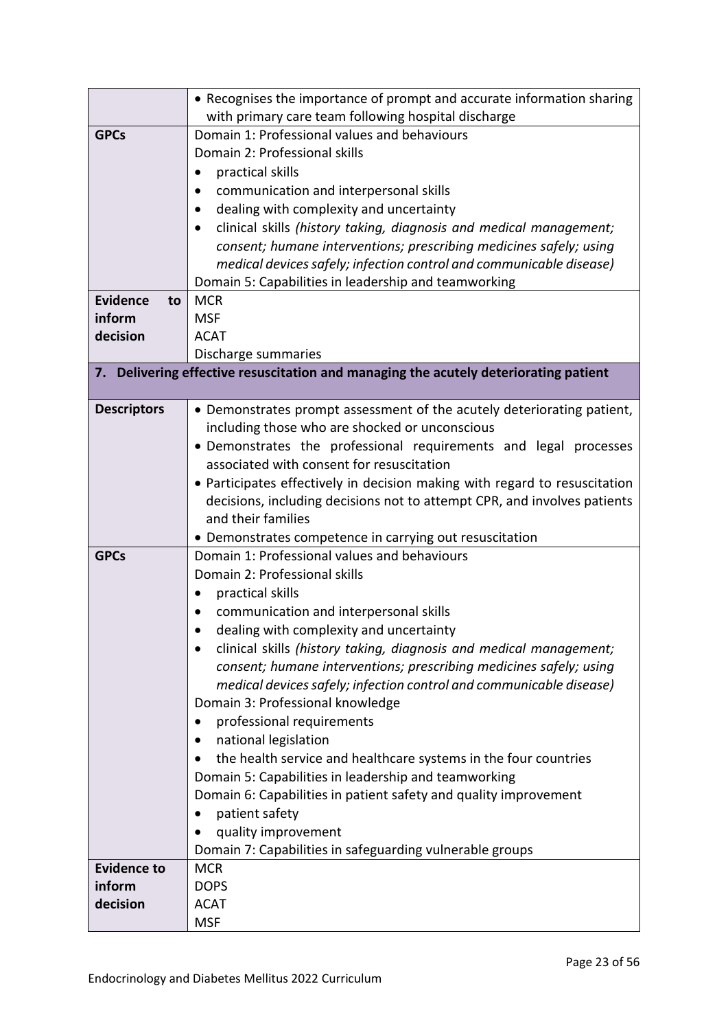| | |
|---|---|
| | • Recognises the importance of prompt and accurate information sharing with primary care team following hospital discharge |
| **GPCs** | Domain 1: Professional values and behaviours<br>Domain 2: Professional skills<br>• practical skills<br>• communication and interpersonal skills<br>• dealing with complexity and uncertainty<br>• clinical skills *(history taking, diagnosis and medical management; consent; humane interventions; prescribing medicines safely; using medical devices safely; infection control and communicable disease)*<br>Domain 5: Capabilities in leadership and teamworking |
| **Evidence to inform decision** | MCR<br>MSF<br>ACAT<br>Discharge summaries |
| **7. Delivering effective resuscitation and managing the acutely deteriorating patient** | |
| **Descriptors** | • Demonstrates prompt assessment of the acutely deteriorating patient, including those who are shocked or unconscious<br>• Demonstrates the professional requirements and legal processes associated with consent for resuscitation<br>• Participates effectively in decision making with regard to resuscitation decisions, including decisions not to attempt CPR, and involves patients and their families<br>• Demonstrates competence in carrying out resuscitation |
| **GPCs** | Domain 1: Professional values and behaviours<br>Domain 2: Professional skills<br>• practical skills<br>• communication and interpersonal skills<br>• dealing with complexity and uncertainty<br>• clinical skills *(history taking, diagnosis and medical management; consent; humane interventions; prescribing medicines safely; using medical devices safely; infection control and communicable disease)*<br>Domain 3: Professional knowledge<br>• professional requirements<br>• national legislation<br>• the health service and healthcare systems in the four countries<br>Domain 5: Capabilities in leadership and teamworking<br>Domain 6: Capabilities in patient safety and quality improvement<br>• patient safety<br>• quality improvement<br>Domain 7: Capabilities in safeguarding vulnerable groups |
| **Evidence to inform decision** | MCR<br>DOPS<br>ACAT<br>MSF |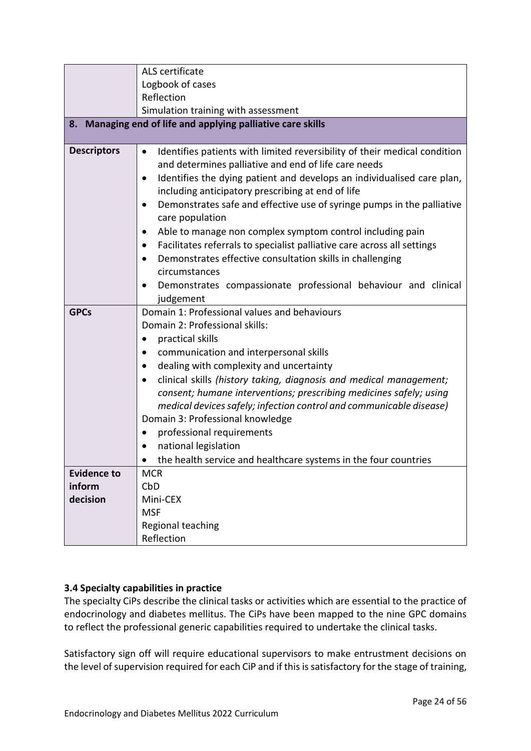| | |
|---|---|
| | ALS certificate<br>Logbook of cases<br>Reflection<br>Simulation training with assessment |
| **8. Managing end of life and applying palliative care skills** | |
| **Descriptors** | • Identifies patients with limited reversibility of their medical condition and determines palliative and end of life care needs<br>• Identifies the dying patient and develops an individualised care plan, including anticipatory prescribing at end of life<br>• Demonstrates safe and effective use of syringe pumps in the palliative care population<br>• Able to manage non complex symptom control including pain<br>• Facilitates referrals to specialist palliative care across all settings<br>• Demonstrates effective consultation skills in challenging circumstances<br>• Demonstrates compassionate professional behaviour and clinical judgement |
| **GPCs** | Domain 1: Professional values and behaviours<br>Domain 2: Professional skills:<br>• practical skills<br>• communication and interpersonal skills<br>• dealing with complexity and uncertainty<br>• clinical skills *(history taking, diagnosis and medical management; consent; humane interventions; prescribing medicines safely; using medical devices safely; infection control and communicable disease)*<br>Domain 3: Professional knowledge<br>• professional requirements<br>• national legislation<br>• the health service and healthcare systems in the four countries |
| **Evidence to inform decision** | MCR<br>CbD<br>Mini-CEX<br>MSF<br>Regional teaching<br>Reflection |

### 3.4 Specialty capabilities in practice

The specialty CiPs describe the clinical tasks or activities which are essential to the practice of endocrinology and diabetes mellitus. The CiPs have been mapped to the nine GPC domains to reflect the professional generic capabilities required to undertake the clinical tasks.

Satisfactory sign off will require educational supervisors to make entrustment decisions on the level of supervision required for each CiP and if this is satisfactory for the stage of training,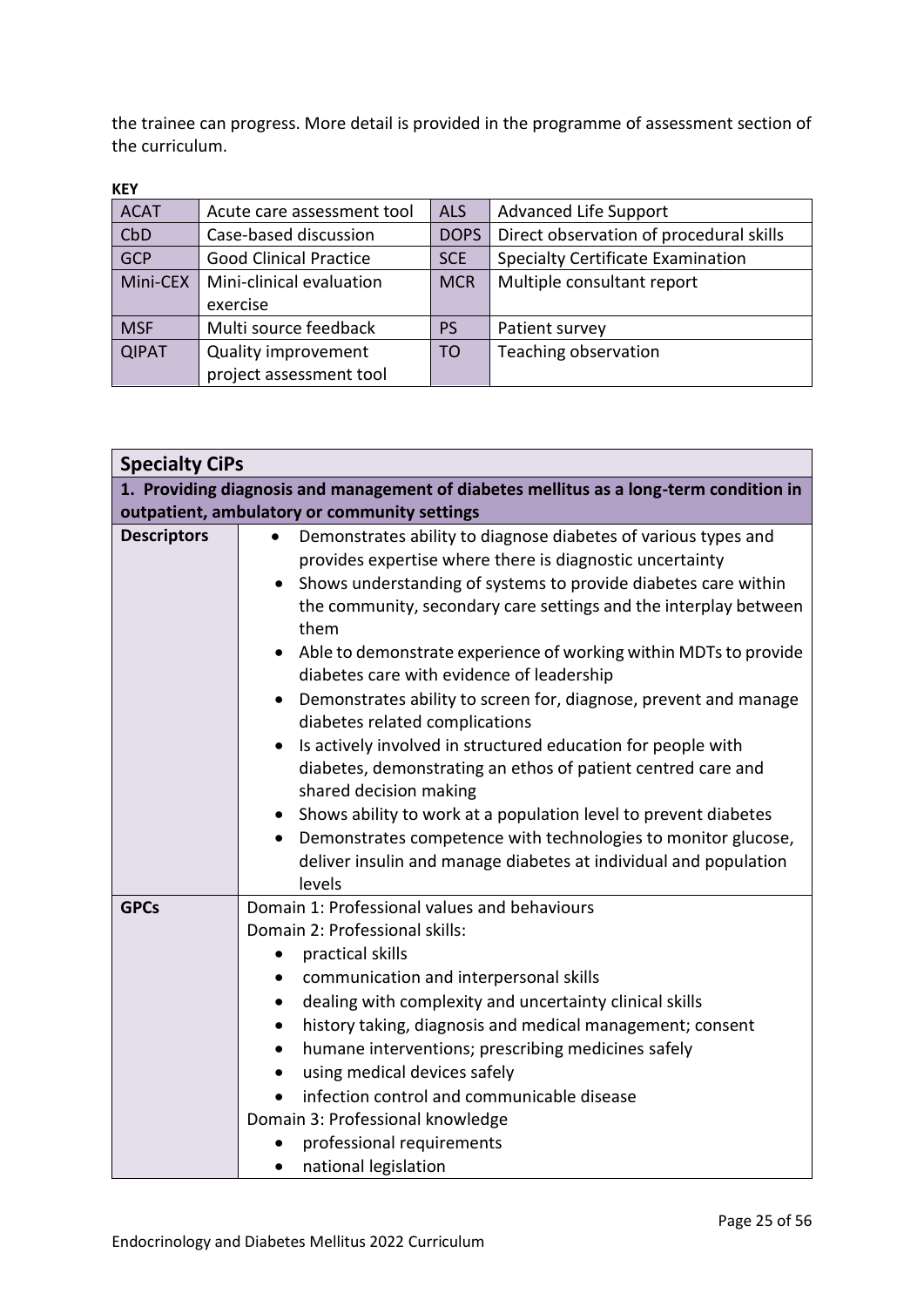the trainee can progress. More detail is provided in the programme of assessment section of the curriculum.

**KEY**

| | | | |
|---|---|---|---|
| ACAT | Acute care assessment tool | ALS | Advanced Life Support |
| CbD | Case-based discussion | DOPS | Direct observation of procedural skills |
| GCP | Good Clinical Practice | SCE | Specialty Certificate Examination |
| Mini-CEX | Mini-clinical evaluation exercise | MCR | Multiple consultant report |
| MSF | Multi source feedback | PS | Patient survey |
| QIPAT | Quality improvement project assessment tool | TO | Teaching observation |

| **Specialty CiPs** | |
|---|---|
| **1. Providing diagnosis and management of diabetes mellitus as a long-term condition in outpatient, ambulatory or community settings** | |
| **Descriptors** | • Demonstrates ability to diagnose diabetes of various types and provides expertise where there is diagnostic uncertainty<br>• Shows understanding of systems to provide diabetes care within the community, secondary care settings and the interplay between them<br>• Able to demonstrate experience of working within MDTs to provide diabetes care with evidence of leadership<br>• Demonstrates ability to screen for, diagnose, prevent and manage diabetes related complications<br>• Is actively involved in structured education for people with diabetes, demonstrating an ethos of patient centred care and shared decision making<br>• Shows ability to work at a population level to prevent diabetes<br>• Demonstrates competence with technologies to monitor glucose, deliver insulin and manage diabetes at individual and population levels |
| **GPCs** | Domain 1: Professional values and behaviours<br>Domain 2: Professional skills:<br>• practical skills<br>• communication and interpersonal skills<br>• dealing with complexity and uncertainty clinical skills<br>• history taking, diagnosis and medical management; consent<br>• humane interventions; prescribing medicines safely<br>• using medical devices safely<br>• infection control and communicable disease<br>Domain 3: Professional knowledge<br>• professional requirements<br>• national legislation |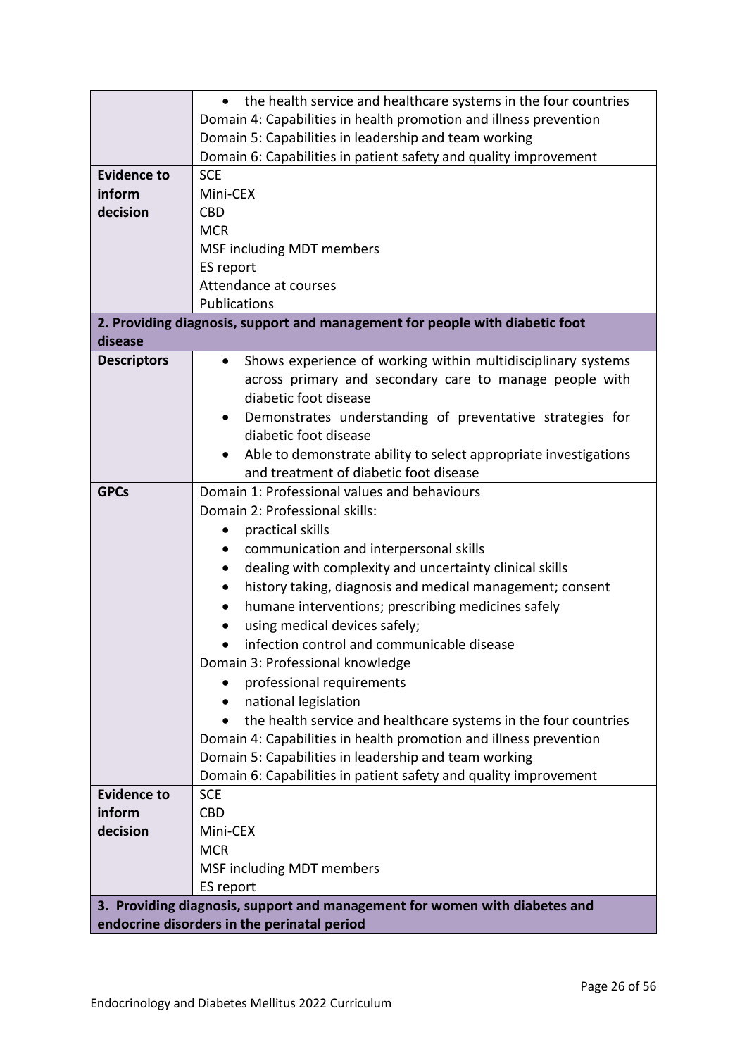| | |
|---|---|
| | • the health service and healthcare systems in the four countries<br>Domain 4: Capabilities in health promotion and illness prevention<br>Domain 5: Capabilities in leadership and team working<br>Domain 6: Capabilities in patient safety and quality improvement |
| **Evidence to inform decision** | SCE<br>Mini-CEX<br>CBD<br>MCR<br>MSF including MDT members<br>ES report<br>Attendance at courses<br>Publications |
| **2. Providing diagnosis, support and management for people with diabetic foot disease** | |
| **Descriptors** | • Shows experience of working within multidisciplinary systems across primary and secondary care to manage people with diabetic foot disease<br>• Demonstrates understanding of preventative strategies for diabetic foot disease<br>• Able to demonstrate ability to select appropriate investigations and treatment of diabetic foot disease |
| **GPCs** | Domain 1: Professional values and behaviours<br>Domain 2: Professional skills:<br>• practical skills<br>• communication and interpersonal skills<br>• dealing with complexity and uncertainty clinical skills<br>• history taking, diagnosis and medical management; consent<br>• humane interventions; prescribing medicines safely<br>• using medical devices safely;<br>• infection control and communicable disease<br>Domain 3: Professional knowledge<br>• professional requirements<br>• national legislation<br>• the health service and healthcare systems in the four countries<br>Domain 4: Capabilities in health promotion and illness prevention<br>Domain 5: Capabilities in leadership and team working<br>Domain 6: Capabilities in patient safety and quality improvement |
| **Evidence to inform decision** | SCE<br>CBD<br>Mini-CEX<br>MCR<br>MSF including MDT members<br>ES report |
| **3. Providing diagnosis, support and management for women with diabetes and endocrine disorders in the perinatal period** | |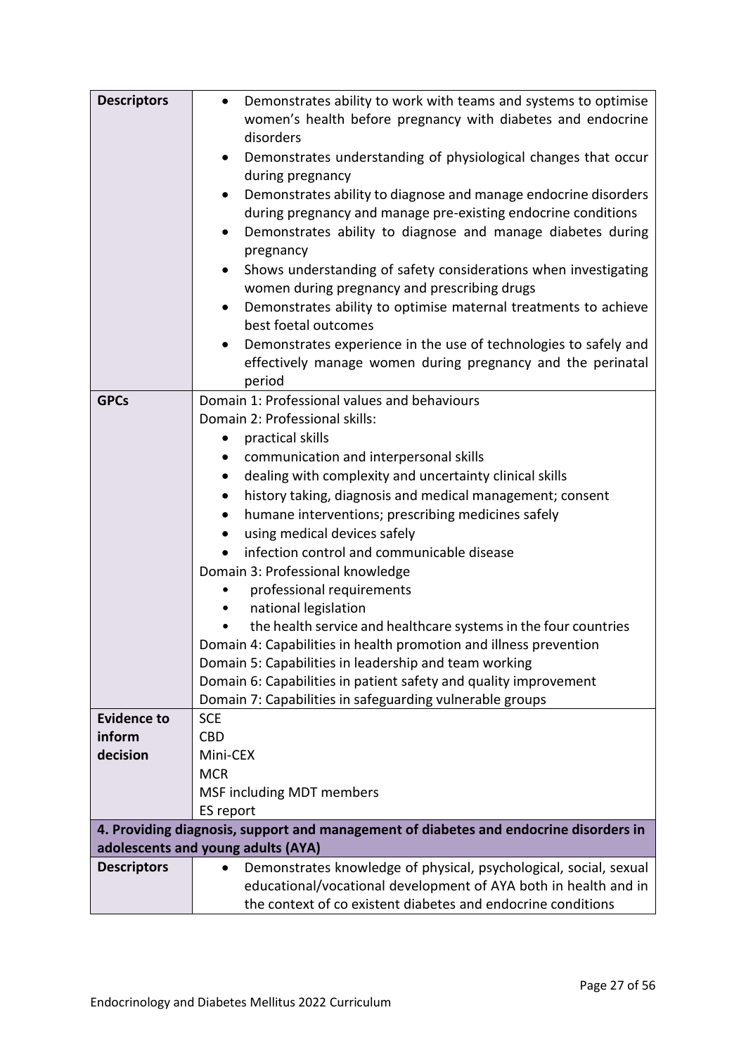| | |
|---|---|
| **Descriptors** | • Demonstrates ability to work with teams and systems to optimise women's health before pregnancy with diabetes and endocrine disorders<br>• Demonstrates understanding of physiological changes that occur during pregnancy<br>• Demonstrates ability to diagnose and manage endocrine disorders during pregnancy and manage pre-existing endocrine conditions<br>• Demonstrates ability to diagnose and manage diabetes during pregnancy<br>• Shows understanding of safety considerations when investigating women during pregnancy and prescribing drugs<br>• Demonstrates ability to optimise maternal treatments to achieve best foetal outcomes<br>• Demonstrates experience in the use of technologies to safely and effectively manage women during pregnancy and the perinatal period |
| **GPCs** | Domain 1: Professional values and behaviours<br>Domain 2: Professional skills:<br>• practical skills<br>• communication and interpersonal skills<br>• dealing with complexity and uncertainty clinical skills<br>• history taking, diagnosis and medical management; consent<br>• humane interventions; prescribing medicines safely<br>• using medical devices safely<br>• infection control and communicable disease<br>Domain 3: Professional knowledge<br>• professional requirements<br>• national legislation<br>• the health service and healthcare systems in the four countries<br>Domain 4: Capabilities in health promotion and illness prevention<br>Domain 5: Capabilities in leadership and team working<br>Domain 6: Capabilities in patient safety and quality improvement<br>Domain 7: Capabilities in safeguarding vulnerable groups |
| **Evidence to inform decision** | SCE<br>CBD<br>Mini-CEX<br>MCR<br>MSF including MDT members<br>ES report |
| **4. Providing diagnosis, support and management of diabetes and endocrine disorders in adolescents and young adults (AYA)** | |
| **Descriptors** | • Demonstrates knowledge of physical, psychological, social, sexual educational/vocational development of AYA both in health and in the context of co existent diabetes and endocrine conditions |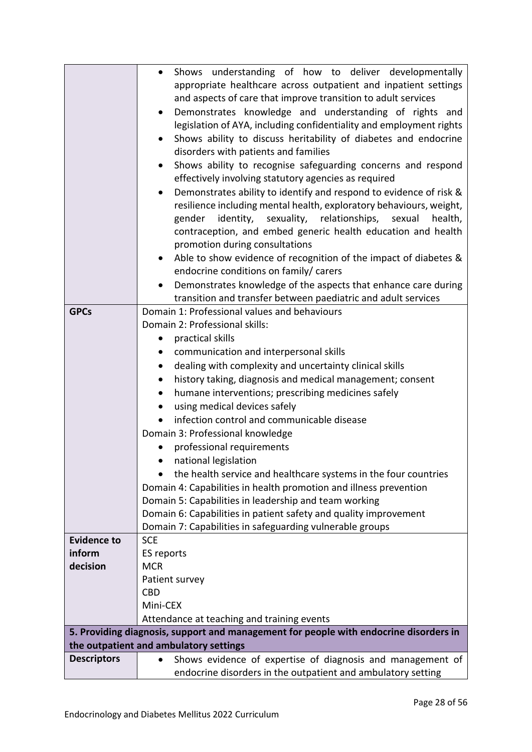| | |
|---|---|
| | • Shows understanding of how to deliver developmentally appropriate healthcare across outpatient and inpatient settings and aspects of care that improve transition to adult services<br>• Demonstrates knowledge and understanding of rights and legislation of AYA, including confidentiality and employment rights<br>• Shows ability to discuss heritability of diabetes and endocrine disorders with patients and families<br>• Shows ability to recognise safeguarding concerns and respond effectively involving statutory agencies as required<br>• Demonstrates ability to identify and respond to evidence of risk & resilience including mental health, exploratory behaviours, weight, gender identity, sexuality, relationships, sexual health, contraception, and embed generic health education and health promotion during consultations<br>• Able to show evidence of recognition of the impact of diabetes & endocrine conditions on family/ carers<br>• Demonstrates knowledge of the aspects that enhance care during transition and transfer between paediatric and adult services |
| **GPCs** | Domain 1: Professional values and behaviours<br>Domain 2: Professional skills:<br>• practical skills<br>• communication and interpersonal skills<br>• dealing with complexity and uncertainty clinical skills<br>• history taking, diagnosis and medical management; consent<br>• humane interventions; prescribing medicines safely<br>• using medical devices safely<br>• infection control and communicable disease<br>Domain 3: Professional knowledge<br>• professional requirements<br>• national legislation<br>• the health service and healthcare systems in the four countries<br>Domain 4: Capabilities in health promotion and illness prevention<br>Domain 5: Capabilities in leadership and team working<br>Domain 6: Capabilities in patient safety and quality improvement<br>Domain 7: Capabilities in safeguarding vulnerable groups |
| **Evidence to inform decision** | SCE<br>ES reports<br>MCR<br>Patient survey<br>CBD<br>Mini-CEX<br>Attendance at teaching and training events |
| **5. Providing diagnosis, support and management for people with endocrine disorders in the outpatient and ambulatory settings** | |
| **Descriptors** | • Shows evidence of expertise of diagnosis and management of endocrine disorders in the outpatient and ambulatory setting |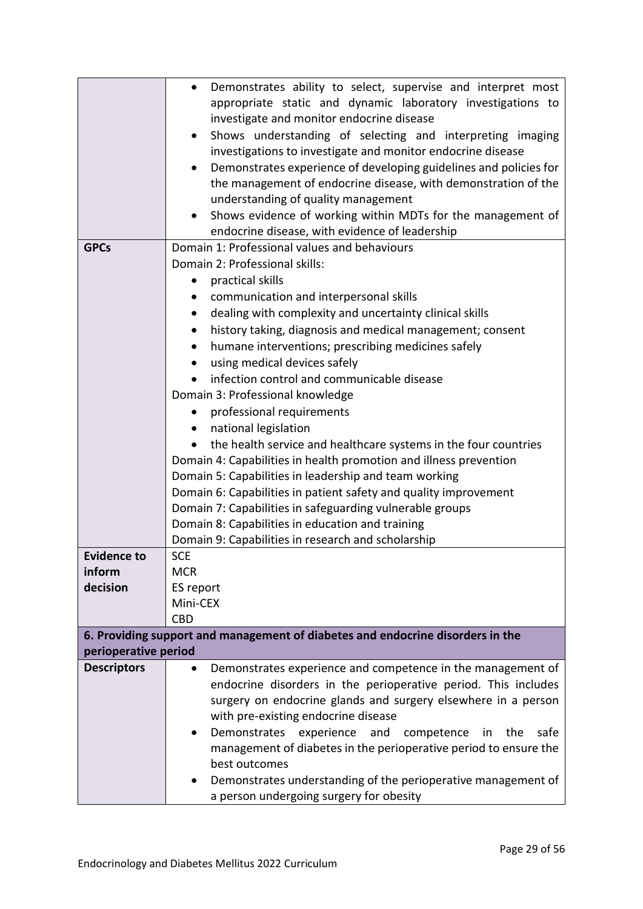| | |
|---|---|
| | • Demonstrates ability to select, supervise and interpret most appropriate static and dynamic laboratory investigations to investigate and monitor endocrine disease<br>• Shows understanding of selecting and interpreting imaging investigations to investigate and monitor endocrine disease<br>• Demonstrates experience of developing guidelines and policies for the management of endocrine disease, with demonstration of the understanding of quality management<br>• Shows evidence of working within MDTs for the management of endocrine disease, with evidence of leadership |
| **GPCs** | Domain 1: Professional values and behaviours<br>Domain 2: Professional skills:<br>• practical skills<br>• communication and interpersonal skills<br>• dealing with complexity and uncertainty clinical skills<br>• history taking, diagnosis and medical management; consent<br>• humane interventions; prescribing medicines safely<br>• using medical devices safely<br>• infection control and communicable disease<br>Domain 3: Professional knowledge<br>• professional requirements<br>• national legislation<br>• the health service and healthcare systems in the four countries<br>Domain 4: Capabilities in health promotion and illness prevention<br>Domain 5: Capabilities in leadership and team working<br>Domain 6: Capabilities in patient safety and quality improvement<br>Domain 7: Capabilities in safeguarding vulnerable groups<br>Domain 8: Capabilities in education and training<br>Domain 9: Capabilities in research and scholarship |
| **Evidence to inform decision** | SCE<br>MCR<br>ES report<br>Mini-CEX<br>CBD |
| **6. Providing support and management of diabetes and endocrine disorders in the perioperative period** | |
| **Descriptors** | • Demonstrates experience and competence in the management of endocrine disorders in the perioperative period. This includes surgery on endocrine glands and surgery elsewhere in a person with pre-existing endocrine disease<br>• Demonstrates experience and competence in the safe management of diabetes in the perioperative period to ensure the best outcomes<br>• Demonstrates understanding of the perioperative management of a person undergoing surgery for obesity |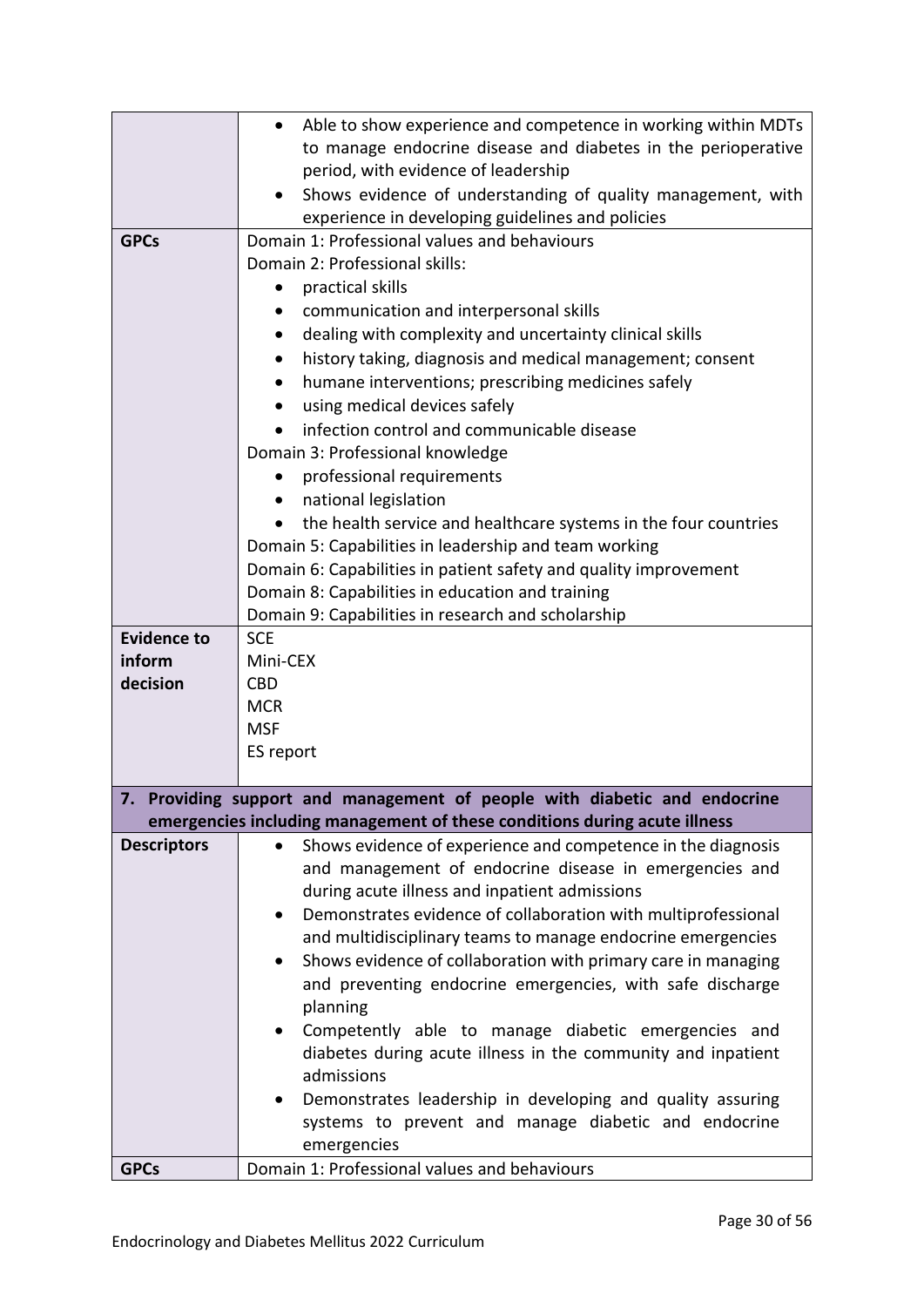| | |
|---|---|
| | • Able to show experience and competence in working within MDTs to manage endocrine disease and diabetes in the perioperative period, with evidence of leadership<br>• Shows evidence of understanding of quality management, with experience in developing guidelines and policies |
| **GPCs** | Domain 1: Professional values and behaviours<br>Domain 2: Professional skills:<br>• practical skills<br>• communication and interpersonal skills<br>• dealing with complexity and uncertainty clinical skills<br>• history taking, diagnosis and medical management; consent<br>• humane interventions; prescribing medicines safely<br>• using medical devices safely<br>• infection control and communicable disease<br>Domain 3: Professional knowledge<br>• professional requirements<br>• national legislation<br>• the health service and healthcare systems in the four countries<br>Domain 5: Capabilities in leadership and team working<br>Domain 6: Capabilities in patient safety and quality improvement<br>Domain 8: Capabilities in education and training<br>Domain 9: Capabilities in research and scholarship |
| **Evidence to inform decision** | SCE<br>Mini-CEX<br>CBD<br>MCR<br>MSF<br>ES report |

| **7. Providing support and management of people with diabetic and endocrine emergencies including management of these conditions during acute illness** | |
|---|---|
| **Descriptors** | • Shows evidence of experience and competence in the diagnosis and management of endocrine disease in emergencies and during acute illness and inpatient admissions<br>• Demonstrates evidence of collaboration with multiprofessional and multidisciplinary teams to manage endocrine emergencies<br>• Shows evidence of collaboration with primary care in managing and preventing endocrine emergencies, with safe discharge planning<br>• Competently able to manage diabetic emergencies and diabetes during acute illness in the community and inpatient admissions<br>• Demonstrates leadership in developing and quality assuring systems to prevent and manage diabetic and endocrine emergencies |
| **GPCs** | Domain 1: Professional values and behaviours |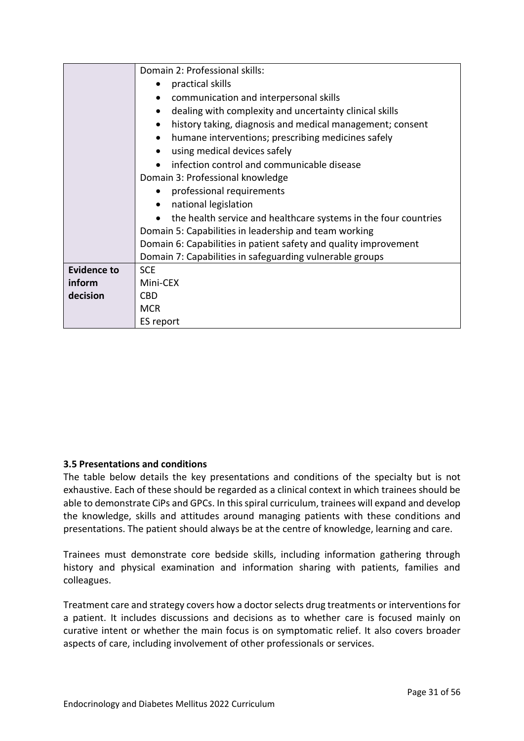|  | Domain 2: Professional skills:<br>• practical skills<br>• communication and interpersonal skills<br>• dealing with complexity and uncertainty clinical skills<br>• history taking, diagnosis and medical management; consent<br>• humane interventions; prescribing medicines safely<br>• using medical devices safely<br>• infection control and communicable disease<br>Domain 3: Professional knowledge<br>• professional requirements<br>• national legislation<br>• the health service and healthcare systems in the four countries<br>Domain 5: Capabilities in leadership and team working<br>Domain 6: Capabilities in patient safety and quality improvement<br>Domain 7: Capabilities in safeguarding vulnerable groups |
|---|---|
| **Evidence to inform decision** | SCE<br>Mini-CEX<br>CBD<br>MCR<br>ES report |

### 3.5 Presentations and conditions

The table below details the key presentations and conditions of the specialty but is not exhaustive. Each of these should be regarded as a clinical context in which trainees should be able to demonstrate CiPs and GPCs. In this spiral curriculum, trainees will expand and develop the knowledge, skills and attitudes around managing patients with these conditions and presentations. The patient should always be at the centre of knowledge, learning and care.

Trainees must demonstrate core bedside skills, including information gathering through history and physical examination and information sharing with patients, families and colleagues.

Treatment care and strategy covers how a doctor selects drug treatments or interventions for a patient. It includes discussions and decisions as to whether care is focused mainly on curative intent or whether the main focus is on symptomatic relief. It also covers broader aspects of care, including involvement of other professionals or services.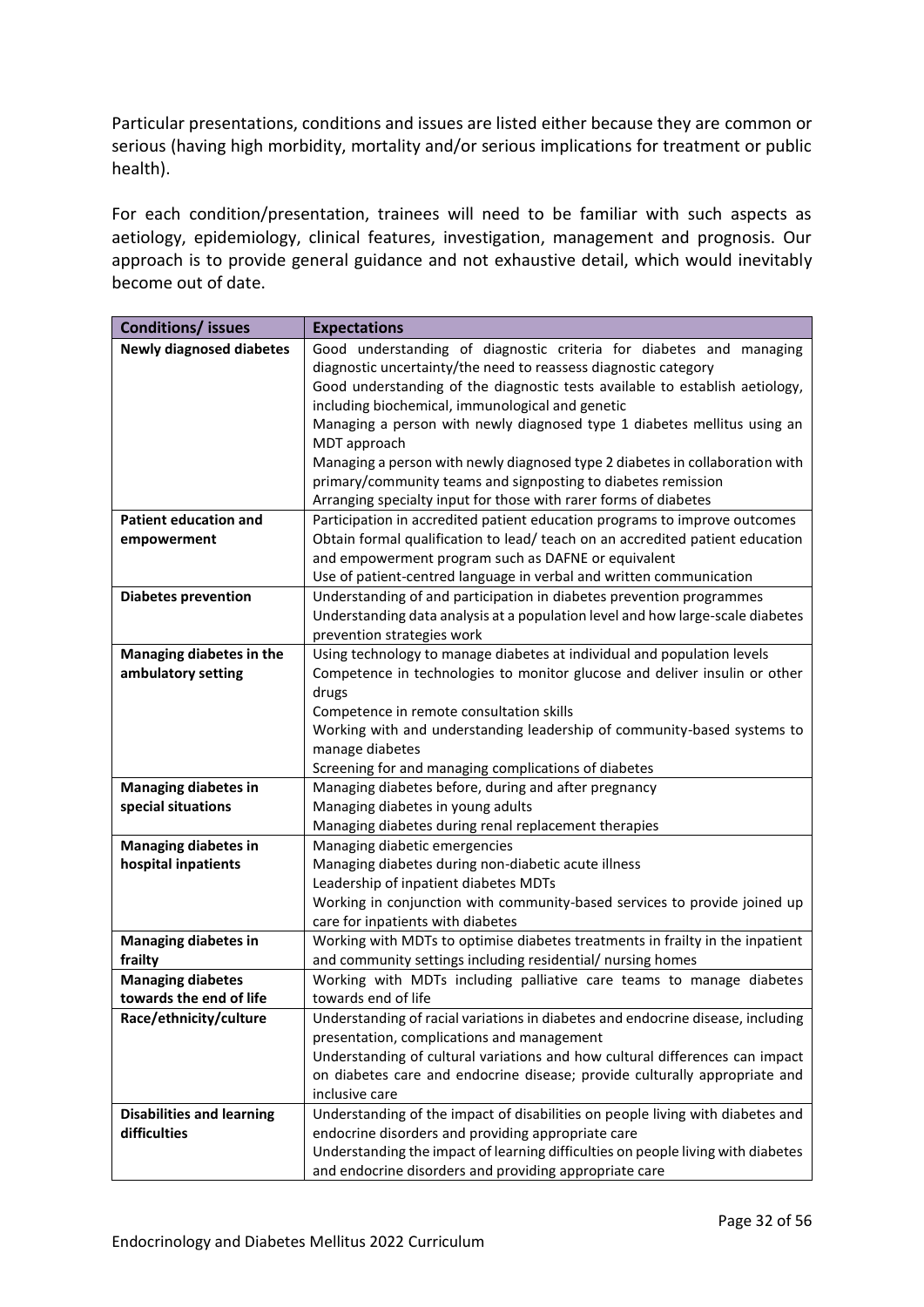Particular presentations, conditions and issues are listed either because they are common or serious (having high morbidity, mortality and/or serious implications for treatment or public health).

For each condition/presentation, trainees will need to be familiar with such aspects as aetiology, epidemiology, clinical features, investigation, management and prognosis. Our approach is to provide general guidance and not exhaustive detail, which would inevitably become out of date.

| Conditions/ issues | Expectations |
|---|---|
| **Newly diagnosed diabetes** | Good understanding of diagnostic criteria for diabetes and managing diagnostic uncertainty/the need to reassess diagnostic category<br>Good understanding of the diagnostic tests available to establish aetiology, including biochemical, immunological and genetic<br>Managing a person with newly diagnosed type 1 diabetes mellitus using an MDT approach<br>Managing a person with newly diagnosed type 2 diabetes in collaboration with primary/community teams and signposting to diabetes remission<br>Arranging specialty input for those with rarer forms of diabetes |
| **Patient education and empowerment** | Participation in accredited patient education programs to improve outcomes<br>Obtain formal qualification to lead/ teach on an accredited patient education and empowerment program such as DAFNE or equivalent<br>Use of patient-centred language in verbal and written communication |
| **Diabetes prevention** | Understanding of and participation in diabetes prevention programmes<br>Understanding data analysis at a population level and how large-scale diabetes prevention strategies work |
| **Managing diabetes in the ambulatory setting** | Using technology to manage diabetes at individual and population levels<br>Competence in technologies to monitor glucose and deliver insulin or other drugs<br>Competence in remote consultation skills<br>Working with and understanding leadership of community-based systems to manage diabetes<br>Screening for and managing complications of diabetes |
| **Managing diabetes in special situations** | Managing diabetes before, during and after pregnancy<br>Managing diabetes in young adults<br>Managing diabetes during renal replacement therapies |
| **Managing diabetes in hospital inpatients** | Managing diabetic emergencies<br>Managing diabetes during non-diabetic acute illness<br>Leadership of inpatient diabetes MDTs<br>Working in conjunction with community-based services to provide joined up care for inpatients with diabetes |
| **Managing diabetes in frailty** | Working with MDTs to optimise diabetes treatments in frailty in the inpatient and community settings including residential/ nursing homes |
| **Managing diabetes towards the end of life** | Working with MDTs including palliative care teams to manage diabetes towards end of life |
| **Race/ethnicity/culture** | Understanding of racial variations in diabetes and endocrine disease, including presentation, complications and management<br>Understanding of cultural variations and how cultural differences can impact on diabetes care and endocrine disease; provide culturally appropriate and inclusive care |
| **Disabilities and learning difficulties** | Understanding of the impact of disabilities on people living with diabetes and endocrine disorders and providing appropriate care<br>Understanding the impact of learning difficulties on people living with diabetes and endocrine disorders and providing appropriate care |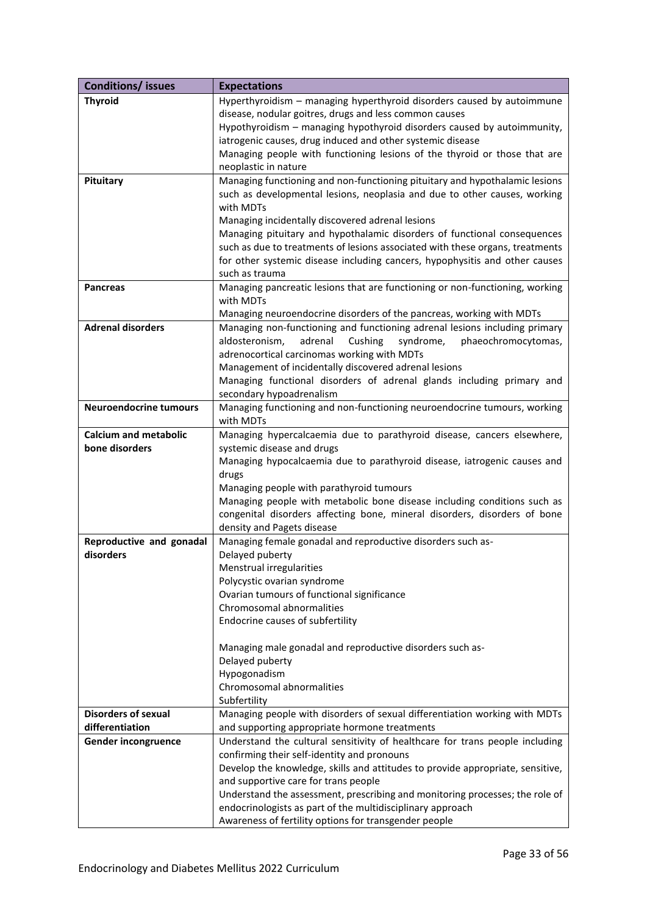| Conditions/ issues | Expectations |
|---|---|
| **Thyroid** | Hyperthyroidism – managing hyperthyroid disorders caused by autoimmune disease, nodular goitres, drugs and less common causes<br>Hypothyroidism – managing hypothyroid disorders caused by autoimmunity, iatrogenic causes, drug induced and other systemic disease<br>Managing people with functioning lesions of the thyroid or those that are neoplastic in nature |
| **Pituitary** | Managing functioning and non-functioning pituitary and hypothalamic lesions such as developmental lesions, neoplasia and due to other causes, working with MDTs<br>Managing incidentally discovered adrenal lesions<br>Managing pituitary and hypothalamic disorders of functional consequences such as due to treatments of lesions associated with these organs, treatments for other systemic disease including cancers, hypophysitis and other causes such as trauma |
| **Pancreas** | Managing pancreatic lesions that are functioning or non-functioning, working with MDTs<br>Managing neuroendocrine disorders of the pancreas, working with MDTs |
| **Adrenal disorders** | Managing non-functioning and functioning adrenal lesions including primary aldosteronism, adrenal Cushing syndrome, phaeochromocytomas, adrenocortical carcinomas working with MDTs<br>Management of incidentally discovered adrenal lesions<br>Managing functional disorders of adrenal glands including primary and secondary hypoadrenalism |
| **Neuroendocrine tumours** | Managing functioning and non-functioning neuroendocrine tumours, working with MDTs |
| **Calcium and metabolic bone disorders** | Managing hypercalcaemia due to parathyroid disease, cancers elsewhere, systemic disease and drugs<br>Managing hypocalcaemia due to parathyroid disease, iatrogenic causes and drugs<br>Managing people with parathyroid tumours<br>Managing people with metabolic bone disease including conditions such as congenital disorders affecting bone, mineral disorders, disorders of bone density and Pagets disease |
| **Reproductive and gonadal disorders** | Managing female gonadal and reproductive disorders such as-<br>Delayed puberty<br>Menstrual irregularities<br>Polycystic ovarian syndrome<br>Ovarian tumours of functional significance<br>Chromosomal abnormalities<br>Endocrine causes of subfertility<br><br>Managing male gonadal and reproductive disorders such as-<br>Delayed puberty<br>Hypogonadism<br>Chromosomal abnormalities<br>Subfertility |
| **Disorders of sexual differentiation** | Managing people with disorders of sexual differentiation working with MDTs and supporting appropriate hormone treatments |
| **Gender incongruence** | Understand the cultural sensitivity of healthcare for trans people including confirming their self-identity and pronouns<br>Develop the knowledge, skills and attitudes to provide appropriate, sensitive, and supportive care for trans people<br>Understand the assessment, prescribing and monitoring processes; the role of endocrinologists as part of the multidisciplinary approach<br>Awareness of fertility options for transgender people |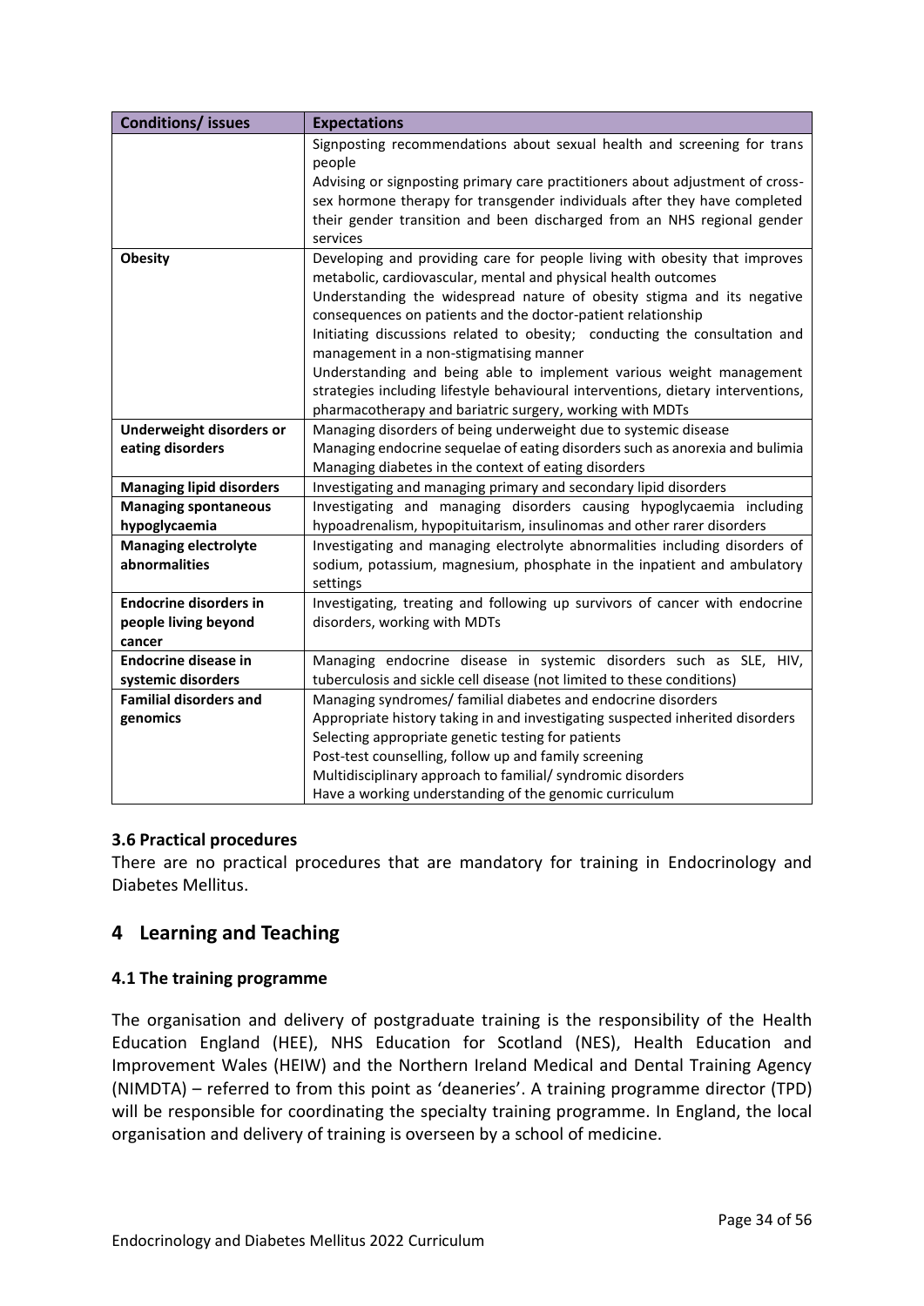| Conditions/ issues | Expectations |
|---|---|
| | Signposting recommendations about sexual health and screening for trans people<br>Advising or signposting primary care practitioners about adjustment of cross-sex hormone therapy for transgender individuals after they have completed their gender transition and been discharged from an NHS regional gender services |
| **Obesity** | Developing and providing care for people living with obesity that improves metabolic, cardiovascular, mental and physical health outcomes<br>Understanding the widespread nature of obesity stigma and its negative consequences on patients and the doctor-patient relationship<br>Initiating discussions related to obesity; conducting the consultation and management in a non-stigmatising manner<br>Understanding and being able to implement various weight management strategies including lifestyle behavioural interventions, dietary interventions, pharmacotherapy and bariatric surgery, working with MDTs |
| **Underweight disorders or eating disorders** | Managing disorders of being underweight due to systemic disease<br>Managing endocrine sequelae of eating disorders such as anorexia and bulimia<br>Managing diabetes in the context of eating disorders |
| **Managing lipid disorders** | Investigating and managing primary and secondary lipid disorders |
| **Managing spontaneous hypoglycaemia** | Investigating and managing disorders causing hypoglycaemia including hypoadrenalism, hypopituitarism, insulinomas and other rarer disorders |
| **Managing electrolyte abnormalities** | Investigating and managing electrolyte abnormalities including disorders of sodium, potassium, magnesium, phosphate in the inpatient and ambulatory settings |
| **Endocrine disorders in people living beyond cancer** | Investigating, treating and following up survivors of cancer with endocrine disorders, working with MDTs |
| **Endocrine disease in systemic disorders** | Managing endocrine disease in systemic disorders such as SLE, HIV, tuberculosis and sickle cell disease (not limited to these conditions) |
| **Familial disorders and genomics** | Managing syndromes/ familial diabetes and endocrine disorders<br>Appropriate history taking in and investigating suspected inherited disorders<br>Selecting appropriate genetic testing for patients<br>Post-test counselling, follow up and family screening<br>Multidisciplinary approach to familial/ syndromic disorders<br>Have a working understanding of the genomic curriculum |

### 3.6 Practical procedures

There are no practical procedures that are mandatory for training in Endocrinology and Diabetes Mellitus.

## 4 Learning and Teaching

### 4.1 The training programme

The organisation and delivery of postgraduate training is the responsibility of the Health Education England (HEE), NHS Education for Scotland (NES), Health Education and Improvement Wales (HEIW) and the Northern Ireland Medical and Dental Training Agency (NIMDTA) – referred to from this point as 'deaneries'. A training programme director (TPD) will be responsible for coordinating the specialty training programme. In England, the local organisation and delivery of training is overseen by a school of medicine.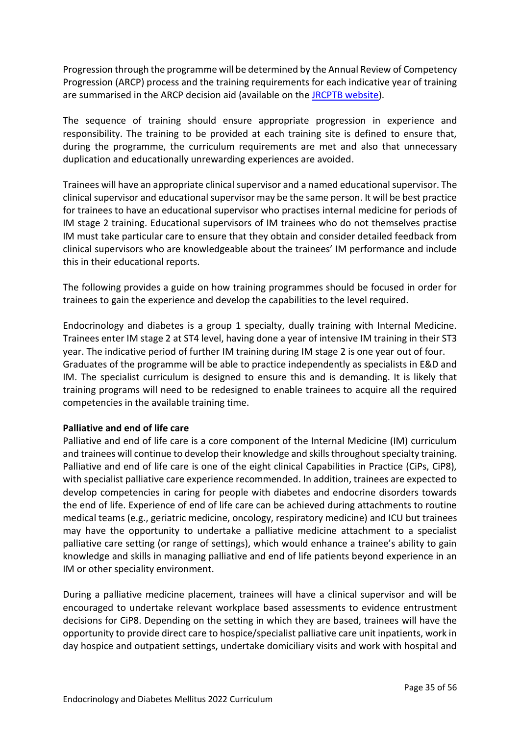Progression through the programme will be determined by the Annual Review of Competency Progression (ARCP) process and the training requirements for each indicative year of training are summarised in the ARCP decision aid (available on the [JRCPTB website](JRCPTB website)).

The sequence of training should ensure appropriate progression in experience and responsibility. The training to be provided at each training site is defined to ensure that, during the programme, the curriculum requirements are met and also that unnecessary duplication and educationally unrewarding experiences are avoided.

Trainees will have an appropriate clinical supervisor and a named educational supervisor. The clinical supervisor and educational supervisor may be the same person. It will be best practice for trainees to have an educational supervisor who practises internal medicine for periods of IM stage 2 training. Educational supervisors of IM trainees who do not themselves practise IM must take particular care to ensure that they obtain and consider detailed feedback from clinical supervisors who are knowledgeable about the trainees' IM performance and include this in their educational reports.

The following provides a guide on how training programmes should be focused in order for trainees to gain the experience and develop the capabilities to the level required.

Endocrinology and diabetes is a group 1 specialty, dually training with Internal Medicine. Trainees enter IM stage 2 at ST4 level, having done a year of intensive IM training in their ST3 year. The indicative period of further IM training during IM stage 2 is one year out of four. Graduates of the programme will be able to practice independently as specialists in E&D and IM. The specialist curriculum is designed to ensure this and is demanding. It is likely that training programs will need to be redesigned to enable trainees to acquire all the required competencies in the available training time.

**Palliative and end of life care**

Palliative and end of life care is a core component of the Internal Medicine (IM) curriculum and trainees will continue to develop their knowledge and skills throughout specialty training. Palliative and end of life care is one of the eight clinical Capabilities in Practice (CiPs, CiP8), with specialist palliative care experience recommended. In addition, trainees are expected to develop competencies in caring for people with diabetes and endocrine disorders towards the end of life. Experience of end of life care can be achieved during attachments to routine medical teams (e.g., geriatric medicine, oncology, respiratory medicine) and ICU but trainees may have the opportunity to undertake a palliative medicine attachment to a specialist palliative care setting (or range of settings), which would enhance a trainee's ability to gain knowledge and skills in managing palliative and end of life patients beyond experience in an IM or other speciality environment.

During a palliative medicine placement, trainees will have a clinical supervisor and will be encouraged to undertake relevant workplace based assessments to evidence entrustment decisions for CiP8. Depending on the setting in which they are based, trainees will have the opportunity to provide direct care to hospice/specialist palliative care unit inpatients, work in day hospice and outpatient settings, undertake domiciliary visits and work with hospital and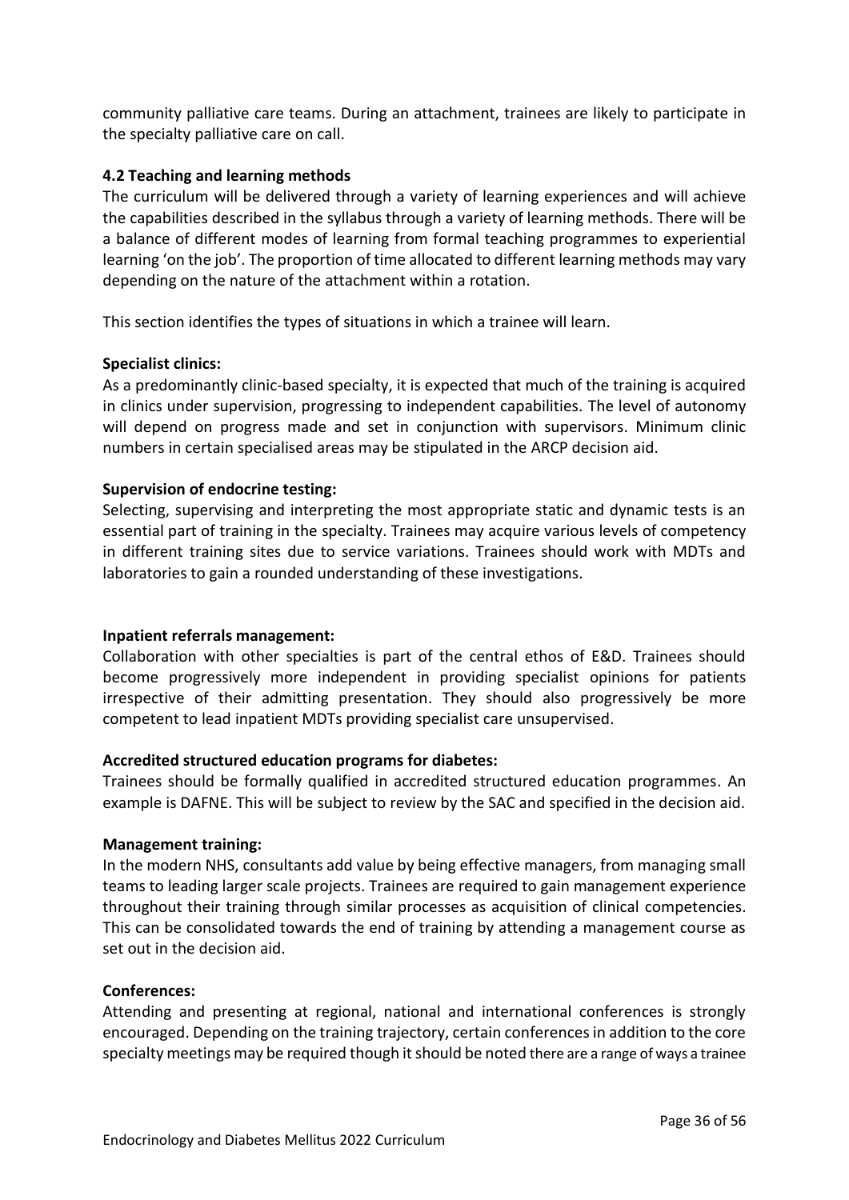community palliative care teams. During an attachment, trainees are likely to participate in the specialty palliative care on call.

### 4.2 Teaching and learning methods

The curriculum will be delivered through a variety of learning experiences and will achieve the capabilities described in the syllabus through a variety of learning methods. There will be a balance of different modes of learning from formal teaching programmes to experiential learning 'on the job'. The proportion of time allocated to different learning methods may vary depending on the nature of the attachment within a rotation.

This section identifies the types of situations in which a trainee will learn.

**Specialist clinics:**

As a predominantly clinic-based specialty, it is expected that much of the training is acquired in clinics under supervision, progressing to independent capabilities. The level of autonomy will depend on progress made and set in conjunction with supervisors. Minimum clinic numbers in certain specialised areas may be stipulated in the ARCP decision aid.

**Supervision of endocrine testing:**

Selecting, supervising and interpreting the most appropriate static and dynamic tests is an essential part of training in the specialty. Trainees may acquire various levels of competency in different training sites due to service variations. Trainees should work with MDTs and laboratories to gain a rounded understanding of these investigations.

**Inpatient referrals management:**

Collaboration with other specialties is part of the central ethos of E&D. Trainees should become progressively more independent in providing specialist opinions for patients irrespective of their admitting presentation. They should also progressively be more competent to lead inpatient MDTs providing specialist care unsupervised.

**Accredited structured education programs for diabetes:**

Trainees should be formally qualified in accredited structured education programmes. An example is DAFNE. This will be subject to review by the SAC and specified in the decision aid.

**Management training:**

In the modern NHS, consultants add value by being effective managers, from managing small teams to leading larger scale projects. Trainees are required to gain management experience throughout their training through similar processes as acquisition of clinical competencies. This can be consolidated towards the end of training by attending a management course as set out in the decision aid.

**Conferences:**

Attending and presenting at regional, national and international conferences is strongly encouraged. Depending on the training trajectory, certain conferences in addition to the core specialty meetings may be required though it should be noted there are a range of ways a trainee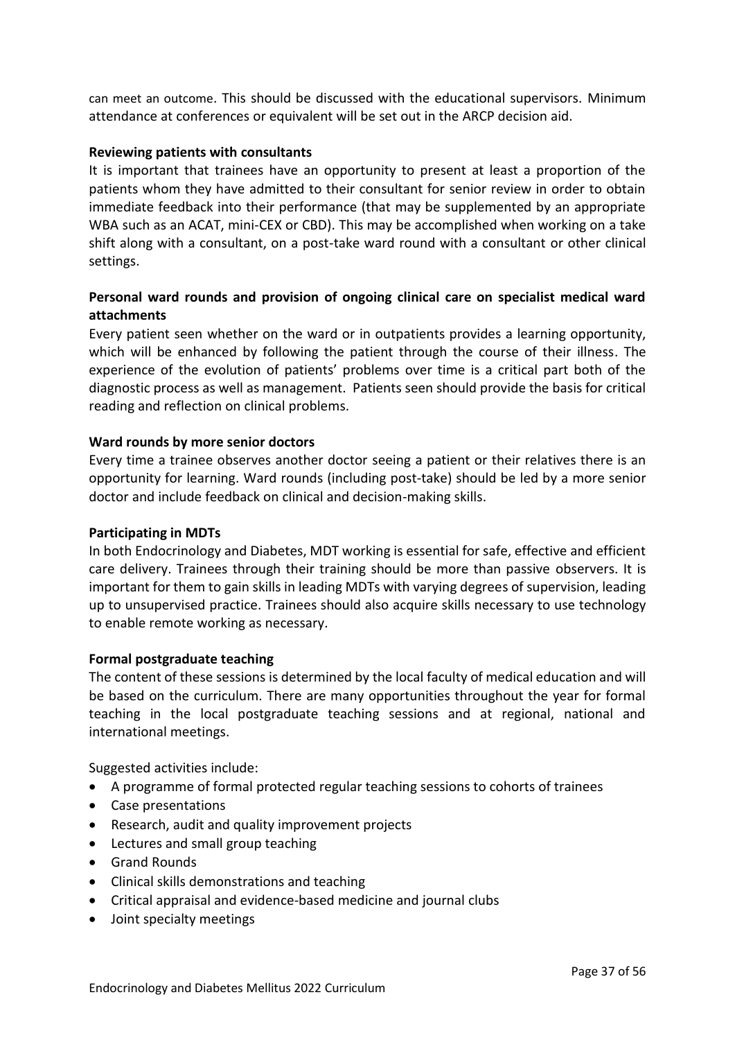can meet an outcome. This should be discussed with the educational supervisors. Minimum attendance at conferences or equivalent will be set out in the ARCP decision aid.

**Reviewing patients with consultants**

It is important that trainees have an opportunity to present at least a proportion of the patients whom they have admitted to their consultant for senior review in order to obtain immediate feedback into their performance (that may be supplemented by an appropriate WBA such as an ACAT, mini-CEX or CBD). This may be accomplished when working on a take shift along with a consultant, on a post-take ward round with a consultant or other clinical settings.

**Personal ward rounds and provision of ongoing clinical care on specialist medical ward attachments**

Every patient seen whether on the ward or in outpatients provides a learning opportunity, which will be enhanced by following the patient through the course of their illness. The experience of the evolution of patients' problems over time is a critical part both of the diagnostic process as well as management. Patients seen should provide the basis for critical reading and reflection on clinical problems.

**Ward rounds by more senior doctors**

Every time a trainee observes another doctor seeing a patient or their relatives there is an opportunity for learning. Ward rounds (including post-take) should be led by a more senior doctor and include feedback on clinical and decision-making skills.

**Participating in MDTs**

In both Endocrinology and Diabetes, MDT working is essential for safe, effective and efficient care delivery. Trainees through their training should be more than passive observers. It is important for them to gain skills in leading MDTs with varying degrees of supervision, leading up to unsupervised practice. Trainees should also acquire skills necessary to use technology to enable remote working as necessary.

**Formal postgraduate teaching**

The content of these sessions is determined by the local faculty of medical education and will be based on the curriculum. There are many opportunities throughout the year for formal teaching in the local postgraduate teaching sessions and at regional, national and international meetings.

Suggested activities include:

- A programme of formal protected regular teaching sessions to cohorts of trainees
- Case presentations
- Research, audit and quality improvement projects
- Lectures and small group teaching
- Grand Rounds
- Clinical skills demonstrations and teaching
- Critical appraisal and evidence-based medicine and journal clubs
- Joint specialty meetings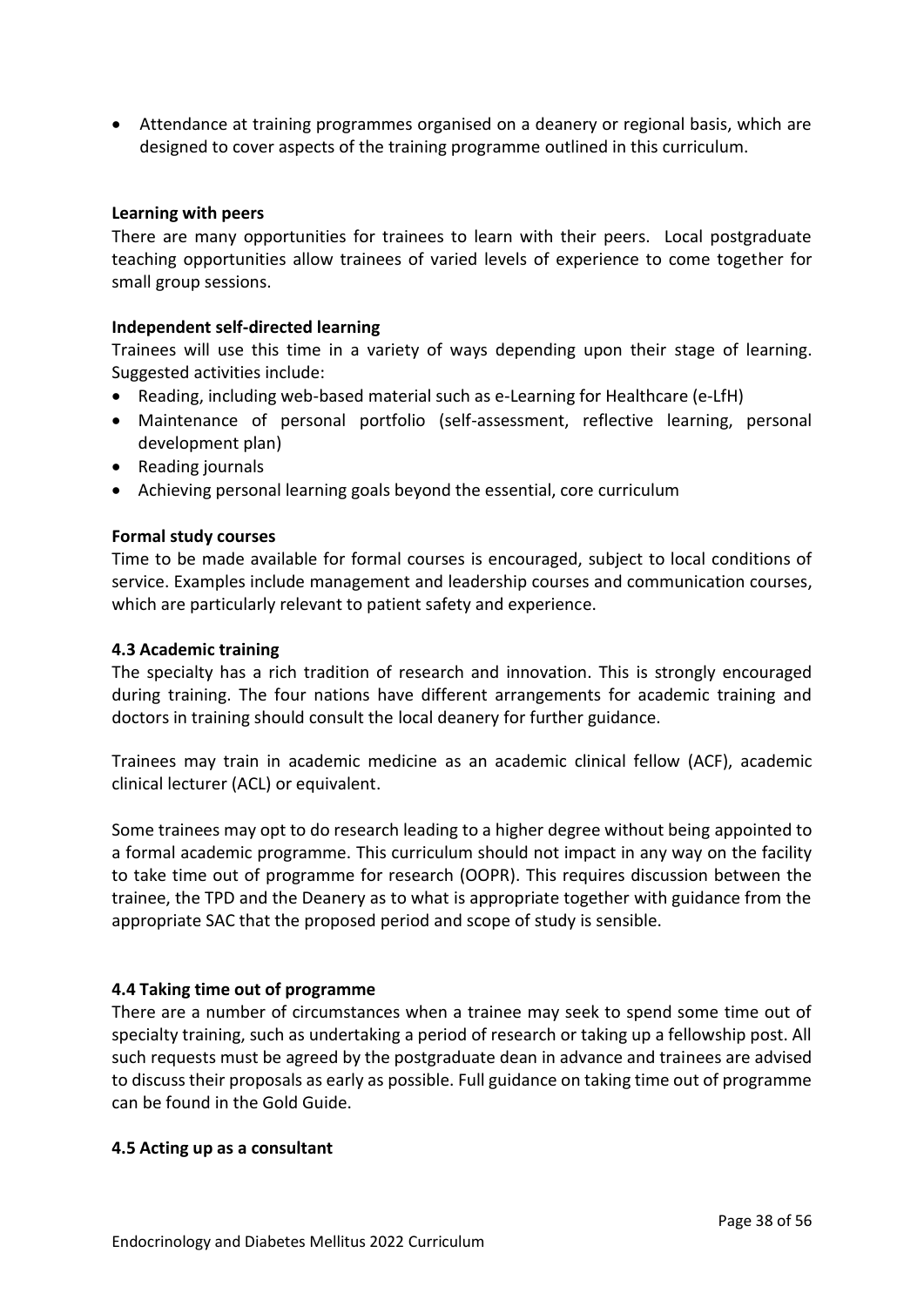- Attendance at training programmes organised on a deanery or regional basis, which are designed to cover aspects of the training programme outlined in this curriculum.

**Learning with peers**

There are many opportunities for trainees to learn with their peers. Local postgraduate teaching opportunities allow trainees of varied levels of experience to come together for small group sessions.

**Independent self-directed learning**

Trainees will use this time in a variety of ways depending upon their stage of learning. Suggested activities include:

- Reading, including web-based material such as e-Learning for Healthcare (e-LfH)
- Maintenance of personal portfolio (self-assessment, reflective learning, personal development plan)
- Reading journals
- Achieving personal learning goals beyond the essential, core curriculum

**Formal study courses**

Time to be made available for formal courses is encouraged, subject to local conditions of service. Examples include management and leadership courses and communication courses, which are particularly relevant to patient safety and experience.

### 4.3 Academic training

The specialty has a rich tradition of research and innovation. This is strongly encouraged during training. The four nations have different arrangements for academic training and doctors in training should consult the local deanery for further guidance.

Trainees may train in academic medicine as an academic clinical fellow (ACF), academic clinical lecturer (ACL) or equivalent.

Some trainees may opt to do research leading to a higher degree without being appointed to a formal academic programme. This curriculum should not impact in any way on the facility to take time out of programme for research (OOPR). This requires discussion between the trainee, the TPD and the Deanery as to what is appropriate together with guidance from the appropriate SAC that the proposed period and scope of study is sensible.

### 4.4 Taking time out of programme

There are a number of circumstances when a trainee may seek to spend some time out of specialty training, such as undertaking a period of research or taking up a fellowship post. All such requests must be agreed by the postgraduate dean in advance and trainees are advised to discuss their proposals as early as possible. Full guidance on taking time out of programme can be found in the Gold Guide.

### 4.5 Acting up as a consultant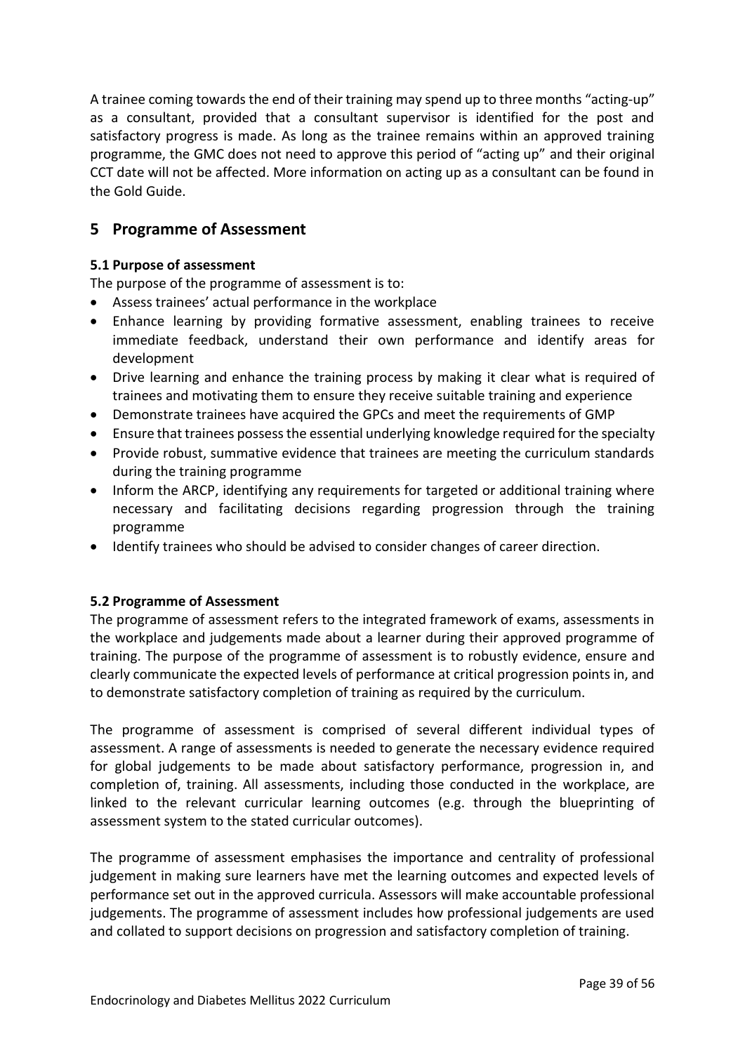A trainee coming towards the end of their training may spend up to three months "acting-up" as a consultant, provided that a consultant supervisor is identified for the post and satisfactory progress is made. As long as the trainee remains within an approved training programme, the GMC does not need to approve this period of "acting up" and their original CCT date will not be affected. More information on acting up as a consultant can be found in the Gold Guide.

# 5 Programme of Assessment

### 5.1 Purpose of assessment

The purpose of the programme of assessment is to:

- Assess trainees' actual performance in the workplace
- Enhance learning by providing formative assessment, enabling trainees to receive immediate feedback, understand their own performance and identify areas for development
- Drive learning and enhance the training process by making it clear what is required of trainees and motivating them to ensure they receive suitable training and experience
- Demonstrate trainees have acquired the GPCs and meet the requirements of GMP
- Ensure that trainees possess the essential underlying knowledge required for the specialty
- Provide robust, summative evidence that trainees are meeting the curriculum standards during the training programme
- Inform the ARCP, identifying any requirements for targeted or additional training where necessary and facilitating decisions regarding progression through the training programme
- Identify trainees who should be advised to consider changes of career direction.

### 5.2 Programme of Assessment

The programme of assessment refers to the integrated framework of exams, assessments in the workplace and judgements made about a learner during their approved programme of training. The purpose of the programme of assessment is to robustly evidence, ensure and clearly communicate the expected levels of performance at critical progression points in, and to demonstrate satisfactory completion of training as required by the curriculum.

The programme of assessment is comprised of several different individual types of assessment. A range of assessments is needed to generate the necessary evidence required for global judgements to be made about satisfactory performance, progression in, and completion of, training. All assessments, including those conducted in the workplace, are linked to the relevant curricular learning outcomes (e.g. through the blueprinting of assessment system to the stated curricular outcomes).

The programme of assessment emphasises the importance and centrality of professional judgement in making sure learners have met the learning outcomes and expected levels of performance set out in the approved curricula. Assessors will make accountable professional judgements. The programme of assessment includes how professional judgements are used and collated to support decisions on progression and satisfactory completion of training.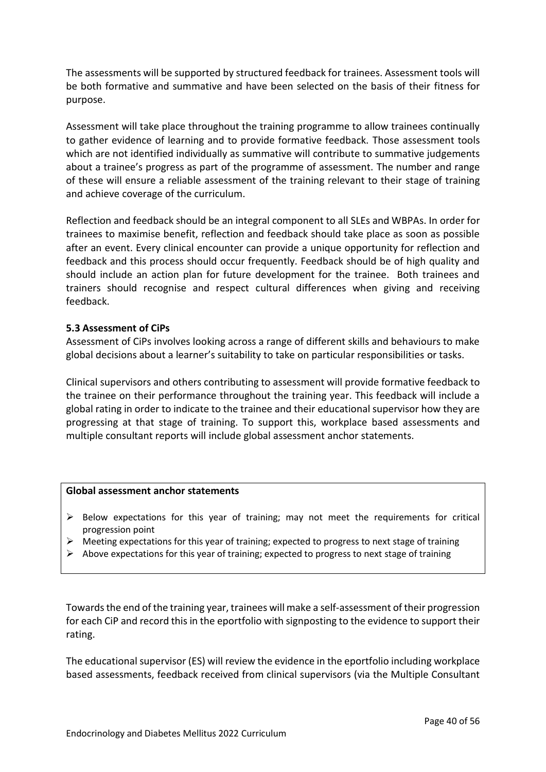The assessments will be supported by structured feedback for trainees. Assessment tools will be both formative and summative and have been selected on the basis of their fitness for purpose.

Assessment will take place throughout the training programme to allow trainees continually to gather evidence of learning and to provide formative feedback. Those assessment tools which are not identified individually as summative will contribute to summative judgements about a trainee's progress as part of the programme of assessment. The number and range of these will ensure a reliable assessment of the training relevant to their stage of training and achieve coverage of the curriculum.

Reflection and feedback should be an integral component to all SLEs and WBPAs. In order for trainees to maximise benefit, reflection and feedback should take place as soon as possible after an event. Every clinical encounter can provide a unique opportunity for reflection and feedback and this process should occur frequently. Feedback should be of high quality and should include an action plan for future development for the trainee. Both trainees and trainers should recognise and respect cultural differences when giving and receiving feedback.

### 5.3 Assessment of CiPs

Assessment of CiPs involves looking across a range of different skills and behaviours to make global decisions about a learner's suitability to take on particular responsibilities or tasks.

Clinical supervisors and others contributing to assessment will provide formative feedback to the trainee on their performance throughout the training year. This feedback will include a global rating in order to indicate to the trainee and their educational supervisor how they are progressing at that stage of training. To support this, workplace based assessments and multiple consultant reports will include global assessment anchor statements.

**Global assessment anchor statements**

- Below expectations for this year of training; may not meet the requirements for critical progression point
- Meeting expectations for this year of training; expected to progress to next stage of training
- Above expectations for this year of training; expected to progress to next stage of training

Towards the end of the training year, trainees will make a self-assessment of their progression for each CiP and record this in the eportfolio with signposting to the evidence to support their rating.

The educational supervisor (ES) will review the evidence in the eportfolio including workplace based assessments, feedback received from clinical supervisors (via the Multiple Consultant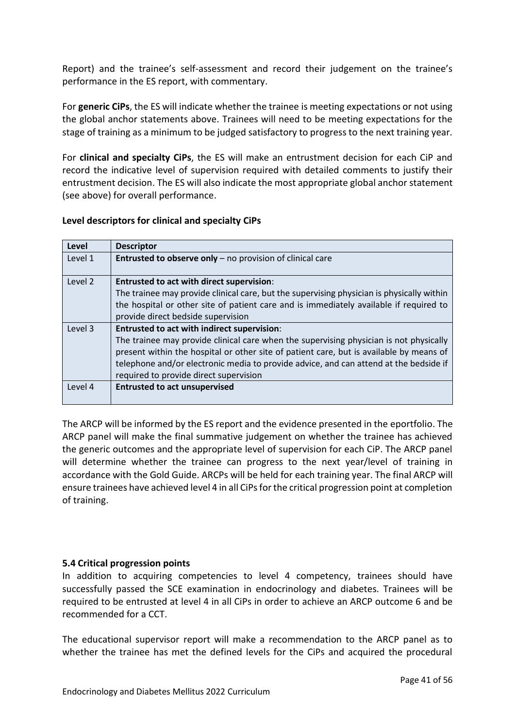Report) and the trainee's self-assessment and record their judgement on the trainee's performance in the ES report, with commentary.

For **generic CiPs**, the ES will indicate whether the trainee is meeting expectations or not using the global anchor statements above. Trainees will need to be meeting expectations for the stage of training as a minimum to be judged satisfactory to progress to the next training year.

For **clinical and specialty CiPs**, the ES will make an entrustment decision for each CiP and record the indicative level of supervision required with detailed comments to justify their entrustment decision. The ES will also indicate the most appropriate global anchor statement (see above) for overall performance.

**Level descriptors for clinical and specialty CiPs**

| Level | Descriptor |
|---|---|
| Level 1 | **Entrusted to observe only** – no provision of clinical care |
| Level 2 | **Entrusted to act with direct supervision**: The trainee may provide clinical care, but the supervising physician is physically within the hospital or other site of patient care and is immediately available if required to provide direct bedside supervision |
| Level 3 | **Entrusted to act with indirect supervision**: The trainee may provide clinical care when the supervising physician is not physically present within the hospital or other site of patient care, but is available by means of telephone and/or electronic media to provide advice, and can attend at the bedside if required to provide direct supervision |
| Level 4 | **Entrusted to act unsupervised** |

The ARCP will be informed by the ES report and the evidence presented in the eportfolio. The ARCP panel will make the final summative judgement on whether the trainee has achieved the generic outcomes and the appropriate level of supervision for each CiP. The ARCP panel will determine whether the trainee can progress to the next year/level of training in accordance with the Gold Guide. ARCPs will be held for each training year. The final ARCP will ensure trainees have achieved level 4 in all CiPs for the critical progression point at completion of training.

### 5.4 Critical progression points

In addition to acquiring competencies to level 4 competency, trainees should have successfully passed the SCE examination in endocrinology and diabetes. Trainees will be required to be entrusted at level 4 in all CiPs in order to achieve an ARCP outcome 6 and be recommended for a CCT.

The educational supervisor report will make a recommendation to the ARCP panel as to whether the trainee has met the defined levels for the CiPs and acquired the procedural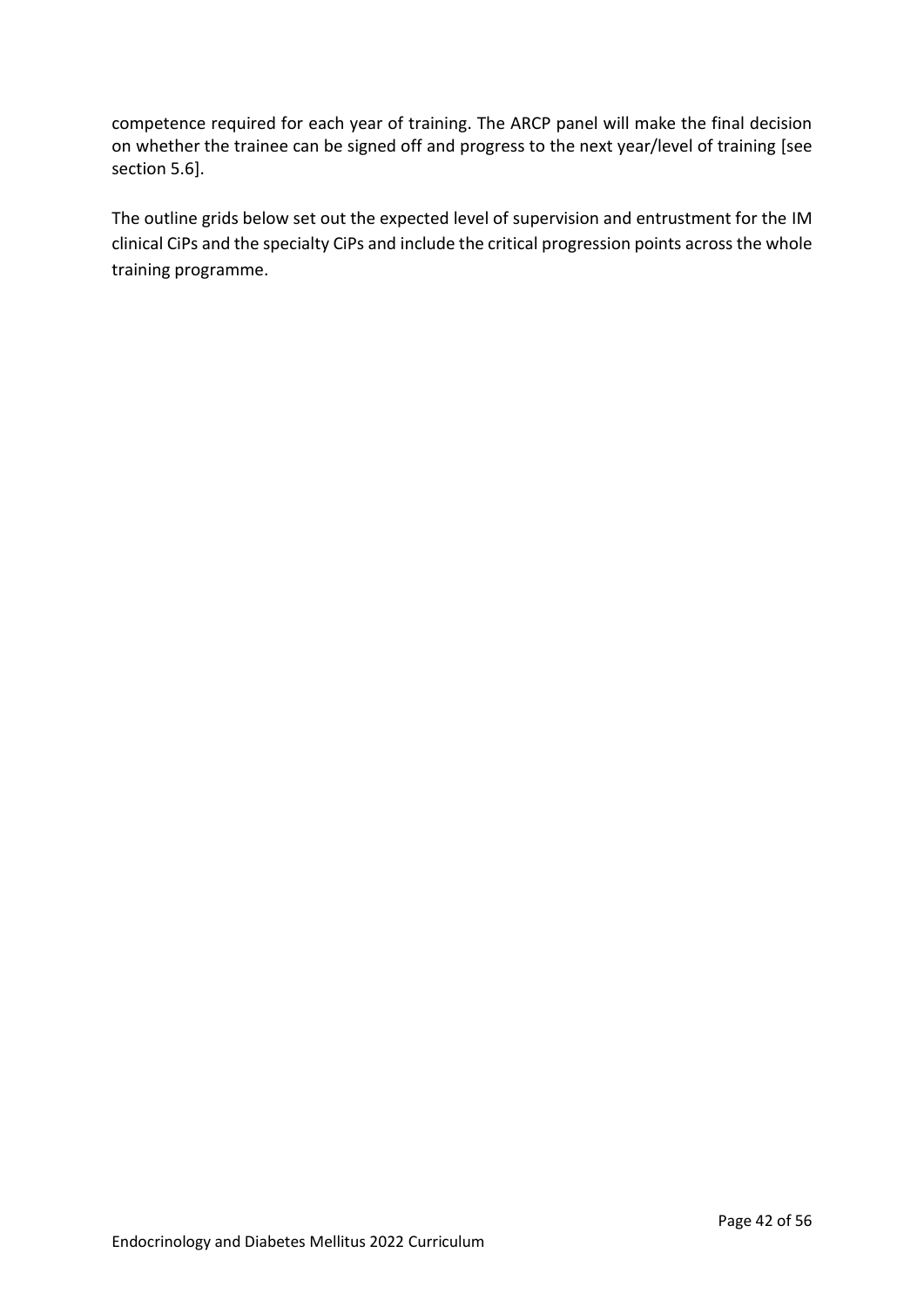competence required for each year of training. The ARCP panel will make the final decision on whether the trainee can be signed off and progress to the next year/level of training [see section 5.6].

The outline grids below set out the expected level of supervision and entrustment for the IM clinical CiPs and the specialty CiPs and include the critical progression points across the whole training programme.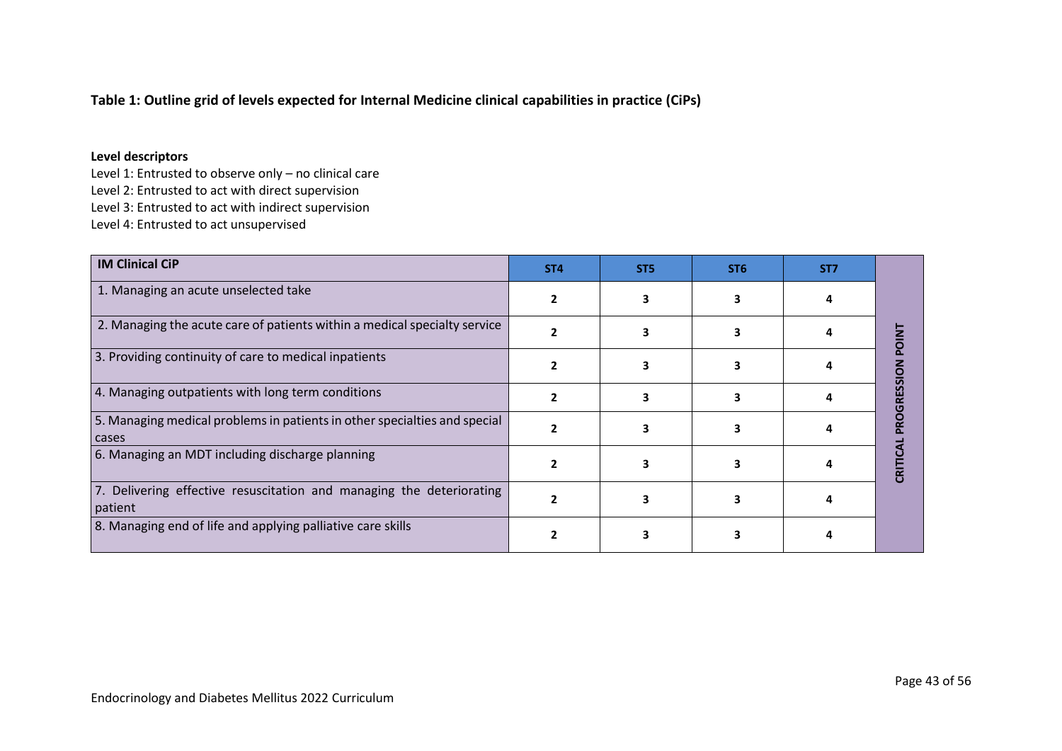**Table 1: Outline grid of levels expected for Internal Medicine clinical capabilities in practice (CiPs)**

**Level descriptors**

Level 1: Entrusted to observe only – no clinical care
Level 2: Entrusted to act with direct supervision
Level 3: Entrusted to act with indirect supervision
Level 4: Entrusted to act unsupervised

| IM Clinical CiP | ST4 | ST5 | ST6 | ST7 | |
|---|---|---|---|---|---|
| 1. Managing an acute unselected take | **2** | **3** | **3** | **4** | **CRITICAL PROGRESSION POINT** |
| 2. Managing the acute care of patients within a medical specialty service | **2** | **3** | **3** | **4** | |
| 3. Providing continuity of care to medical inpatients | **2** | **3** | **3** | **4** | |
| 4. Managing outpatients with long term conditions | **2** | **3** | **3** | **4** | |
| 5. Managing medical problems in patients in other specialties and special cases | **2** | **3** | **3** | **4** | |
| 6. Managing an MDT including discharge planning | **2** | **3** | **3** | **4** | |
| 7. Delivering effective resuscitation and managing the deteriorating patient | **2** | **3** | **3** | **4** | |
| 8. Managing end of life and applying palliative care skills | **2** | **3** | **3** | **4** | |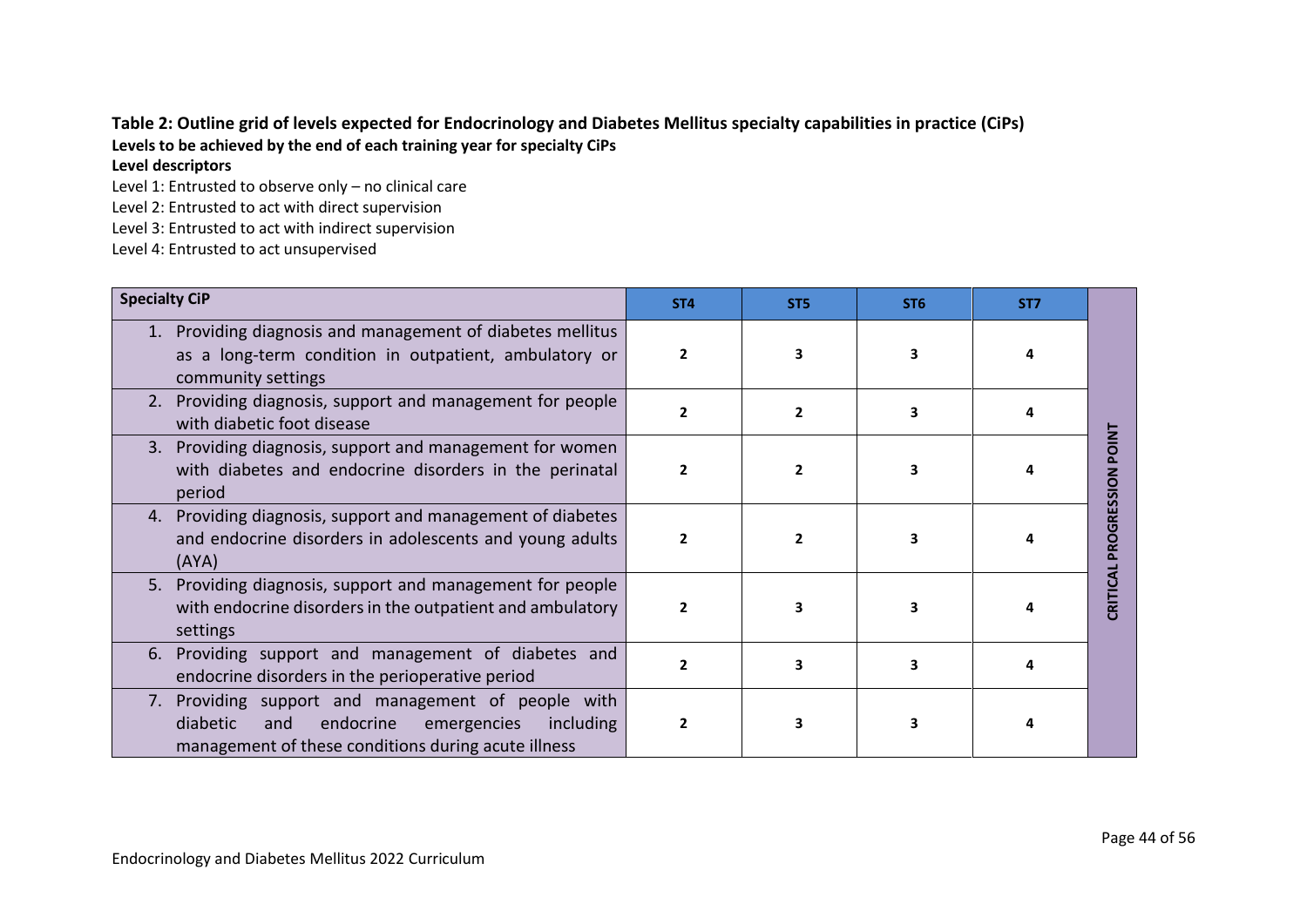**Table 2: Outline grid of levels expected for Endocrinology and Diabetes Mellitus specialty capabilities in practice (CiPs)**

**Levels to be achieved by the end of each training year for specialty CiPs**

**Level descriptors**

Level 1: Entrusted to observe only – no clinical care

Level 2: Entrusted to act with direct supervision

Level 3: Entrusted to act with indirect supervision

Level 4: Entrusted to act unsupervised

| Specialty CiP | ST4 | ST5 | ST6 | ST7 | |
|---|---|---|---|---|---|
| 1. Providing diagnosis and management of diabetes mellitus as a long-term condition in outpatient, ambulatory or community settings | 2 | 3 | 3 | 4 | CRITICAL PROGRESSION POINT |
| 2. Providing diagnosis, support and management for people with diabetic foot disease | 2 | 2 | 3 | 4 | |
| 3. Providing diagnosis, support and management for women with diabetes and endocrine disorders in the perinatal period | 2 | 2 | 3 | 4 | |
| 4. Providing diagnosis, support and management of diabetes and endocrine disorders in adolescents and young adults (AYA) | 2 | 2 | 3 | 4 | |
| 5. Providing diagnosis, support and management for people with endocrine disorders in the outpatient and ambulatory settings | 2 | 3 | 3 | 4 | |
| 6. Providing support and management of diabetes and endocrine disorders in the perioperative period | 2 | 3 | 3 | 4 | |
| 7. Providing support and management of people with diabetic and endocrine emergencies including management of these conditions during acute illness | 2 | 3 | 3 | 4 | |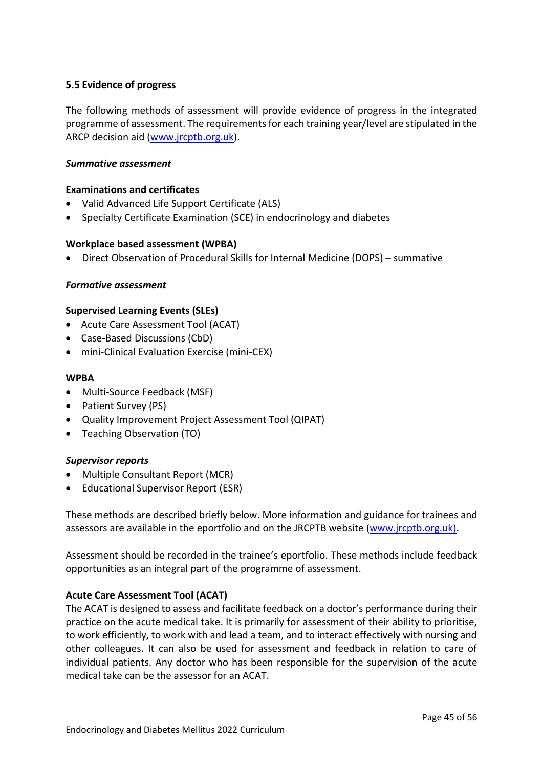### 5.5 Evidence of progress

The following methods of assessment will provide evidence of progress in the integrated programme of assessment. The requirements for each training year/level are stipulated in the ARCP decision aid (www.jrcptb.org.uk).

***Summative assessment***

**Examinations and certificates**

- Valid Advanced Life Support Certificate (ALS)
- Specialty Certificate Examination (SCE) in endocrinology and diabetes

**Workplace based assessment (WPBA)**

- Direct Observation of Procedural Skills for Internal Medicine (DOPS) – summative

***Formative assessment***

**Supervised Learning Events (SLEs)**

- Acute Care Assessment Tool (ACAT)
- Case-Based Discussions (CbD)
- mini-Clinical Evaluation Exercise (mini-CEX)

**WPBA**

- Multi-Source Feedback (MSF)
- Patient Survey (PS)
- Quality Improvement Project Assessment Tool (QIPAT)
- Teaching Observation (TO)

***Supervisor reports***

- Multiple Consultant Report (MCR)
- Educational Supervisor Report (ESR)

These methods are described briefly below. More information and guidance for trainees and assessors are available in the eportfolio and on the JRCPTB website (www.jrcptb.org.uk).

Assessment should be recorded in the trainee's eportfolio. These methods include feedback opportunities as an integral part of the programme of assessment.

**Acute Care Assessment Tool (ACAT)**

The ACAT is designed to assess and facilitate feedback on a doctor's performance during their practice on the acute medical take. It is primarily for assessment of their ability to prioritise, to work efficiently, to work with and lead a team, and to interact effectively with nursing and other colleagues. It can also be used for assessment and feedback in relation to care of individual patients. Any doctor who has been responsible for the supervision of the acute medical take can be the assessor for an ACAT.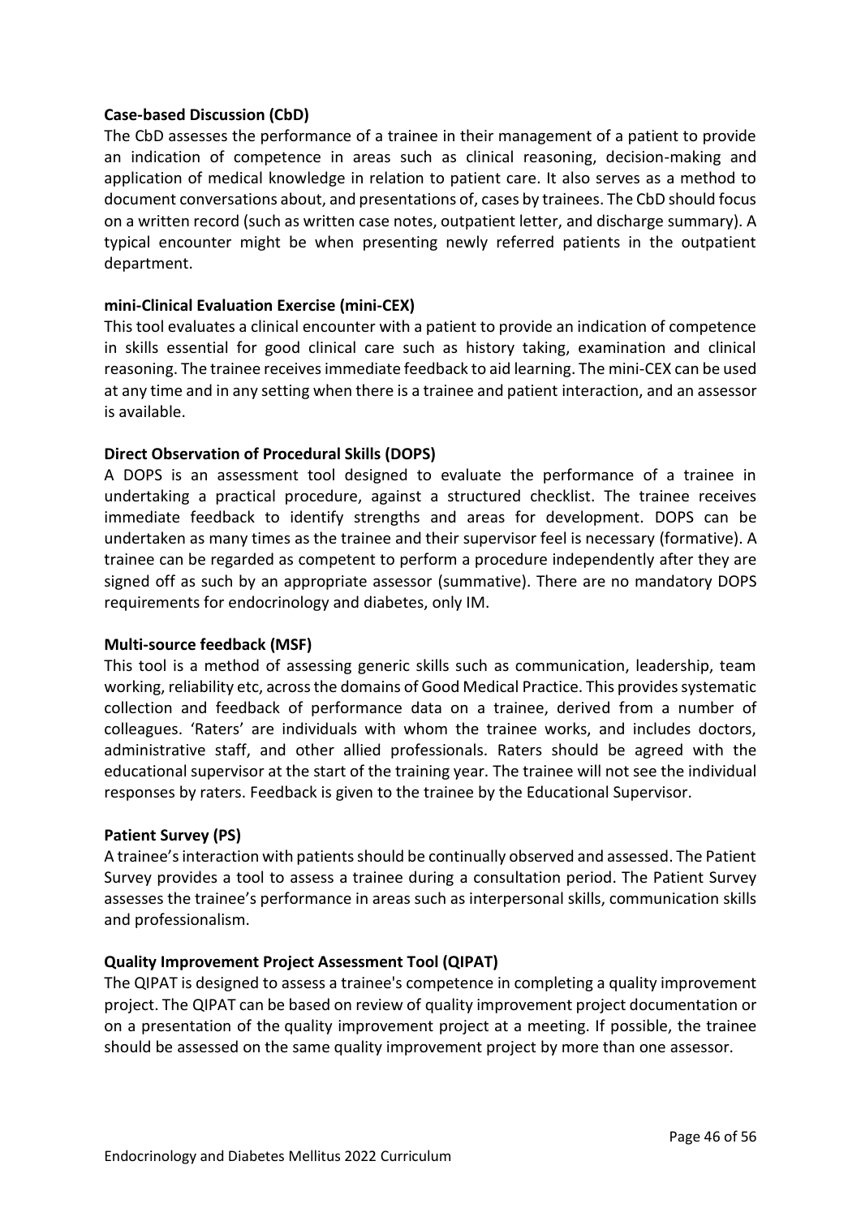**Case-based Discussion (CbD)**

The CbD assesses the performance of a trainee in their management of a patient to provide an indication of competence in areas such as clinical reasoning, decision-making and application of medical knowledge in relation to patient care. It also serves as a method to document conversations about, and presentations of, cases by trainees. The CbD should focus on a written record (such as written case notes, outpatient letter, and discharge summary). A typical encounter might be when presenting newly referred patients in the outpatient department.

**mini-Clinical Evaluation Exercise (mini-CEX)**

This tool evaluates a clinical encounter with a patient to provide an indication of competence in skills essential for good clinical care such as history taking, examination and clinical reasoning. The trainee receives immediate feedback to aid learning. The mini-CEX can be used at any time and in any setting when there is a trainee and patient interaction, and an assessor is available.

**Direct Observation of Procedural Skills (DOPS)**

A DOPS is an assessment tool designed to evaluate the performance of a trainee in undertaking a practical procedure, against a structured checklist. The trainee receives immediate feedback to identify strengths and areas for development. DOPS can be undertaken as many times as the trainee and their supervisor feel is necessary (formative). A trainee can be regarded as competent to perform a procedure independently after they are signed off as such by an appropriate assessor (summative). There are no mandatory DOPS requirements for endocrinology and diabetes, only IM.

**Multi-source feedback (MSF)**

This tool is a method of assessing generic skills such as communication, leadership, team working, reliability etc, across the domains of Good Medical Practice. This provides systematic collection and feedback of performance data on a trainee, derived from a number of colleagues. 'Raters' are individuals with whom the trainee works, and includes doctors, administrative staff, and other allied professionals. Raters should be agreed with the educational supervisor at the start of the training year. The trainee will not see the individual responses by raters. Feedback is given to the trainee by the Educational Supervisor.

**Patient Survey (PS)**

A trainee's interaction with patients should be continually observed and assessed. The Patient Survey provides a tool to assess a trainee during a consultation period. The Patient Survey assesses the trainee's performance in areas such as interpersonal skills, communication skills and professionalism.

**Quality Improvement Project Assessment Tool (QIPAT)**

The QIPAT is designed to assess a trainee's competence in completing a quality improvement project. The QIPAT can be based on review of quality improvement project documentation or on a presentation of the quality improvement project at a meeting. If possible, the trainee should be assessed on the same quality improvement project by more than one assessor.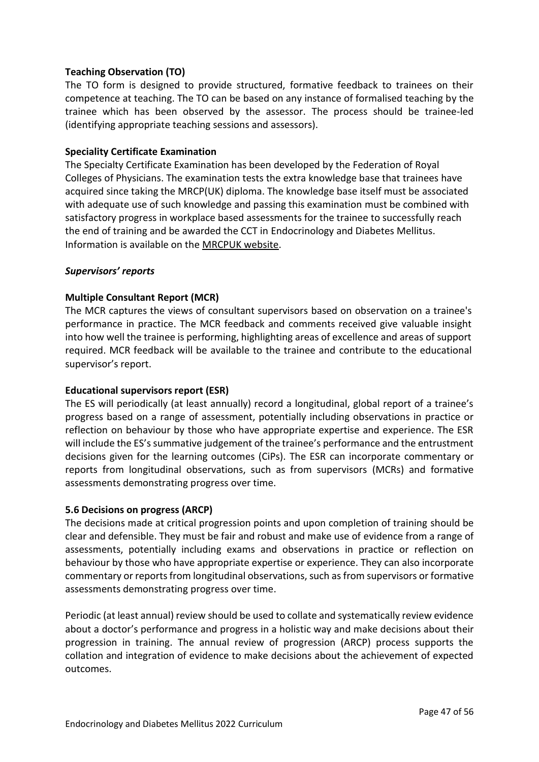**Teaching Observation (TO)**

The TO form is designed to provide structured, formative feedback to trainees on their competence at teaching. The TO can be based on any instance of formalised teaching by the trainee which has been observed by the assessor. The process should be trainee-led (identifying appropriate teaching sessions and assessors).

**Speciality Certificate Examination**

The Specialty Certificate Examination has been developed by the Federation of Royal Colleges of Physicians. The examination tests the extra knowledge base that trainees have acquired since taking the MRCP(UK) diploma. The knowledge base itself must be associated with adequate use of such knowledge and passing this examination must be combined with satisfactory progress in workplace based assessments for the trainee to successfully reach the end of training and be awarded the CCT in Endocrinology and Diabetes Mellitus. Information is available on the MRCPUK website.

***Supervisors' reports***

**Multiple Consultant Report (MCR)**

The MCR captures the views of consultant supervisors based on observation on a trainee's performance in practice. The MCR feedback and comments received give valuable insight into how well the trainee is performing, highlighting areas of excellence and areas of support required. MCR feedback will be available to the trainee and contribute to the educational supervisor's report.

**Educational supervisors report (ESR)**

The ES will periodically (at least annually) record a longitudinal, global report of a trainee's progress based on a range of assessment, potentially including observations in practice or reflection on behaviour by those who have appropriate expertise and experience. The ESR will include the ES's summative judgement of the trainee's performance and the entrustment decisions given for the learning outcomes (CiPs). The ESR can incorporate commentary or reports from longitudinal observations, such as from supervisors (MCRs) and formative assessments demonstrating progress over time.

**5.6 Decisions on progress (ARCP)**

The decisions made at critical progression points and upon completion of training should be clear and defensible. They must be fair and robust and make use of evidence from a range of assessments, potentially including exams and observations in practice or reflection on behaviour by those who have appropriate expertise or experience. They can also incorporate commentary or reports from longitudinal observations, such as from supervisors or formative assessments demonstrating progress over time.

Periodic (at least annual) review should be used to collate and systematically review evidence about a doctor's performance and progress in a holistic way and make decisions about their progression in training. The annual review of progression (ARCP) process supports the collation and integration of evidence to make decisions about the achievement of expected outcomes.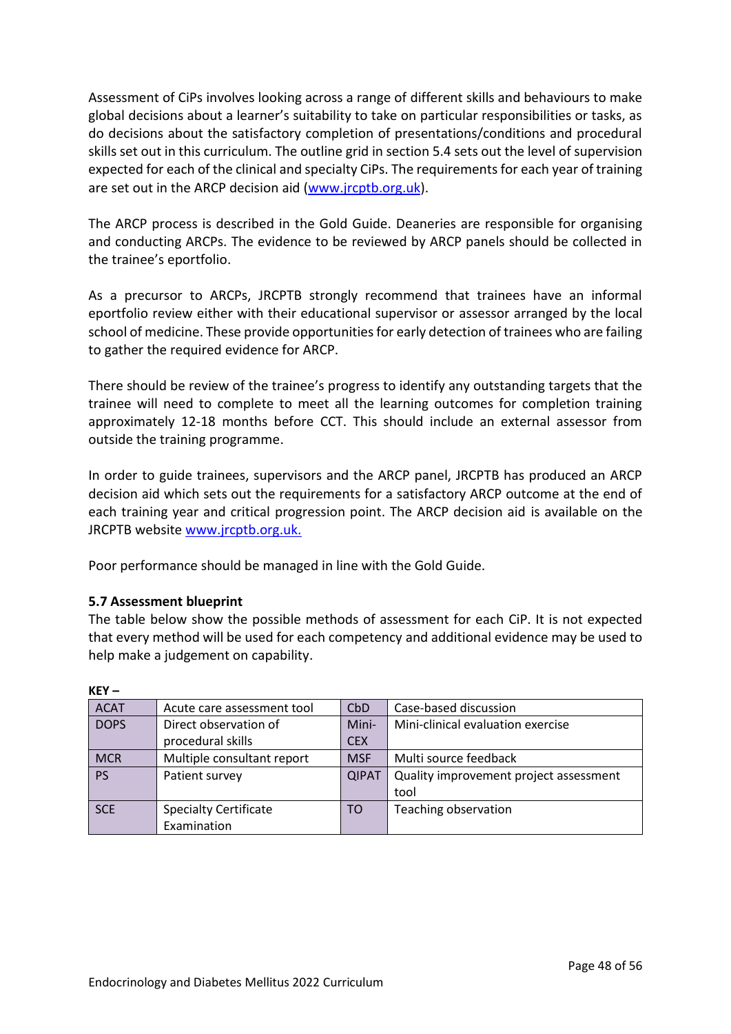Assessment of CiPs involves looking across a range of different skills and behaviours to make global decisions about a learner's suitability to take on particular responsibilities or tasks, as do decisions about the satisfactory completion of presentations/conditions and procedural skills set out in this curriculum. The outline grid in section 5.4 sets out the level of supervision expected for each of the clinical and specialty CiPs. The requirements for each year of training are set out in the ARCP decision aid (www.jrcptb.org.uk).

The ARCP process is described in the Gold Guide. Deaneries are responsible for organising and conducting ARCPs. The evidence to be reviewed by ARCP panels should be collected in the trainee's eportfolio.

As a precursor to ARCPs, JRCPTB strongly recommend that trainees have an informal eportfolio review either with their educational supervisor or assessor arranged by the local school of medicine. These provide opportunities for early detection of trainees who are failing to gather the required evidence for ARCP.

There should be review of the trainee's progress to identify any outstanding targets that the trainee will need to complete to meet all the learning outcomes for completion training approximately 12-18 months before CCT. This should include an external assessor from outside the training programme.

In order to guide trainees, supervisors and the ARCP panel, JRCPTB has produced an ARCP decision aid which sets out the requirements for a satisfactory ARCP outcome at the end of each training year and critical progression point. The ARCP decision aid is available on the JRCPTB website www.jrcptb.org.uk.

Poor performance should be managed in line with the Gold Guide.

### 5.7 Assessment blueprint

The table below show the possible methods of assessment for each CiP. It is not expected that every method will be used for each competency and additional evidence may be used to help make a judgement on capability.

**KEY –**

| | | | |
|---|---|---|---|
| ACAT | Acute care assessment tool | CbD | Case-based discussion |
| DOPS | Direct observation of procedural skills | Mini-CEX | Mini-clinical evaluation exercise |
| MCR | Multiple consultant report | MSF | Multi source feedback |
| PS | Patient survey | QIPAT | Quality improvement project assessment tool |
| SCE | Specialty Certificate Examination | TO | Teaching observation |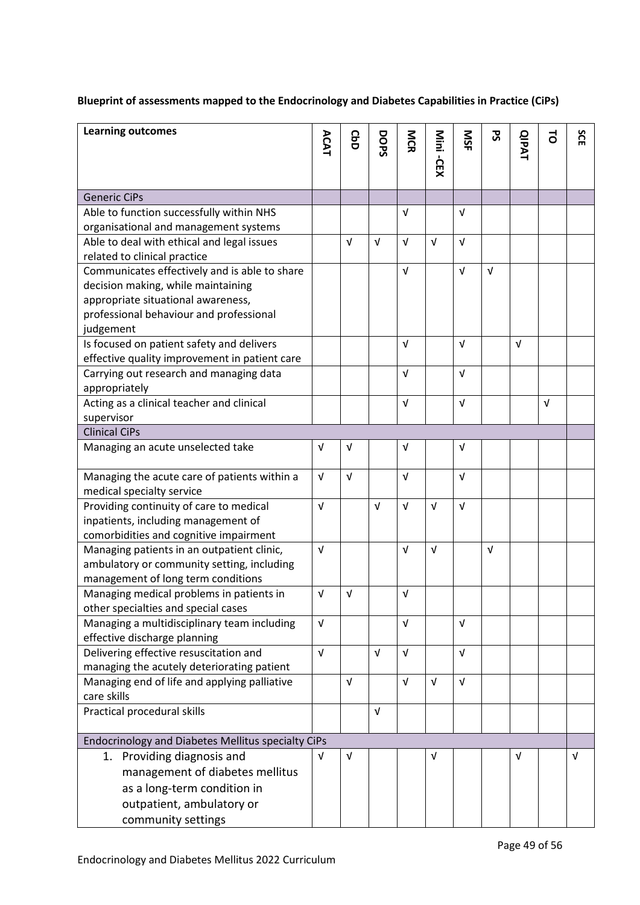**Blueprint of assessments mapped to the Endocrinology and Diabetes Capabilities in Practice (CiPs)**

| Learning outcomes | ACAT | CbD | DOPS | MCR | Mini -CEX | MSF | PS | QIPAT | TO | SCE |
|---|---|---|---|---|---|---|---|---|---|---|
| Generic CiPs | | | | | | | | | | |
| Able to function successfully within NHS organisational and management systems | | | | √ | | √ | | | | |
| Able to deal with ethical and legal issues related to clinical practice | | √ | √ | √ | √ | √ | | | | |
| Communicates effectively and is able to share decision making, while maintaining appropriate situational awareness, professional behaviour and professional judgement | | | | √ | | √ | √ | | | |
| Is focused on patient safety and delivers effective quality improvement in patient care | | | | √ | | √ | | √ | | |
| Carrying out research and managing data appropriately | | | | √ | | √ | | | | |
| Acting as a clinical teacher and clinical supervisor | | | | √ | | √ | | | √ | |
| Clinical CiPs | | | | | | | | | | |
| Managing an acute unselected take | √ | √ | | √ | | √ | | | | |
| Managing the acute care of patients within a medical specialty service | √ | √ | | √ | | √ | | | | |
| Providing continuity of care to medical inpatients, including management of comorbidities and cognitive impairment | √ | | √ | √ | √ | √ | | | | |
| Managing patients in an outpatient clinic, ambulatory or community setting, including management of long term conditions | √ | | | √ | √ | | √ | | | |
| Managing medical problems in patients in other specialties and special cases | √ | √ | | √ | | | | | | |
| Managing a multidisciplinary team including effective discharge planning | √ | | | √ | | √ | | | | |
| Delivering effective resuscitation and managing the acutely deteriorating patient | √ | | √ | √ | | √ | | | | |
| Managing end of life and applying palliative care skills | | √ | | √ | √ | √ | | | | |
| Practical procedural skills | | | √ | | | | | | | |
| Endocrinology and Diabetes Mellitus specialty CiPs | | | | | | | | | | |
| 1. Providing diagnosis and management of diabetes mellitus as a long-term condition in outpatient, ambulatory or community settings | √ | √ | | | √ | | | √ | | √ |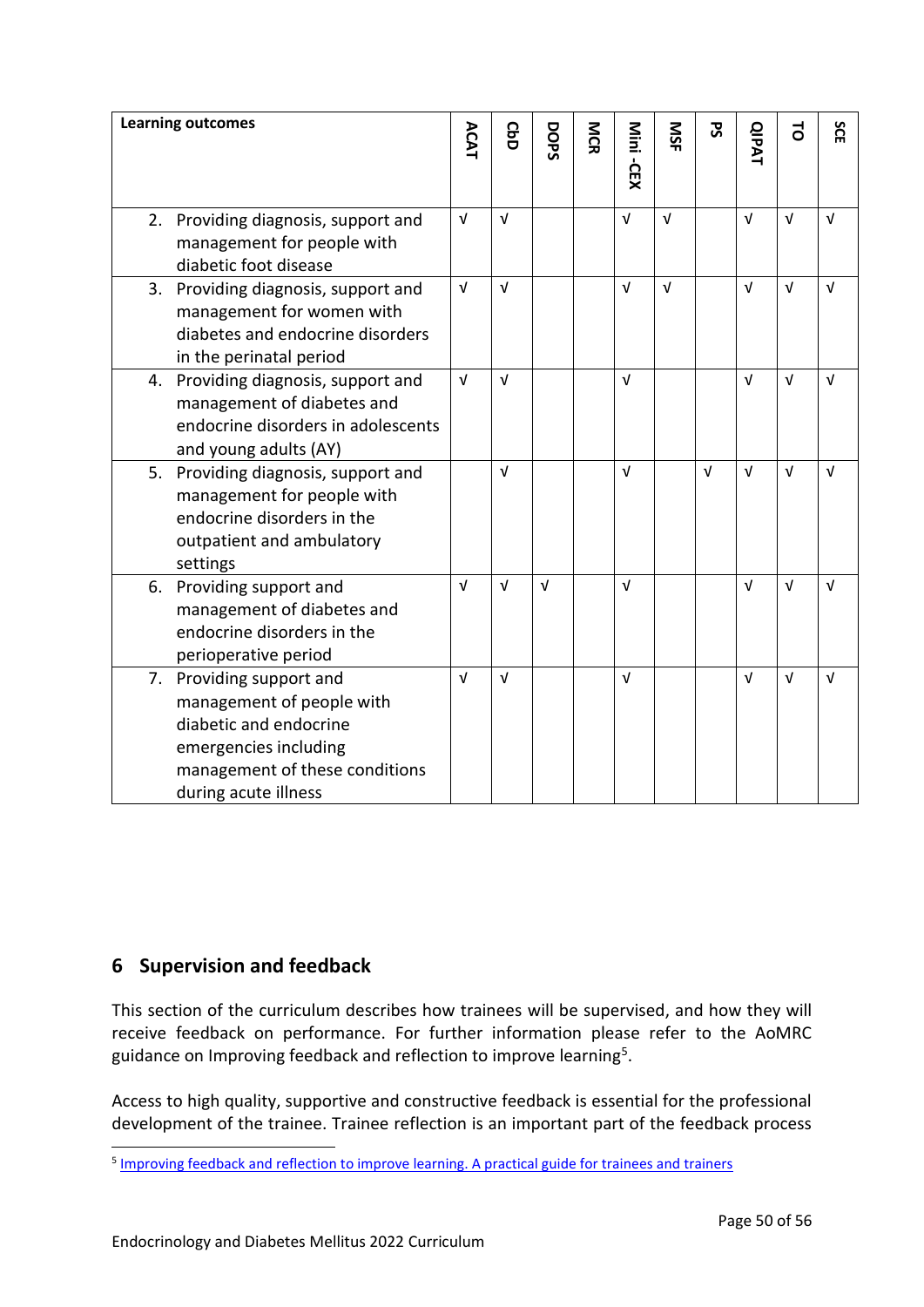| Learning outcomes | ACAT | CbD | DOPS | MCR | Mini -CEX | MSF | PS | QIPAT | TO | SCE |
|---|---|---|---|---|---|---|---|---|---|---|
| 2. Providing diagnosis, support and management for people with diabetic foot disease | √ | √ | | | √ | √ | | √ | √ | √ |
| 3. Providing diagnosis, support and management for women with diabetes and endocrine disorders in the perinatal period | √ | √ | | | √ | √ | | √ | √ | √ |
| 4. Providing diagnosis, support and management of diabetes and endocrine disorders in adolescents and young adults (AY) | √ | √ | | | √ | | | √ | √ | √ |
| 5. Providing diagnosis, support and management for people with endocrine disorders in the outpatient and ambulatory settings | | √ | | | √ | | √ | √ | √ | √ |
| 6. Providing support and management of diabetes and endocrine disorders in the perioperative period | √ | √ | √ | | √ | | | √ | √ | √ |
| 7. Providing support and management of people with diabetic and endocrine emergencies including management of these conditions during acute illness | √ | √ | | | √ | | | √ | √ | √ |

## 6 Supervision and feedback

This section of the curriculum describes how trainees will be supervised, and how they will receive feedback on performance. For further information please refer to the AoMRC guidance on Improving feedback and reflection to improve learning[5].

Access to high quality, supportive and constructive feedback is essential for the professional development of the trainee. Trainee reflection is an important part of the feedback process

[5] Improving feedback and reflection to improve learning. A practical guide for trainees and trainers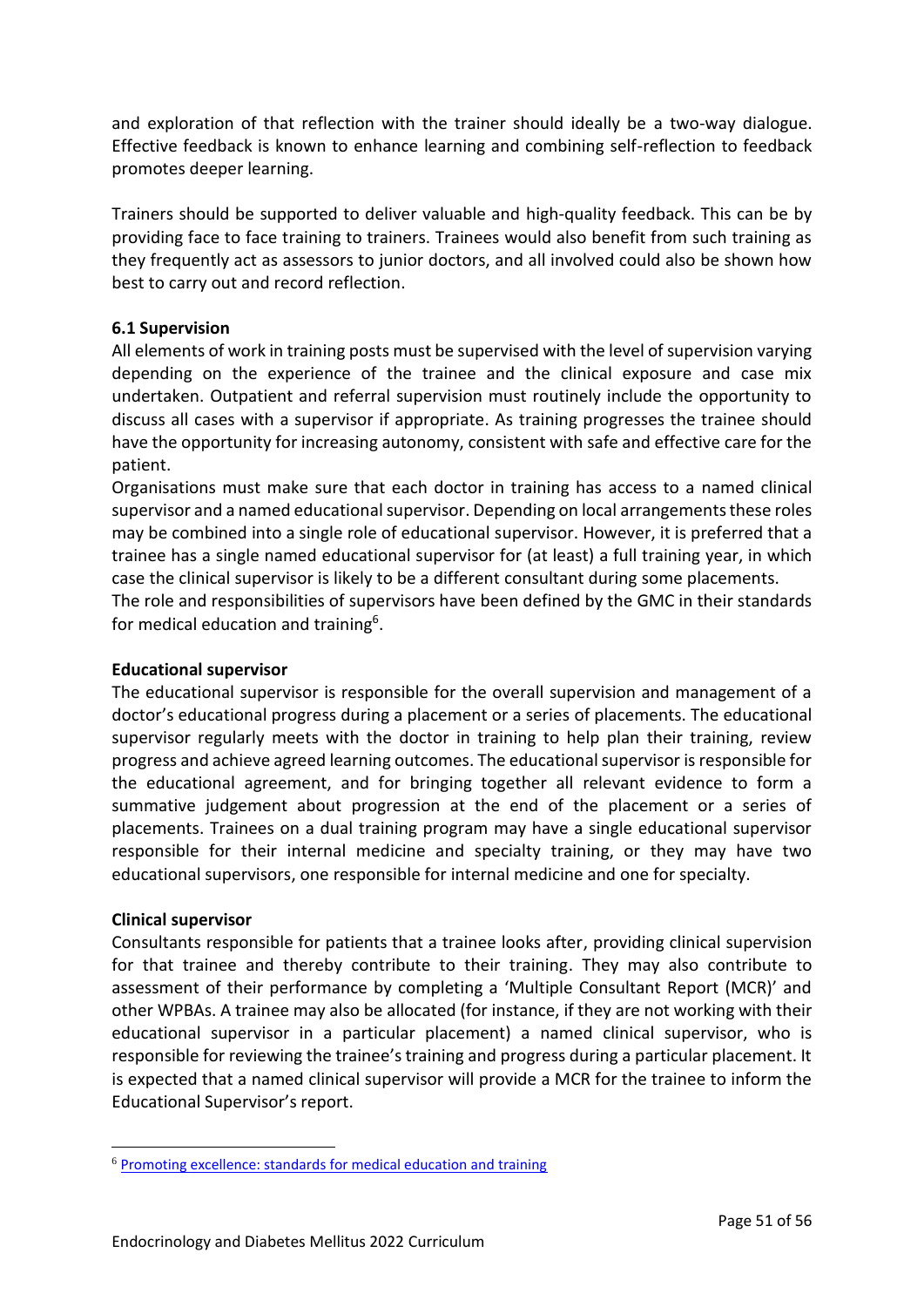and exploration of that reflection with the trainer should ideally be a two-way dialogue. Effective feedback is known to enhance learning and combining self-reflection to feedback promotes deeper learning.

Trainers should be supported to deliver valuable and high-quality feedback. This can be by providing face to face training to trainers. Trainees would also benefit from such training as they frequently act as assessors to junior doctors, and all involved could also be shown how best to carry out and record reflection.

### 6.1 Supervision

All elements of work in training posts must be supervised with the level of supervision varying depending on the experience of the trainee and the clinical exposure and case mix undertaken. Outpatient and referral supervision must routinely include the opportunity to discuss all cases with a supervisor if appropriate. As training progresses the trainee should have the opportunity for increasing autonomy, consistent with safe and effective care for the patient.

Organisations must make sure that each doctor in training has access to a named clinical supervisor and a named educational supervisor. Depending on local arrangements these roles may be combined into a single role of educational supervisor. However, it is preferred that a trainee has a single named educational supervisor for (at least) a full training year, in which case the clinical supervisor is likely to be a different consultant during some placements.

The role and responsibilities of supervisors have been defined by the GMC in their standards for medical education and training[6].

**Educational supervisor**

The educational supervisor is responsible for the overall supervision and management of a doctor's educational progress during a placement or a series of placements. The educational supervisor regularly meets with the doctor in training to help plan their training, review progress and achieve agreed learning outcomes. The educational supervisor is responsible for the educational agreement, and for bringing together all relevant evidence to form a summative judgement about progression at the end of the placement or a series of placements. Trainees on a dual training program may have a single educational supervisor responsible for their internal medicine and specialty training, or they may have two educational supervisors, one responsible for internal medicine and one for specialty.

**Clinical supervisor**

Consultants responsible for patients that a trainee looks after, providing clinical supervision for that trainee and thereby contribute to their training. They may also contribute to assessment of their performance by completing a 'Multiple Consultant Report (MCR)' and other WPBAs. A trainee may also be allocated (for instance, if they are not working with their educational supervisor in a particular placement) a named clinical supervisor, who is responsible for reviewing the trainee's training and progress during a particular placement. It is expected that a named clinical supervisor will provide a MCR for the trainee to inform the Educational Supervisor's report.

[6] Promoting excellence: standards for medical education and training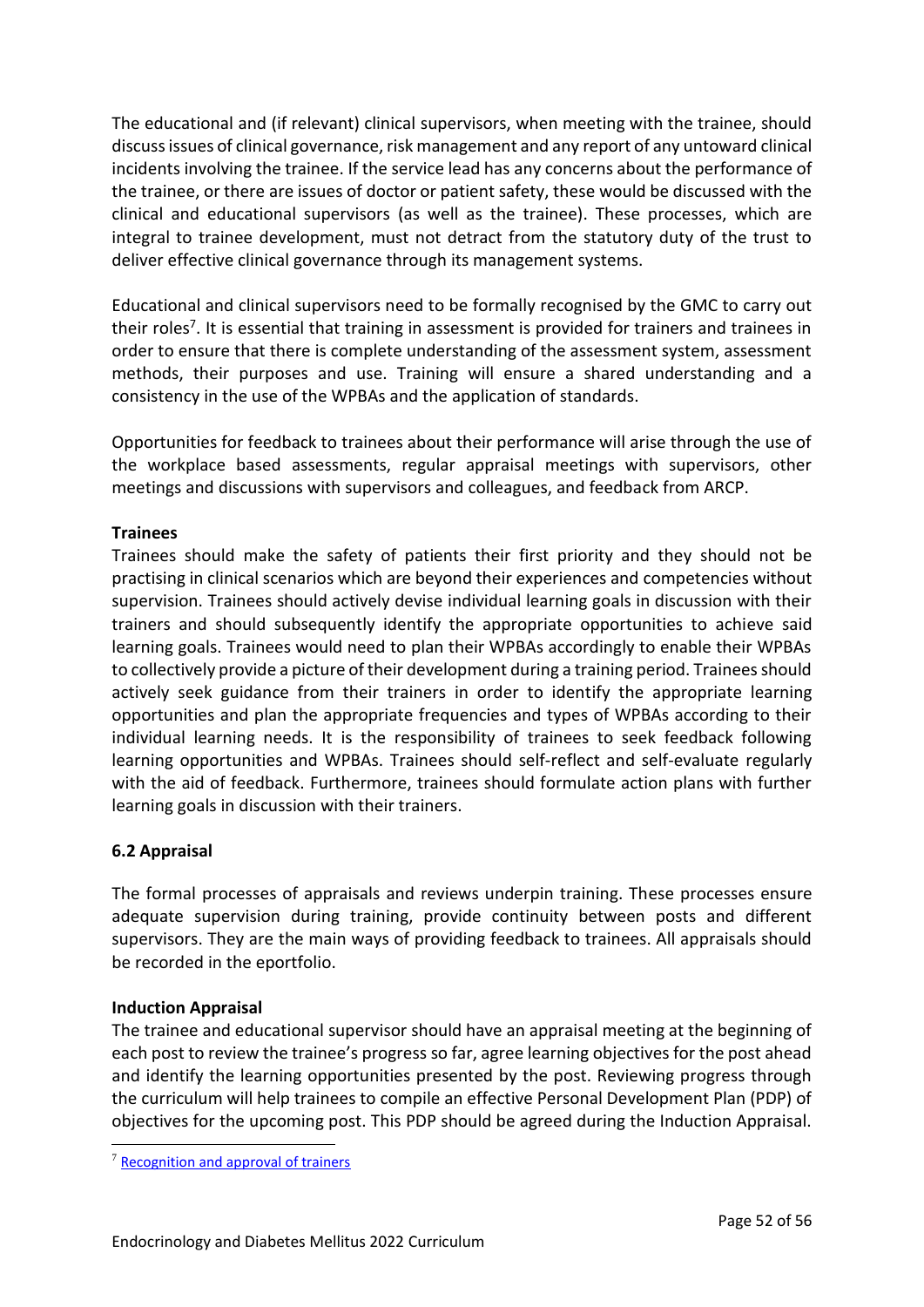The educational and (if relevant) clinical supervisors, when meeting with the trainee, should discuss issues of clinical governance, risk management and any report of any untoward clinical incidents involving the trainee. If the service lead has any concerns about the performance of the trainee, or there are issues of doctor or patient safety, these would be discussed with the clinical and educational supervisors (as well as the trainee). These processes, which are integral to trainee development, must not detract from the statutory duty of the trust to deliver effective clinical governance through its management systems.

Educational and clinical supervisors need to be formally recognised by the GMC to carry out their roles[7]. It is essential that training in assessment is provided for trainers and trainees in order to ensure that there is complete understanding of the assessment system, assessment methods, their purposes and use. Training will ensure a shared understanding and a consistency in the use of the WPBAs and the application of standards.

Opportunities for feedback to trainees about their performance will arise through the use of the workplace based assessments, regular appraisal meetings with supervisors, other meetings and discussions with supervisors and colleagues, and feedback from ARCP.

**Trainees**

Trainees should make the safety of patients their first priority and they should not be practising in clinical scenarios which are beyond their experiences and competencies without supervision. Trainees should actively devise individual learning goals in discussion with their trainers and should subsequently identify the appropriate opportunities to achieve said learning goals. Trainees would need to plan their WPBAs accordingly to enable their WPBAs to collectively provide a picture of their development during a training period. Trainees should actively seek guidance from their trainers in order to identify the appropriate learning opportunities and plan the appropriate frequencies and types of WPBAs according to their individual learning needs. It is the responsibility of trainees to seek feedback following learning opportunities and WPBAs. Trainees should self-reflect and self-evaluate regularly with the aid of feedback. Furthermore, trainees should formulate action plans with further learning goals in discussion with their trainers.

### 6.2 Appraisal

The formal processes of appraisals and reviews underpin training. These processes ensure adequate supervision during training, provide continuity between posts and different supervisors. They are the main ways of providing feedback to trainees. All appraisals should be recorded in the eportfolio.

**Induction Appraisal**

The trainee and educational supervisor should have an appraisal meeting at the beginning of each post to review the trainee's progress so far, agree learning objectives for the post ahead and identify the learning opportunities presented by the post. Reviewing progress through the curriculum will help trainees to compile an effective Personal Development Plan (PDP) of objectives for the upcoming post. This PDP should be agreed during the Induction Appraisal.

[7] Recognition and approval of trainers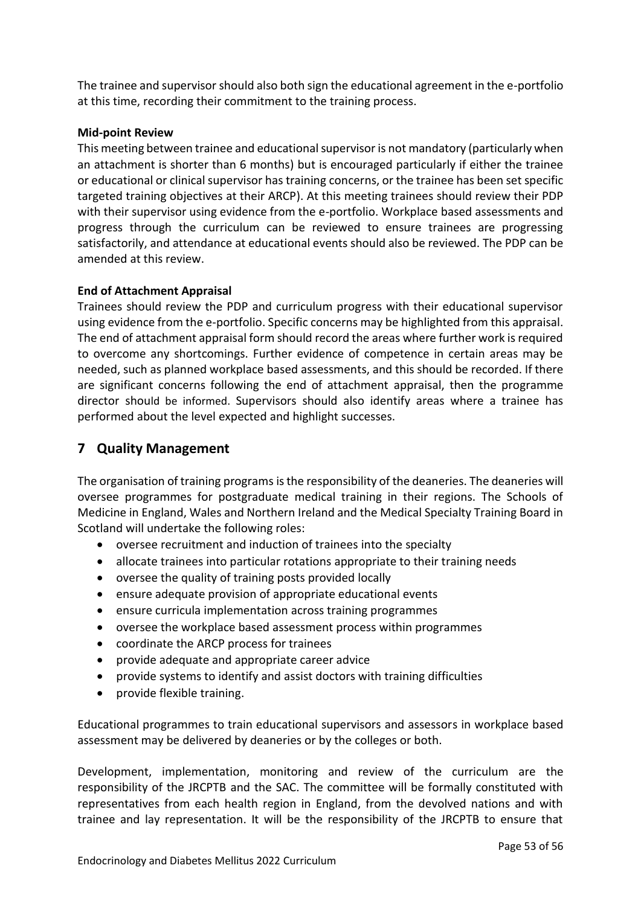The trainee and supervisor should also both sign the educational agreement in the e-portfolio at this time, recording their commitment to the training process.

**Mid-point Review**

This meeting between trainee and educational supervisor is not mandatory (particularly when an attachment is shorter than 6 months) but is encouraged particularly if either the trainee or educational or clinical supervisor has training concerns, or the trainee has been set specific targeted training objectives at their ARCP). At this meeting trainees should review their PDP with their supervisor using evidence from the e-portfolio. Workplace based assessments and progress through the curriculum can be reviewed to ensure trainees are progressing satisfactorily, and attendance at educational events should also be reviewed. The PDP can be amended at this review.

**End of Attachment Appraisal**

Trainees should review the PDP and curriculum progress with their educational supervisor using evidence from the e-portfolio. Specific concerns may be highlighted from this appraisal. The end of attachment appraisal form should record the areas where further work is required to overcome any shortcomings. Further evidence of competence in certain areas may be needed, such as planned workplace based assessments, and this should be recorded. If there are significant concerns following the end of attachment appraisal, then the programme director should be informed. Supervisors should also identify areas where a trainee has performed about the level expected and highlight successes.

# 7 Quality Management

The organisation of training programs is the responsibility of the deaneries. The deaneries will oversee programmes for postgraduate medical training in their regions. The Schools of Medicine in England, Wales and Northern Ireland and the Medical Specialty Training Board in Scotland will undertake the following roles:

- oversee recruitment and induction of trainees into the specialty
- allocate trainees into particular rotations appropriate to their training needs
- oversee the quality of training posts provided locally
- ensure adequate provision of appropriate educational events
- ensure curricula implementation across training programmes
- oversee the workplace based assessment process within programmes
- coordinate the ARCP process for trainees
- provide adequate and appropriate career advice
- provide systems to identify and assist doctors with training difficulties
- provide flexible training.

Educational programmes to train educational supervisors and assessors in workplace based assessment may be delivered by deaneries or by the colleges or both.

Development, implementation, monitoring and review of the curriculum are the responsibility of the JRCPTB and the SAC. The committee will be formally constituted with representatives from each health region in England, from the devolved nations and with trainee and lay representation. It will be the responsibility of the JRCPTB to ensure that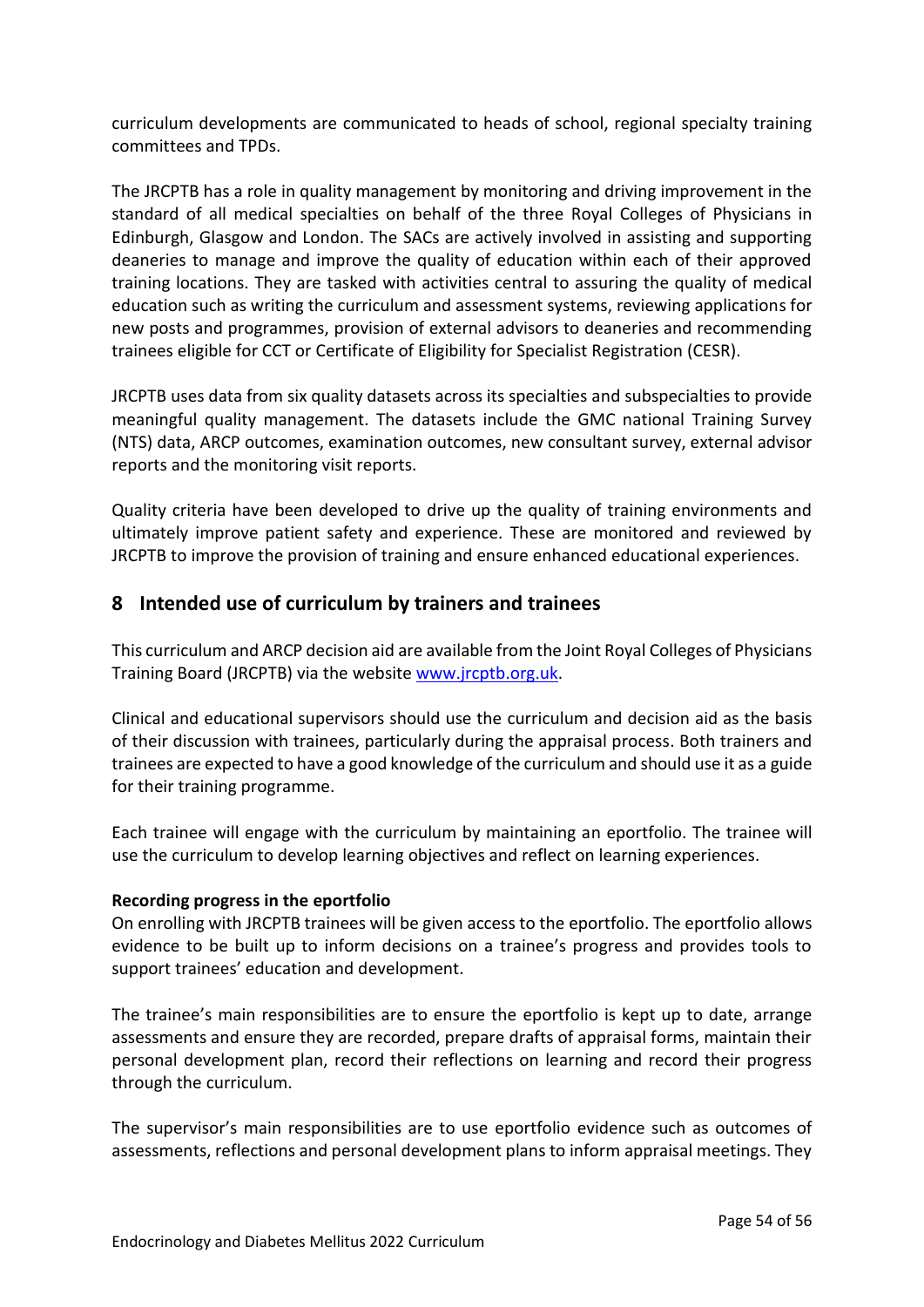curriculum developments are communicated to heads of school, regional specialty training committees and TPDs.

The JRCPTB has a role in quality management by monitoring and driving improvement in the standard of all medical specialties on behalf of the three Royal Colleges of Physicians in Edinburgh, Glasgow and London. The SACs are actively involved in assisting and supporting deaneries to manage and improve the quality of education within each of their approved training locations. They are tasked with activities central to assuring the quality of medical education such as writing the curriculum and assessment systems, reviewing applications for new posts and programmes, provision of external advisors to deaneries and recommending trainees eligible for CCT or Certificate of Eligibility for Specialist Registration (CESR).

JRCPTB uses data from six quality datasets across its specialties and subspecialties to provide meaningful quality management. The datasets include the GMC national Training Survey (NTS) data, ARCP outcomes, examination outcomes, new consultant survey, external advisor reports and the monitoring visit reports.

Quality criteria have been developed to drive up the quality of training environments and ultimately improve patient safety and experience. These are monitored and reviewed by JRCPTB to improve the provision of training and ensure enhanced educational experiences.

## 8 Intended use of curriculum by trainers and trainees

This curriculum and ARCP decision aid are available from the Joint Royal Colleges of Physicians Training Board (JRCPTB) via the website [www.jrcptb.org.uk](www.jrcptb.org.uk).

Clinical and educational supervisors should use the curriculum and decision aid as the basis of their discussion with trainees, particularly during the appraisal process. Both trainers and trainees are expected to have a good knowledge of the curriculum and should use it as a guide for their training programme.

Each trainee will engage with the curriculum by maintaining an eportfolio. The trainee will use the curriculum to develop learning objectives and reflect on learning experiences.

**Recording progress in the eportfolio**

On enrolling with JRCPTB trainees will be given access to the eportfolio. The eportfolio allows evidence to be built up to inform decisions on a trainee's progress and provides tools to support trainees' education and development.

The trainee's main responsibilities are to ensure the eportfolio is kept up to date, arrange assessments and ensure they are recorded, prepare drafts of appraisal forms, maintain their personal development plan, record their reflections on learning and record their progress through the curriculum.

The supervisor's main responsibilities are to use eportfolio evidence such as outcomes of assessments, reflections and personal development plans to inform appraisal meetings. They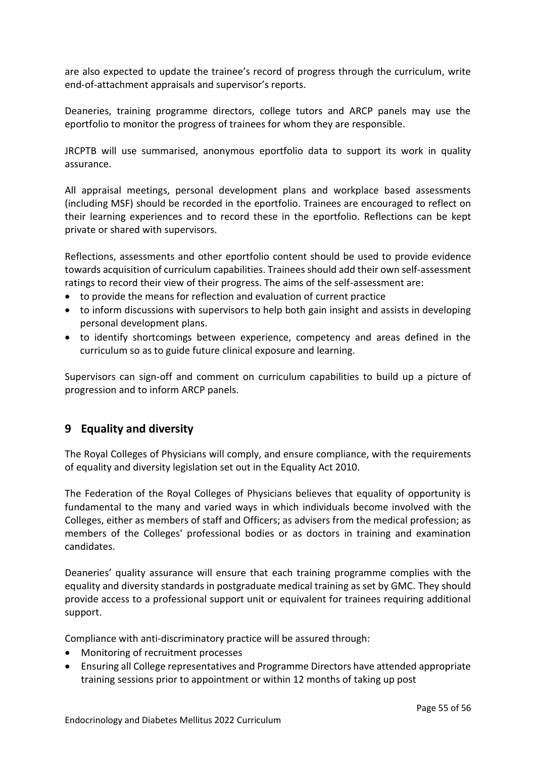are also expected to update the trainee's record of progress through the curriculum, write end-of-attachment appraisals and supervisor's reports.

Deaneries, training programme directors, college tutors and ARCP panels may use the eportfolio to monitor the progress of trainees for whom they are responsible.

JRCPTB will use summarised, anonymous eportfolio data to support its work in quality assurance.

All appraisal meetings, personal development plans and workplace based assessments (including MSF) should be recorded in the eportfolio. Trainees are encouraged to reflect on their learning experiences and to record these in the eportfolio. Reflections can be kept private or shared with supervisors.

Reflections, assessments and other eportfolio content should be used to provide evidence towards acquisition of curriculum capabilities. Trainees should add their own self-assessment ratings to record their view of their progress. The aims of the self-assessment are:

- to provide the means for reflection and evaluation of current practice
- to inform discussions with supervisors to help both gain insight and assists in developing personal development plans.
- to identify shortcomings between experience, competency and areas defined in the curriculum so as to guide future clinical exposure and learning.

Supervisors can sign-off and comment on curriculum capabilities to build up a picture of progression and to inform ARCP panels.

## 9 Equality and diversity

The Royal Colleges of Physicians will comply, and ensure compliance, with the requirements of equality and diversity legislation set out in the Equality Act 2010.

The Federation of the Royal Colleges of Physicians believes that equality of opportunity is fundamental to the many and varied ways in which individuals become involved with the Colleges, either as members of staff and Officers; as advisers from the medical profession; as members of the Colleges' professional bodies or as doctors in training and examination candidates.

Deaneries' quality assurance will ensure that each training programme complies with the equality and diversity standards in postgraduate medical training as set by GMC. They should provide access to a professional support unit or equivalent for trainees requiring additional support.

Compliance with anti-discriminatory practice will be assured through:

- Monitoring of recruitment processes
- Ensuring all College representatives and Programme Directors have attended appropriate training sessions prior to appointment or within 12 months of taking up post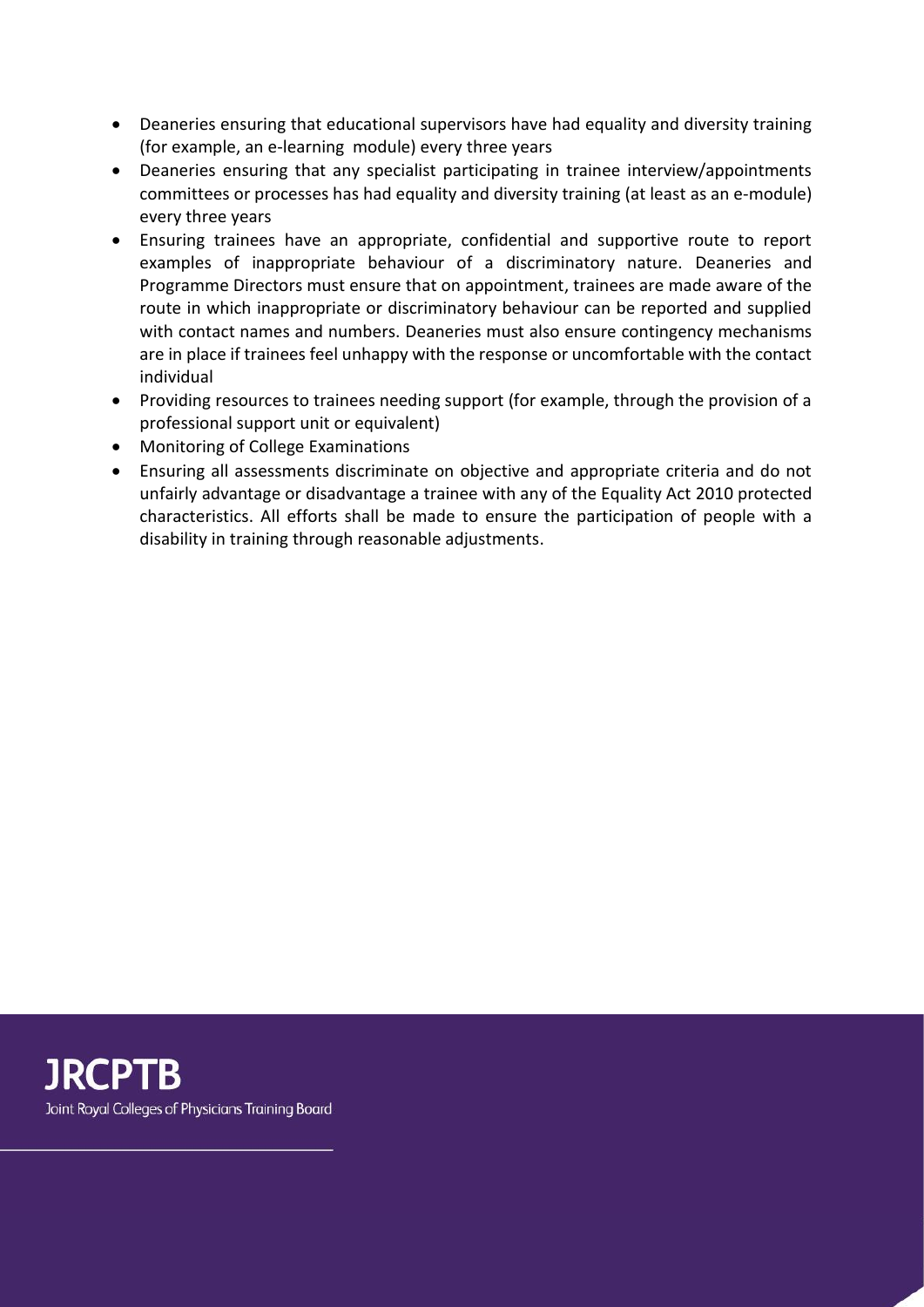- Deaneries ensuring that educational supervisors have had equality and diversity training (for example, an e-learning module) every three years
- Deaneries ensuring that any specialist participating in trainee interview/appointments committees or processes has had equality and diversity training (at least as an e-module) every three years
- Ensuring trainees have an appropriate, confidential and supportive route to report examples of inappropriate behaviour of a discriminatory nature. Deaneries and Programme Directors must ensure that on appointment, trainees are made aware of the route in which inappropriate or discriminatory behaviour can be reported and supplied with contact names and numbers. Deaneries must also ensure contingency mechanisms are in place if trainees feel unhappy with the response or uncomfortable with the contact individual
- Providing resources to trainees needing support (for example, through the provision of a professional support unit or equivalent)
- Monitoring of College Examinations
- Ensuring all assessments discriminate on objective and appropriate criteria and do not unfairly advantage or disadvantage a trainee with any of the Equality Act 2010 protected characteristics. All efforts shall be made to ensure the participation of people with a disability in training through reasonable adjustments.

**JRCPTB**

Joint Royal Colleges of Physicians Training Board